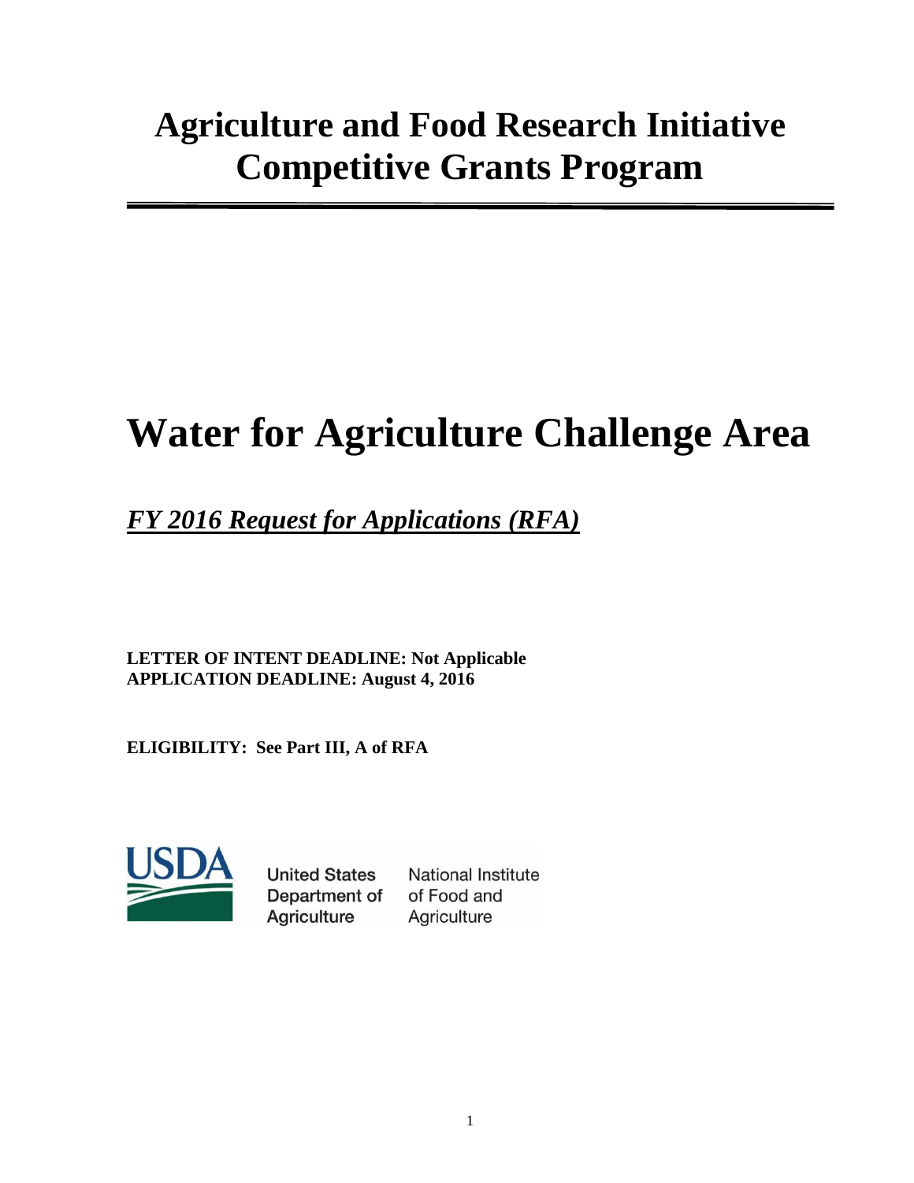# Agriculture and Food Research Initiative Competitive Grants Program

# Water for Agriculture Challenge Area

## *FY 2016 Request for Applications (RFA)*

**LETTER OF INTENT DEADLINE: Not Applicable**
**APPLICATION DEADLINE: August 4, 2016**

**ELIGIBILITY: See Part III, A of RFA**

USDA

United States Department of Agriculture

National Institute of Food and Agriculture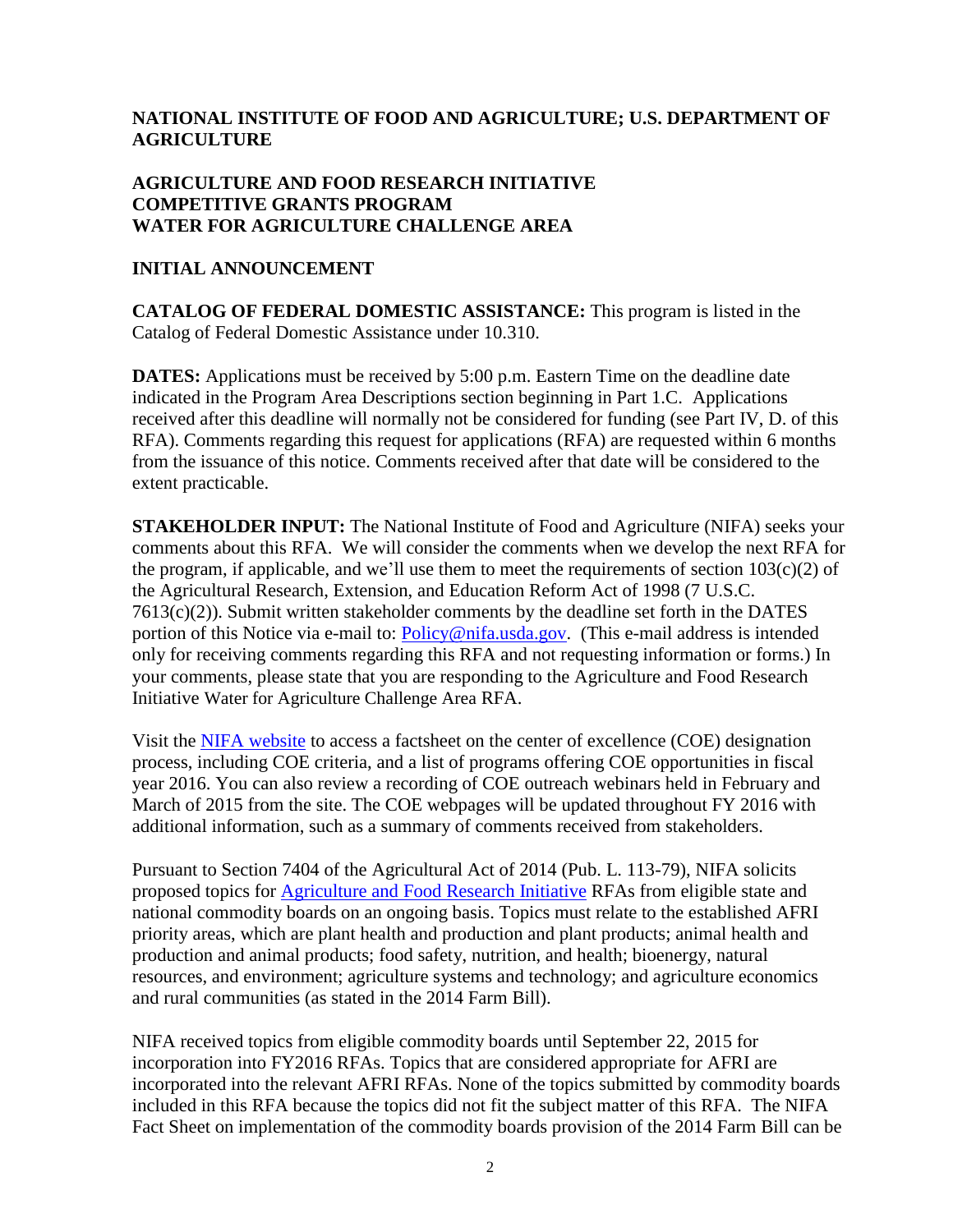**NATIONAL INSTITUTE OF FOOD AND AGRICULTURE; U.S. DEPARTMENT OF AGRICULTURE**

**AGRICULTURE AND FOOD RESEARCH INITIATIVE**
**COMPETITIVE GRANTS PROGRAM**
**WATER FOR AGRICULTURE CHALLENGE AREA**

**INITIAL ANNOUNCEMENT**

**CATALOG OF FEDERAL DOMESTIC ASSISTANCE:** This program is listed in the Catalog of Federal Domestic Assistance under 10.310.

**DATES:** Applications must be received by 5:00 p.m. Eastern Time on the deadline date indicated in the Program Area Descriptions section beginning in Part 1.C. Applications received after this deadline will normally not be considered for funding (see Part IV, D. of this RFA). Comments regarding this request for applications (RFA) are requested within 6 months from the issuance of this notice. Comments received after that date will be considered to the extent practicable.

**STAKEHOLDER INPUT:** The National Institute of Food and Agriculture (NIFA) seeks your comments about this RFA. We will consider the comments when we develop the next RFA for the program, if applicable, and we'll use them to meet the requirements of section 103(c)(2) of the Agricultural Research, Extension, and Education Reform Act of 1998 (7 U.S.C. 7613(c)(2)). Submit written stakeholder comments by the deadline set forth in the DATES portion of this Notice via e-mail to: Policy@nifa.usda.gov. (This e-mail address is intended only for receiving comments regarding this RFA and not requesting information or forms.) In your comments, please state that you are responding to the Agriculture and Food Research Initiative Water for Agriculture Challenge Area RFA.

Visit the NIFA website to access a factsheet on the center of excellence (COE) designation process, including COE criteria, and a list of programs offering COE opportunities in fiscal year 2016. You can also review a recording of COE outreach webinars held in February and March of 2015 from the site. The COE webpages will be updated throughout FY 2016 with additional information, such as a summary of comments received from stakeholders.

Pursuant to Section 7404 of the Agricultural Act of 2014 (Pub. L. 113-79), NIFA solicits proposed topics for Agriculture and Food Research Initiative RFAs from eligible state and national commodity boards on an ongoing basis. Topics must relate to the established AFRI priority areas, which are plant health and production and plant products; animal health and production and animal products; food safety, nutrition, and health; bioenergy, natural resources, and environment; agriculture systems and technology; and agriculture economics and rural communities (as stated in the 2014 Farm Bill).

NIFA received topics from eligible commodity boards until September 22, 2015 for incorporation into FY2016 RFAs. Topics that are considered appropriate for AFRI are incorporated into the relevant AFRI RFAs. None of the topics submitted by commodity boards included in this RFA because the topics did not fit the subject matter of this RFA. The NIFA Fact Sheet on implementation of the commodity boards provision of the 2014 Farm Bill can be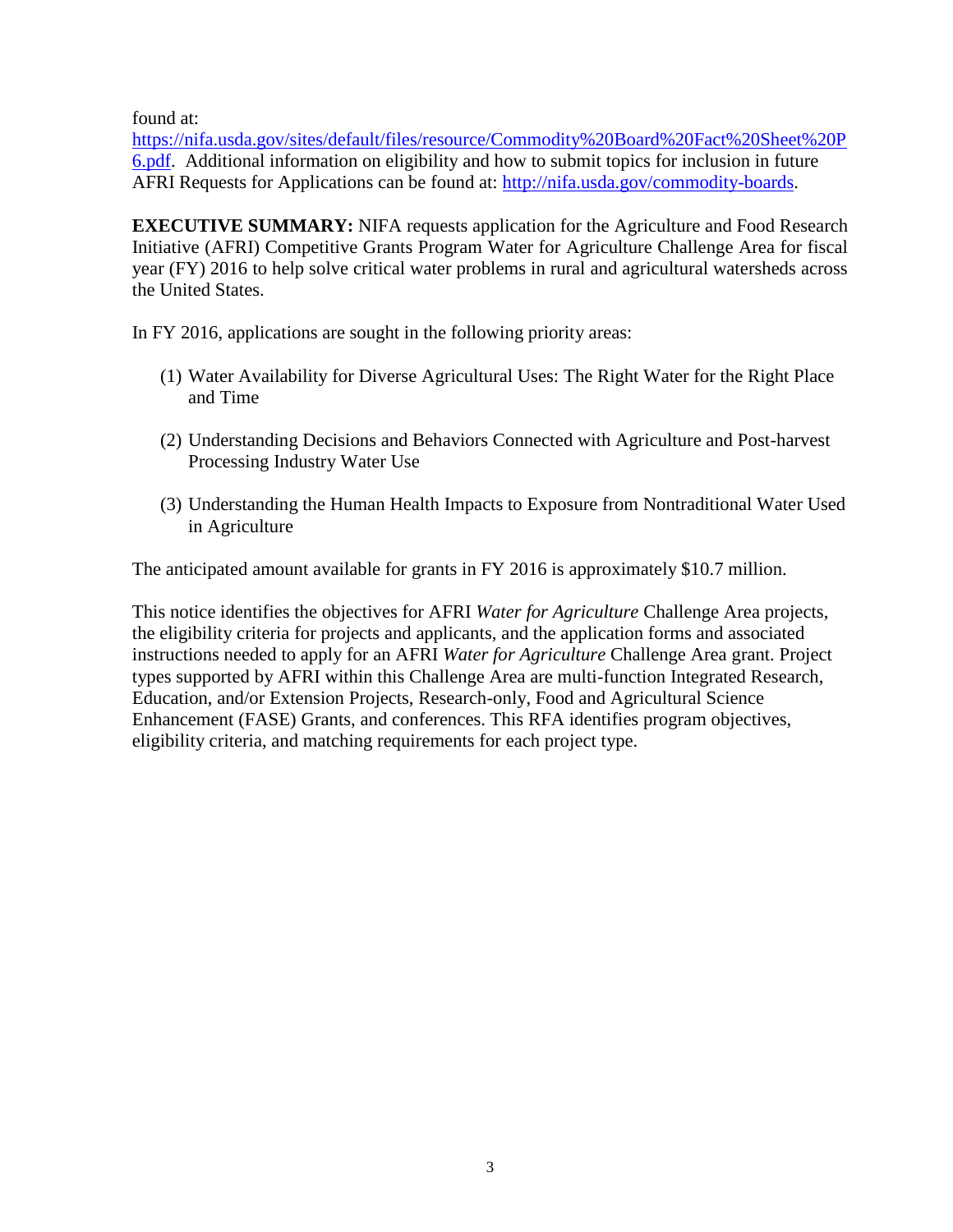found at: [https://nifa.usda.gov/sites/default/files/resource/Commodity%20Board%20Fact%20Sheet%20P6.pdf](https://nifa.usda.gov/sites/default/files/resource/Commodity%20Board%20Fact%20Sheet%20P6.pdf). Additional information on eligibility and how to submit topics for inclusion in future AFRI Requests for Applications can be found at: [http://nifa.usda.gov/commodity-boards](http://nifa.usda.gov/commodity-boards).

**EXECUTIVE SUMMARY:** NIFA requests application for the Agriculture and Food Research Initiative (AFRI) Competitive Grants Program Water for Agriculture Challenge Area for fiscal year (FY) 2016 to help solve critical water problems in rural and agricultural watersheds across the United States.

In FY 2016, applications are sought in the following priority areas:

(1) Water Availability for Diverse Agricultural Uses: The Right Water for the Right Place and Time

(2) Understanding Decisions and Behaviors Connected with Agriculture and Post-harvest Processing Industry Water Use

(3) Understanding the Human Health Impacts to Exposure from Nontraditional Water Used in Agriculture

The anticipated amount available for grants in FY 2016 is approximately $10.7 million.

This notice identifies the objectives for AFRI *Water for Agriculture* Challenge Area projects, the eligibility criteria for projects and applicants, and the application forms and associated instructions needed to apply for an AFRI *Water for Agriculture* Challenge Area grant. Project types supported by AFRI within this Challenge Area are multi-function Integrated Research, Education, and/or Extension Projects, Research-only, Food and Agricultural Science Enhancement (FASE) Grants, and conferences. This RFA identifies program objectives, eligibility criteria, and matching requirements for each project type.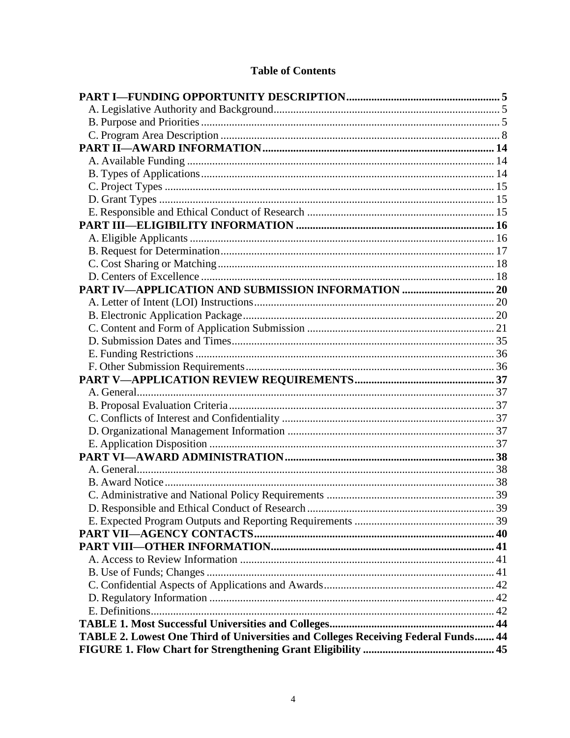## Table of Contents

**PART I—FUNDING OPPORTUNITY DESCRIPTION** ..... 5
- A. Legislative Authority and Background ..... 5
- B. Purpose and Priorities ..... 5
- C. Program Area Description ..... 8

**PART II—AWARD INFORMATION** ..... 14
- A. Available Funding ..... 14
- B. Types of Applications ..... 14
- C. Project Types ..... 15
- D. Grant Types ..... 15
- E. Responsible and Ethical Conduct of Research ..... 15

**PART III—ELIGIBILITY INFORMATION** ..... 16
- A. Eligible Applicants ..... 16
- B. Request for Determination ..... 17
- C. Cost Sharing or Matching ..... 18
- D. Centers of Excellence ..... 18

**PART IV—APPLICATION AND SUBMISSION INFORMATION** ..... 20
- A. Letter of Intent (LOI) Instructions ..... 20
- B. Electronic Application Package ..... 20
- C. Content and Form of Application Submission ..... 21
- D. Submission Dates and Times ..... 35
- E. Funding Restrictions ..... 36
- F. Other Submission Requirements ..... 36

**PART V—APPLICATION REVIEW REQUIREMENTS** ..... 37
- A. General ..... 37
- B. Proposal Evaluation Criteria ..... 37
- C. Conflicts of Interest and Confidentiality ..... 37
- D. Organizational Management Information ..... 37
- E. Application Disposition ..... 37

**PART VI—AWARD ADMINISTRATION** ..... 38
- A. General ..... 38
- B. Award Notice ..... 38
- C. Administrative and National Policy Requirements ..... 39
- D. Responsible and Ethical Conduct of Research ..... 39
- E. Expected Program Outputs and Reporting Requirements ..... 39

**PART VII—AGENCY CONTACTS** ..... 40

**PART VIII—OTHER INFORMATION** ..... 41
- A. Access to Review Information ..... 41
- B. Use of Funds; Changes ..... 41
- C. Confidential Aspects of Applications and Awards ..... 42
- D. Regulatory Information ..... 42
- E. Definitions ..... 42

**TABLE 1. Most Successful Universities and Colleges** ..... 44

**TABLE 2. Lowest One Third of Universities and Colleges Receiving Federal Funds** ..... 44

**FIGURE 1. Flow Chart for Strengthening Grant Eligibility** ..... 45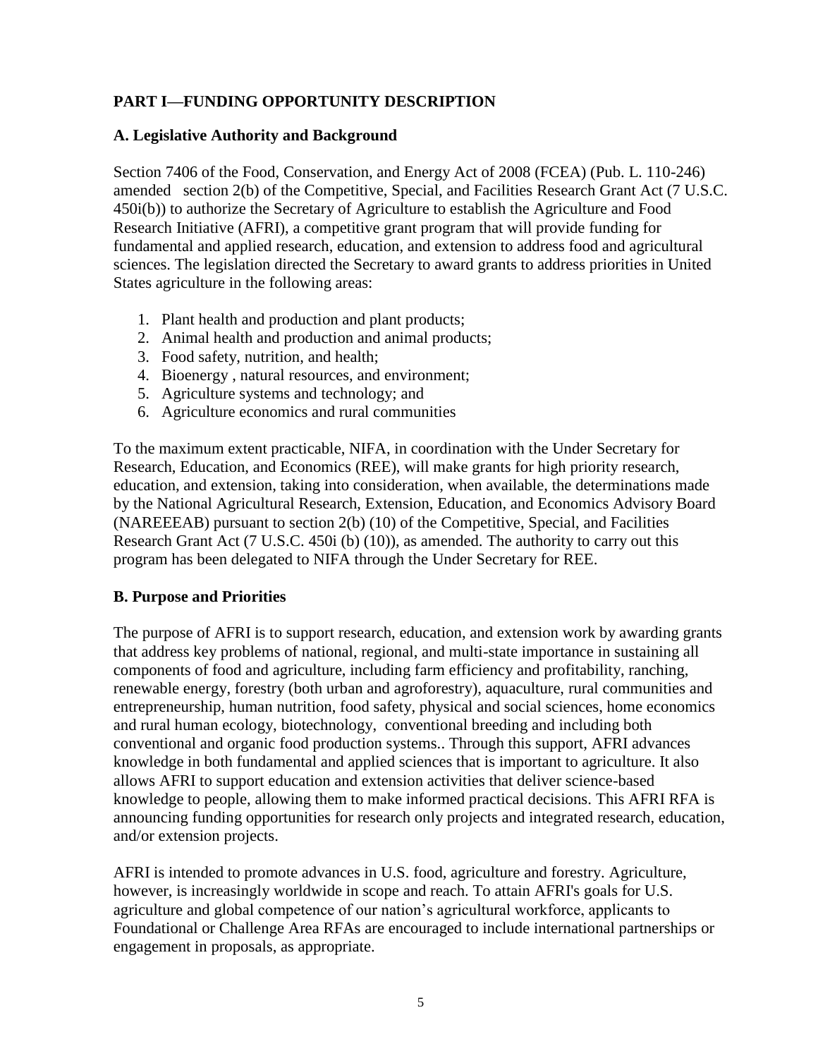## PART I—FUNDING OPPORTUNITY DESCRIPTION

### A. Legislative Authority and Background

Section 7406 of the Food, Conservation, and Energy Act of 2008 (FCEA) (Pub. L. 110-246) amended section 2(b) of the Competitive, Special, and Facilities Research Grant Act (7 U.S.C. 450i(b)) to authorize the Secretary of Agriculture to establish the Agriculture and Food Research Initiative (AFRI), a competitive grant program that will provide funding for fundamental and applied research, education, and extension to address food and agricultural sciences. The legislation directed the Secretary to award grants to address priorities in United States agriculture in the following areas:

1. Plant health and production and plant products;
2. Animal health and production and animal products;
3. Food safety, nutrition, and health;
4. Bioenergy , natural resources, and environment;
5. Agriculture systems and technology; and
6. Agriculture economics and rural communities

To the maximum extent practicable, NIFA, in coordination with the Under Secretary for Research, Education, and Economics (REE), will make grants for high priority research, education, and extension, taking into consideration, when available, the determinations made by the National Agricultural Research, Extension, Education, and Economics Advisory Board (NAREEEAB) pursuant to section 2(b) (10) of the Competitive, Special, and Facilities Research Grant Act (7 U.S.C. 450i (b) (10)), as amended. The authority to carry out this program has been delegated to NIFA through the Under Secretary for REE.

### B. Purpose and Priorities

The purpose of AFRI is to support research, education, and extension work by awarding grants that address key problems of national, regional, and multi-state importance in sustaining all components of food and agriculture, including farm efficiency and profitability, ranching, renewable energy, forestry (both urban and agroforestry), aquaculture, rural communities and entrepreneurship, human nutrition, food safety, physical and social sciences, home economics and rural human ecology, biotechnology, conventional breeding and including both conventional and organic food production systems.. Through this support, AFRI advances knowledge in both fundamental and applied sciences that is important to agriculture. It also allows AFRI to support education and extension activities that deliver science-based knowledge to people, allowing them to make informed practical decisions. This AFRI RFA is announcing funding opportunities for research only projects and integrated research, education, and/or extension projects.

AFRI is intended to promote advances in U.S. food, agriculture and forestry. Agriculture, however, is increasingly worldwide in scope and reach. To attain AFRI's goals for U.S. agriculture and global competence of our nation's agricultural workforce, applicants to Foundational or Challenge Area RFAs are encouraged to include international partnerships or engagement in proposals, as appropriate.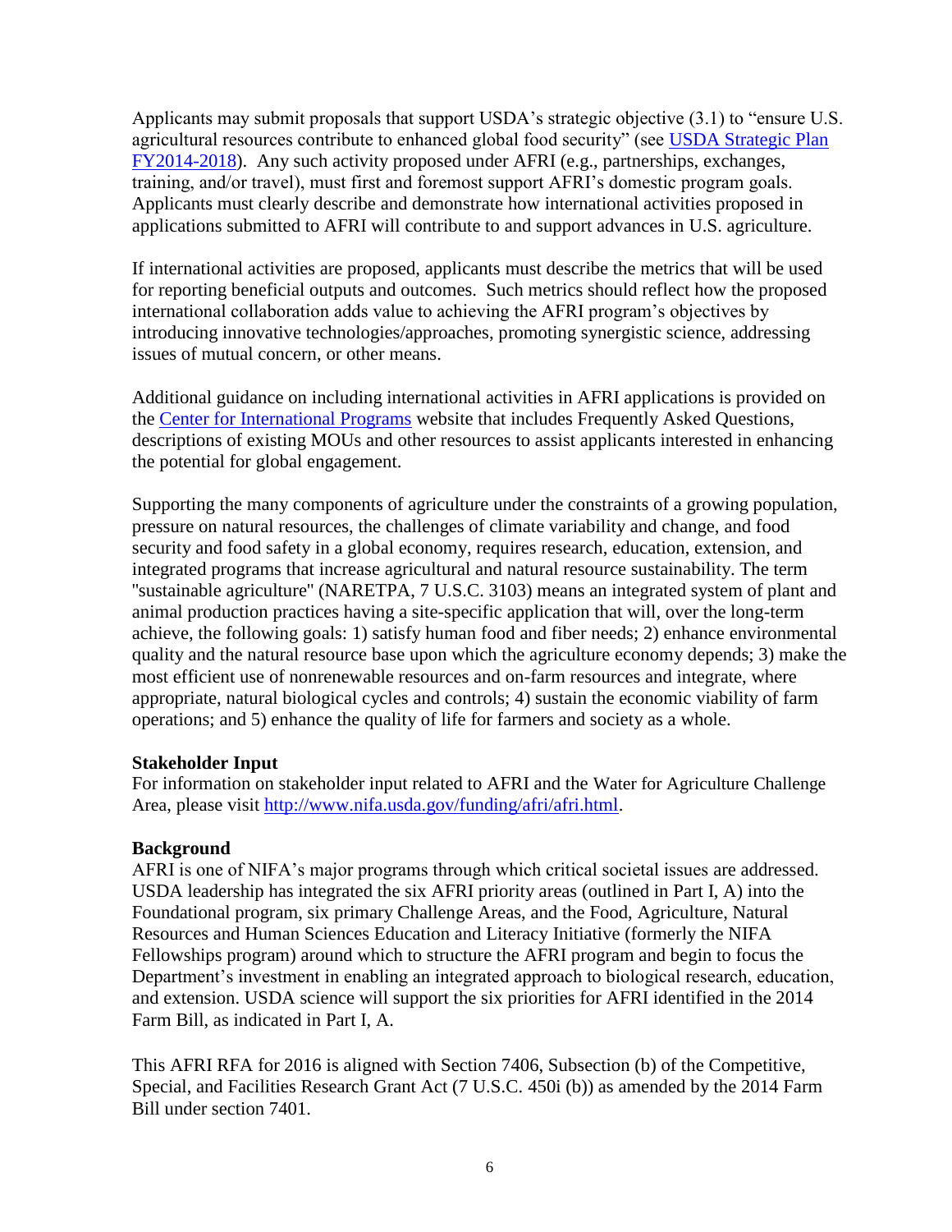Applicants may submit proposals that support USDA's strategic objective (3.1) to "ensure U.S. agricultural resources contribute to enhanced global food security" (see [USDA Strategic Plan FY2014-2018](USDA Strategic Plan FY2014-2018)). Any such activity proposed under AFRI (e.g., partnerships, exchanges, training, and/or travel), must first and foremost support AFRI's domestic program goals. Applicants must clearly describe and demonstrate how international activities proposed in applications submitted to AFRI will contribute to and support advances in U.S. agriculture.

If international activities are proposed, applicants must describe the metrics that will be used for reporting beneficial outputs and outcomes. Such metrics should reflect how the proposed international collaboration adds value to achieving the AFRI program's objectives by introducing innovative technologies/approaches, promoting synergistic science, addressing issues of mutual concern, or other means.

Additional guidance on including international activities in AFRI applications is provided on the Center for International Programs website that includes Frequently Asked Questions, descriptions of existing MOUs and other resources to assist applicants interested in enhancing the potential for global engagement.

Supporting the many components of agriculture under the constraints of a growing population, pressure on natural resources, the challenges of climate variability and change, and food security and food safety in a global economy, requires research, education, extension, and integrated programs that increase agricultural and natural resource sustainability. The term "sustainable agriculture" (NARETPA, 7 U.S.C. 3103) means an integrated system of plant and animal production practices having a site-specific application that will, over the long-term achieve, the following goals: 1) satisfy human food and fiber needs; 2) enhance environmental quality and the natural resource base upon which the agriculture economy depends; 3) make the most efficient use of nonrenewable resources and on-farm resources and integrate, where appropriate, natural biological cycles and controls; 4) sustain the economic viability of farm operations; and 5) enhance the quality of life for farmers and society as a whole.

**Stakeholder Input**

For information on stakeholder input related to AFRI and the Water for Agriculture Challenge Area, please visit http://www.nifa.usda.gov/funding/afri/afri.html.

**Background**

AFRI is one of NIFA's major programs through which critical societal issues are addressed. USDA leadership has integrated the six AFRI priority areas (outlined in Part I, A) into the Foundational program, six primary Challenge Areas, and the Food, Agriculture, Natural Resources and Human Sciences Education and Literacy Initiative (formerly the NIFA Fellowships program) around which to structure the AFRI program and begin to focus the Department's investment in enabling an integrated approach to biological research, education, and extension. USDA science will support the six priorities for AFRI identified in the 2014 Farm Bill, as indicated in Part I, A.

This AFRI RFA for 2016 is aligned with Section 7406, Subsection (b) of the Competitive, Special, and Facilities Research Grant Act (7 U.S.C. 450i (b)) as amended by the 2014 Farm Bill under section 7401.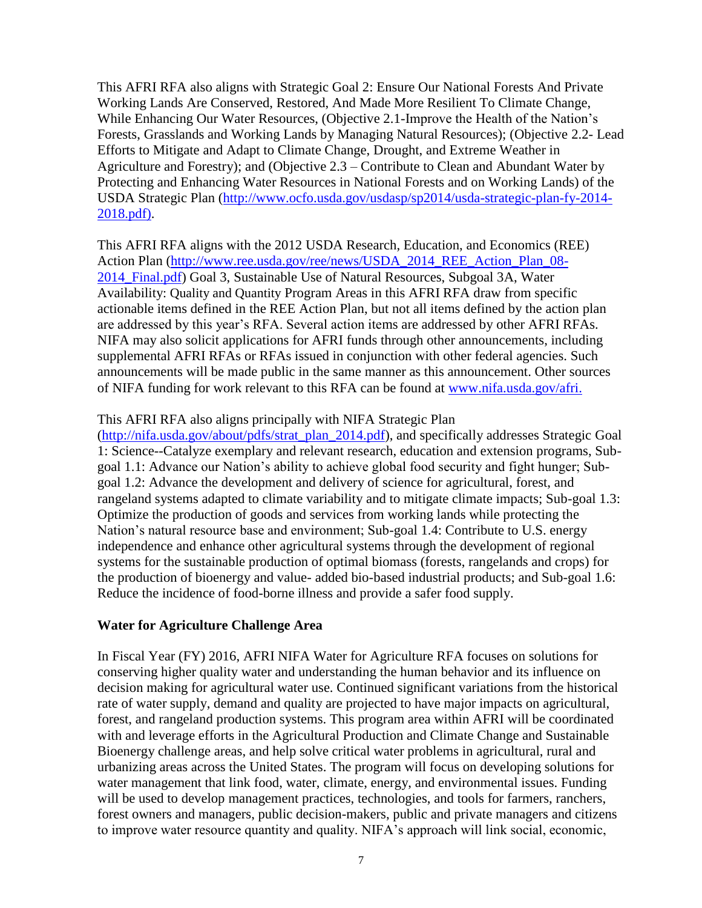This AFRI RFA also aligns with Strategic Goal 2: Ensure Our National Forests And Private Working Lands Are Conserved, Restored, And Made More Resilient To Climate Change, While Enhancing Our Water Resources, (Objective 2.1-Improve the Health of the Nation's Forests, Grasslands and Working Lands by Managing Natural Resources); (Objective 2.2- Lead Efforts to Mitigate and Adapt to Climate Change, Drought, and Extreme Weather in Agriculture and Forestry); and (Objective 2.3 – Contribute to Clean and Abundant Water by Protecting and Enhancing Water Resources in National Forests and on Working Lands) of the USDA Strategic Plan (http://www.ocfo.usda.gov/usdasp/sp2014/usda-strategic-plan-fy-2014-2018.pdf).

This AFRI RFA aligns with the 2012 USDA Research, Education, and Economics (REE) Action Plan (http://www.ree.usda.gov/ree/news/USDA_2014_REE_Action_Plan_08-2014_Final.pdf) Goal 3, Sustainable Use of Natural Resources, Subgoal 3A, Water Availability: Quality and Quantity Program Areas in this AFRI RFA draw from specific actionable items defined in the REE Action Plan, but not all items defined by the action plan are addressed by this year's RFA. Several action items are addressed by other AFRI RFAs. NIFA may also solicit applications for AFRI funds through other announcements, including supplemental AFRI RFAs or RFAs issued in conjunction with other federal agencies. Such announcements will be made public in the same manner as this announcement. Other sources of NIFA funding for work relevant to this RFA can be found at www.nifa.usda.gov/afri.

This AFRI RFA also aligns principally with NIFA Strategic Plan (http://nifa.usda.gov/about/pdfs/strat_plan_2014.pdf), and specifically addresses Strategic Goal 1: Science--Catalyze exemplary and relevant research, education and extension programs, Sub-goal 1.1: Advance our Nation's ability to achieve global food security and fight hunger; Sub-goal 1.2: Advance the development and delivery of science for agricultural, forest, and rangeland systems adapted to climate variability and to mitigate climate impacts; Sub-goal 1.3: Optimize the production of goods and services from working lands while protecting the Nation's natural resource base and environment; Sub-goal 1.4: Contribute to U.S. energy independence and enhance other agricultural systems through the development of regional systems for the sustainable production of optimal biomass (forests, rangelands and crops) for the production of bioenergy and value- added bio-based industrial products; and Sub-goal 1.6: Reduce the incidence of food-borne illness and provide a safer food supply.

**Water for Agriculture Challenge Area**

In Fiscal Year (FY) 2016, AFRI NIFA Water for Agriculture RFA focuses on solutions for conserving higher quality water and understanding the human behavior and its influence on decision making for agricultural water use. Continued significant variations from the historical rate of water supply, demand and quality are projected to have major impacts on agricultural, forest, and rangeland production systems. This program area within AFRI will be coordinated with and leverage efforts in the Agricultural Production and Climate Change and Sustainable Bioenergy challenge areas, and help solve critical water problems in agricultural, rural and urbanizing areas across the United States. The program will focus on developing solutions for water management that link food, water, climate, energy, and environmental issues. Funding will be used to develop management practices, technologies, and tools for farmers, ranchers, forest owners and managers, public decision-makers, public and private managers and citizens to improve water resource quantity and quality. NIFA's approach will link social, economic,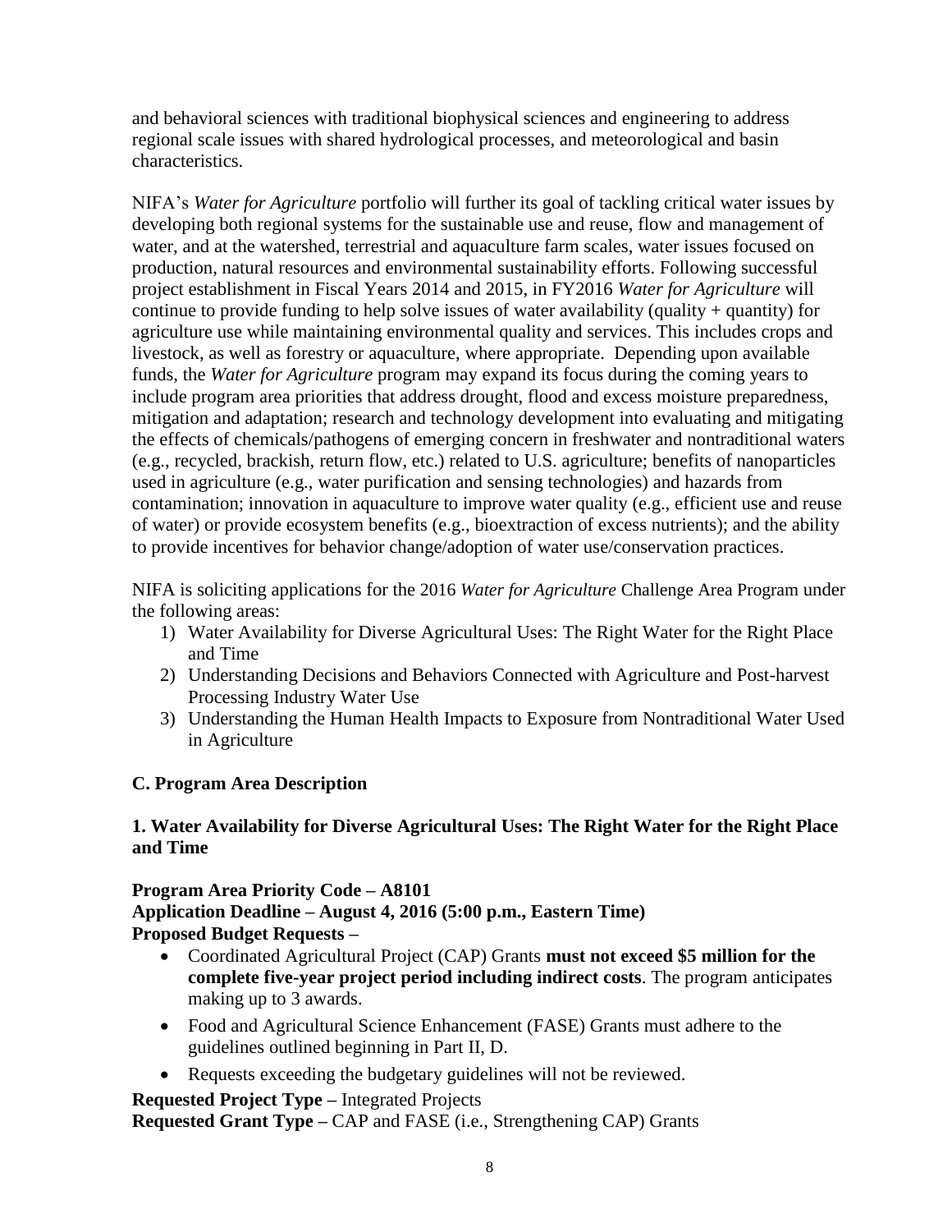and behavioral sciences with traditional biophysical sciences and engineering to address regional scale issues with shared hydrological processes, and meteorological and basin characteristics.

NIFA's *Water for Agriculture* portfolio will further its goal of tackling critical water issues by developing both regional systems for the sustainable use and reuse, flow and management of water, and at the watershed, terrestrial and aquaculture farm scales, water issues focused on production, natural resources and environmental sustainability efforts. Following successful project establishment in Fiscal Years 2014 and 2015, in FY2016 *Water for Agriculture* will continue to provide funding to help solve issues of water availability (quality + quantity) for agriculture use while maintaining environmental quality and services. This includes crops and livestock, as well as forestry or aquaculture, where appropriate. Depending upon available funds, the *Water for Agriculture* program may expand its focus during the coming years to include program area priorities that address drought, flood and excess moisture preparedness, mitigation and adaptation; research and technology development into evaluating and mitigating the effects of chemicals/pathogens of emerging concern in freshwater and nontraditional waters (e.g., recycled, brackish, return flow, etc.) related to U.S. agriculture; benefits of nanoparticles used in agriculture (e.g., water purification and sensing technologies) and hazards from contamination; innovation in aquaculture to improve water quality (e.g., efficient use and reuse of water) or provide ecosystem benefits (e.g., bioextraction of excess nutrients); and the ability to provide incentives for behavior change/adoption of water use/conservation practices.

NIFA is soliciting applications for the 2016 *Water for Agriculture* Challenge Area Program under the following areas:

1) Water Availability for Diverse Agricultural Uses: The Right Water for the Right Place and Time
2) Understanding Decisions and Behaviors Connected with Agriculture and Post-harvest Processing Industry Water Use
3) Understanding the Human Health Impacts to Exposure from Nontraditional Water Used in Agriculture

## C. Program Area Description

### 1. Water Availability for Diverse Agricultural Uses: The Right Water for the Right Place and Time

**Program Area Priority Code – A8101**
**Application Deadline – August 4, 2016 (5:00 p.m., Eastern Time)**
**Proposed Budget Requests –**

- Coordinated Agricultural Project (CAP) Grants **must not exceed \$5 million for the complete five-year project period including indirect costs**. The program anticipates making up to 3 awards.
- Food and Agricultural Science Enhancement (FASE) Grants must adhere to the guidelines outlined beginning in Part II, D.
- Requests exceeding the budgetary guidelines will not be reviewed.

**Requested Project Type –** Integrated Projects
**Requested Grant Type –** CAP and FASE (i.e., Strengthening CAP) Grants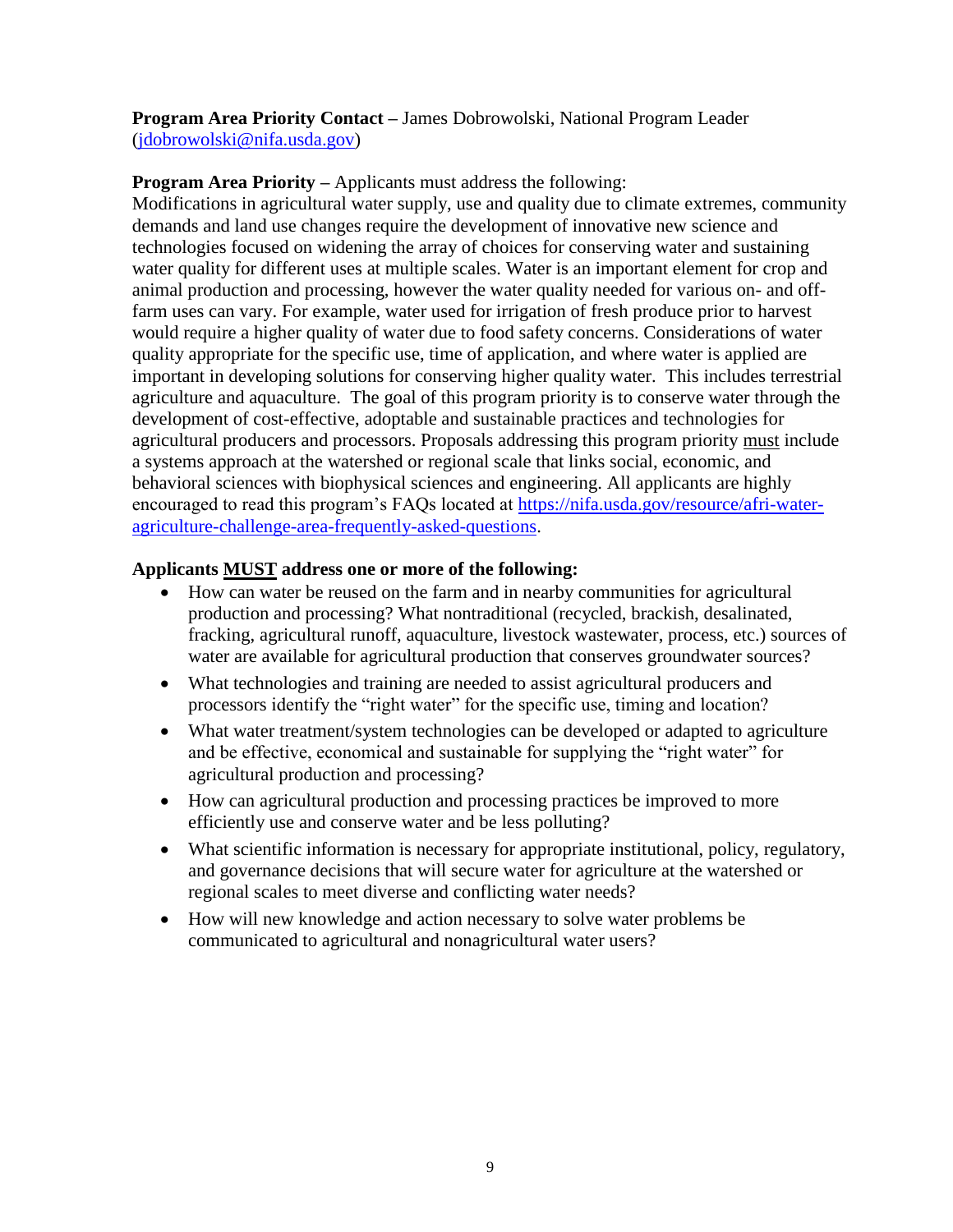**Program Area Priority Contact –** James Dobrowolski, National Program Leader (jdobrowolski@nifa.usda.gov)

**Program Area Priority –** Applicants must address the following:
Modifications in agricultural water supply, use and quality due to climate extremes, community demands and land use changes require the development of innovative new science and technologies focused on widening the array of choices for conserving water and sustaining water quality for different uses at multiple scales. Water is an important element for crop and animal production and processing, however the water quality needed for various on- and off-farm uses can vary. For example, water used for irrigation of fresh produce prior to harvest would require a higher quality of water due to food safety concerns. Considerations of water quality appropriate for the specific use, time of application, and where water is applied are important in developing solutions for conserving higher quality water. This includes terrestrial agriculture and aquaculture. The goal of this program priority is to conserve water through the development of cost-effective, adoptable and sustainable practices and technologies for agricultural producers and processors. Proposals addressing this program priority must include a systems approach at the watershed or regional scale that links social, economic, and behavioral sciences with biophysical sciences and engineering. All applicants are highly encouraged to read this program's FAQs located at https://nifa.usda.gov/resource/afri-water-agriculture-challenge-area-frequently-asked-questions.

**Applicants MUST address one or more of the following:**

- How can water be reused on the farm and in nearby communities for agricultural production and processing? What nontraditional (recycled, brackish, desalinated, fracking, agricultural runoff, aquaculture, livestock wastewater, process, etc.) sources of water are available for agricultural production that conserves groundwater sources?
- What technologies and training are needed to assist agricultural producers and processors identify the "right water" for the specific use, timing and location?
- What water treatment/system technologies can be developed or adapted to agriculture and be effective, economical and sustainable for supplying the "right water" for agricultural production and processing?
- How can agricultural production and processing practices be improved to more efficiently use and conserve water and be less polluting?
- What scientific information is necessary for appropriate institutional, policy, regulatory, and governance decisions that will secure water for agriculture at the watershed or regional scales to meet diverse and conflicting water needs?
- How will new knowledge and action necessary to solve water problems be communicated to agricultural and nonagricultural water users?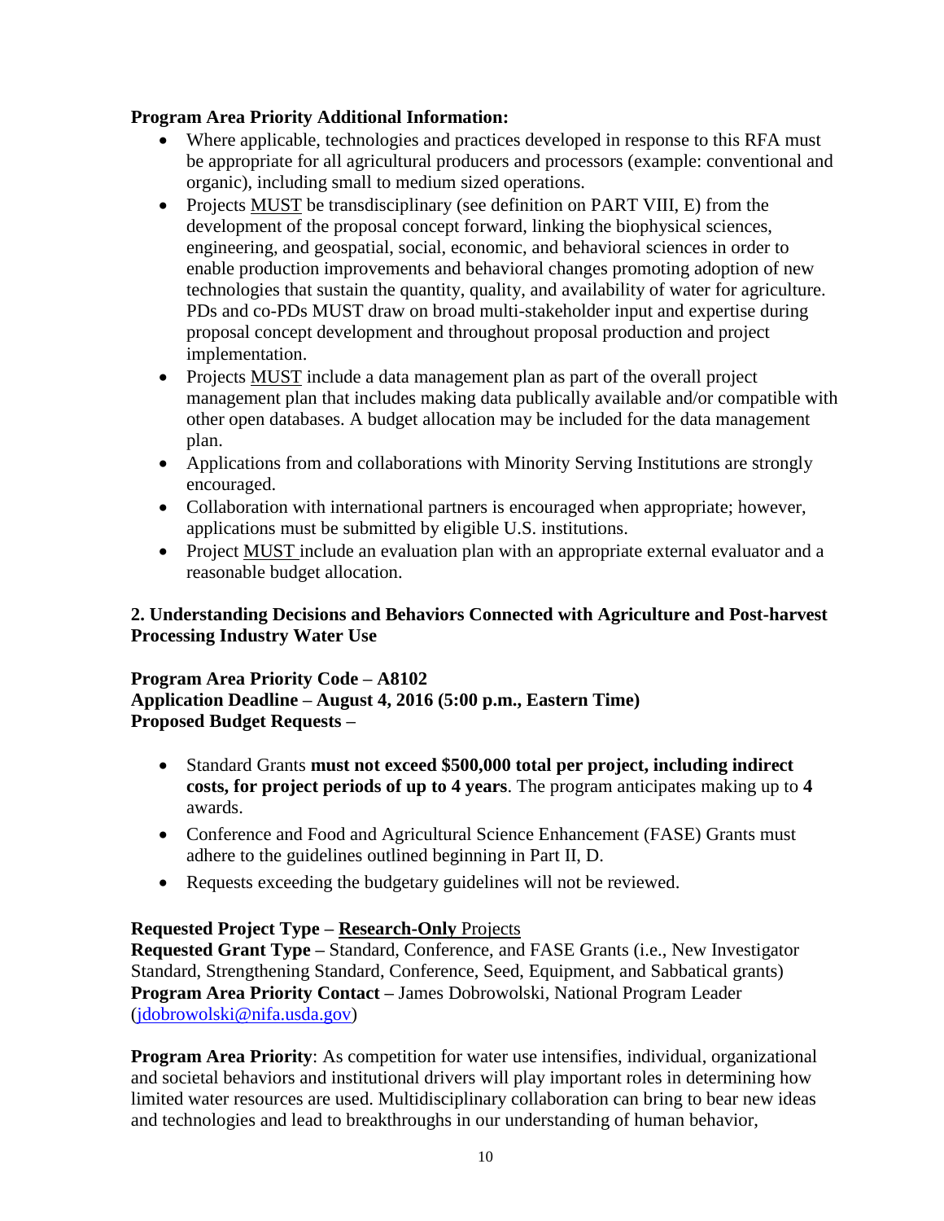**Program Area Priority Additional Information:**

- Where applicable, technologies and practices developed in response to this RFA must be appropriate for all agricultural producers and processors (example: conventional and organic), including small to medium sized operations.
- Projects MUST be transdisciplinary (see definition on PART VIII, E) from the development of the proposal concept forward, linking the biophysical sciences, engineering, and geospatial, social, economic, and behavioral sciences in order to enable production improvements and behavioral changes promoting adoption of new technologies that sustain the quantity, quality, and availability of water for agriculture. PDs and co-PDs MUST draw on broad multi-stakeholder input and expertise during proposal concept development and throughout proposal production and project implementation.
- Projects MUST include a data management plan as part of the overall project management plan that includes making data publically available and/or compatible with other open databases. A budget allocation may be included for the data management plan.
- Applications from and collaborations with Minority Serving Institutions are strongly encouraged.
- Collaboration with international partners is encouraged when appropriate; however, applications must be submitted by eligible U.S. institutions.
- Project MUST include an evaluation plan with an appropriate external evaluator and a reasonable budget allocation.

**2. Understanding Decisions and Behaviors Connected with Agriculture and Post-harvest Processing Industry Water Use**

**Program Area Priority Code – A8102**
**Application Deadline – August 4, 2016 (5:00 p.m., Eastern Time)**
**Proposed Budget Requests –**

- Standard Grants **must not exceed $500,000 total per project, including indirect costs, for project periods of up to 4 years**. The program anticipates making up to **4** awards.
- Conference and Food and Agricultural Science Enhancement (FASE) Grants must adhere to the guidelines outlined beginning in Part II, D.
- Requests exceeding the budgetary guidelines will not be reviewed.

**Requested Project Type – Research-Only** Projects
**Requested Grant Type –** Standard, Conference, and FASE Grants (i.e., New Investigator Standard, Strengthening Standard, Conference, Seed, Equipment, and Sabbatical grants)
**Program Area Priority Contact –** James Dobrowolski, National Program Leader (jdobrowolski@nifa.usda.gov)

**Program Area Priority**: As competition for water use intensifies, individual, organizational and societal behaviors and institutional drivers will play important roles in determining how limited water resources are used. Multidisciplinary collaboration can bring to bear new ideas and technologies and lead to breakthroughs in our understanding of human behavior,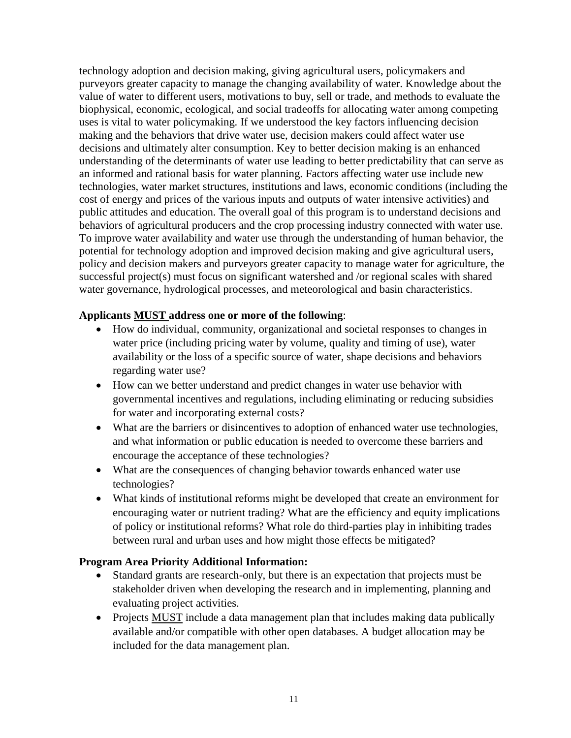technology adoption and decision making, giving agricultural users, policymakers and purveyors greater capacity to manage the changing availability of water. Knowledge about the value of water to different users, motivations to buy, sell or trade, and methods to evaluate the biophysical, economic, ecological, and social tradeoffs for allocating water among competing uses is vital to water policymaking. If we understood the key factors influencing decision making and the behaviors that drive water use, decision makers could affect water use decisions and ultimately alter consumption. Key to better decision making is an enhanced understanding of the determinants of water use leading to better predictability that can serve as an informed and rational basis for water planning. Factors affecting water use include new technologies, water market structures, institutions and laws, economic conditions (including the cost of energy and prices of the various inputs and outputs of water intensive activities) and public attitudes and education. The overall goal of this program is to understand decisions and behaviors of agricultural producers and the crop processing industry connected with water use. To improve water availability and water use through the understanding of human behavior, the potential for technology adoption and improved decision making and give agricultural users, policy and decision makers and purveyors greater capacity to manage water for agriculture, the successful project(s) must focus on significant watershed and /or regional scales with shared water governance, hydrological processes, and meteorological and basin characteristics.

**Applicants MUST address one or more of the following**:

- How do individual, community, organizational and societal responses to changes in water price (including pricing water by volume, quality and timing of use), water availability or the loss of a specific source of water, shape decisions and behaviors regarding water use?
- How can we better understand and predict changes in water use behavior with governmental incentives and regulations, including eliminating or reducing subsidies for water and incorporating external costs?
- What are the barriers or disincentives to adoption of enhanced water use technologies, and what information or public education is needed to overcome these barriers and encourage the acceptance of these technologies?
- What are the consequences of changing behavior towards enhanced water use technologies?
- What kinds of institutional reforms might be developed that create an environment for encouraging water or nutrient trading? What are the efficiency and equity implications of policy or institutional reforms? What role do third-parties play in inhibiting trades between rural and urban uses and how might those effects be mitigated?

**Program Area Priority Additional Information:**

- Standard grants are research-only, but there is an expectation that projects must be stakeholder driven when developing the research and in implementing, planning and evaluating project activities.
- Projects MUST include a data management plan that includes making data publically available and/or compatible with other open databases. A budget allocation may be included for the data management plan.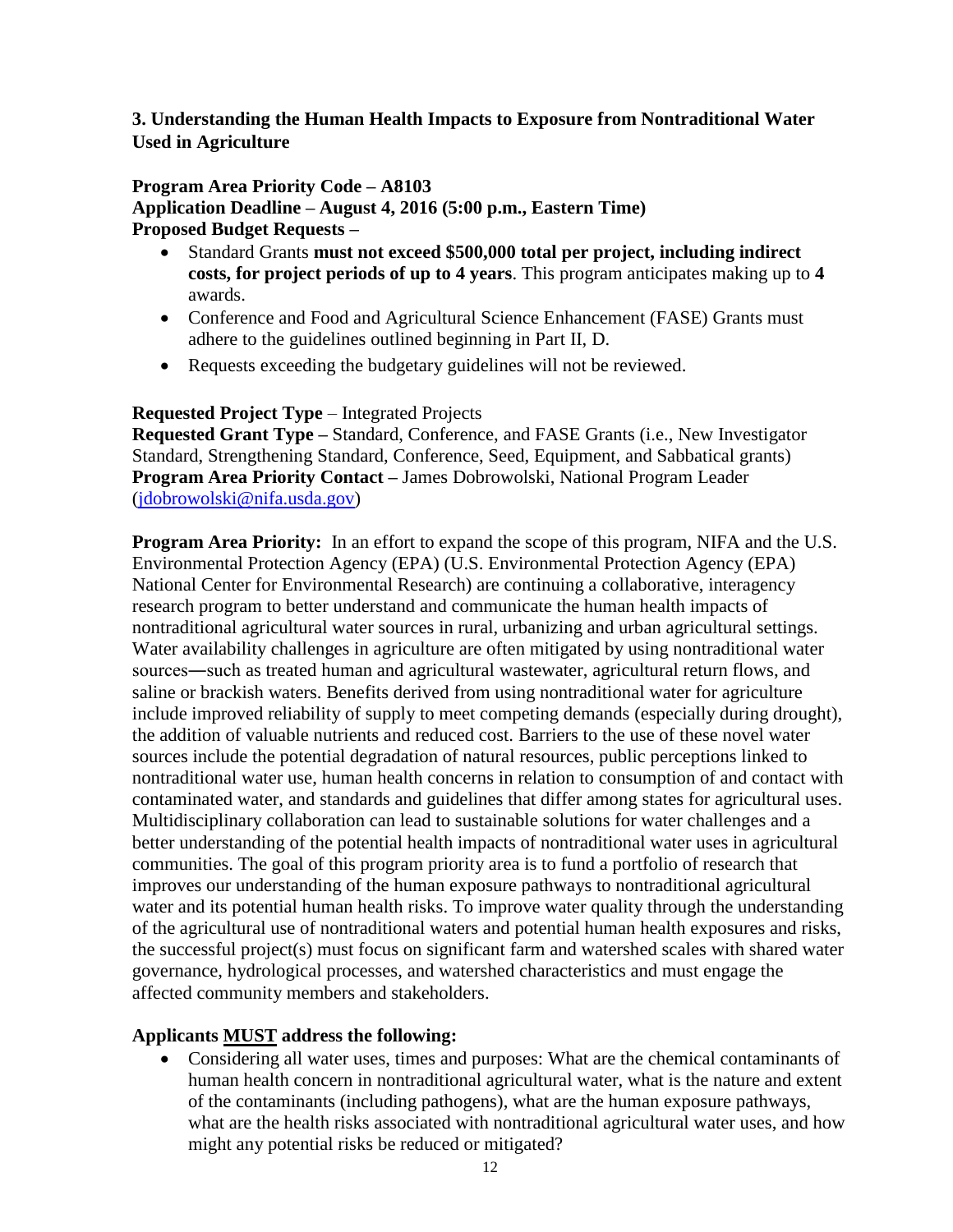### 3. Understanding the Human Health Impacts to Exposure from Nontraditional Water Used in Agriculture

**Program Area Priority Code – A8103**
**Application Deadline – August 4, 2016 (5:00 p.m., Eastern Time)**
**Proposed Budget Requests –**

- Standard Grants **must not exceed $500,000 total per project, including indirect costs, for project periods of up to 4 years**. This program anticipates making up to **4** awards.
- Conference and Food and Agricultural Science Enhancement (FASE) Grants must adhere to the guidelines outlined beginning in Part II, D.
- Requests exceeding the budgetary guidelines will not be reviewed.

**Requested Project Type** – Integrated Projects
**Requested Grant Type –** Standard, Conference, and FASE Grants (i.e., New Investigator Standard, Strengthening Standard, Conference, Seed, Equipment, and Sabbatical grants)
**Program Area Priority Contact –** James Dobrowolski, National Program Leader (jdobrowolski@nifa.usda.gov)

**Program Area Priority:** In an effort to expand the scope of this program, NIFA and the U.S. Environmental Protection Agency (EPA) (U.S. Environmental Protection Agency (EPA) National Center for Environmental Research) are continuing a collaborative, interagency research program to better understand and communicate the human health impacts of nontraditional agricultural water sources in rural, urbanizing and urban agricultural settings. Water availability challenges in agriculture are often mitigated by using nontraditional water sources—such as treated human and agricultural wastewater, agricultural return flows, and saline or brackish waters. Benefits derived from using nontraditional water for agriculture include improved reliability of supply to meet competing demands (especially during drought), the addition of valuable nutrients and reduced cost. Barriers to the use of these novel water sources include the potential degradation of natural resources, public perceptions linked to nontraditional water use, human health concerns in relation to consumption of and contact with contaminated water, and standards and guidelines that differ among states for agricultural uses. Multidisciplinary collaboration can lead to sustainable solutions for water challenges and a better understanding of the potential health impacts of nontraditional water uses in agricultural communities. The goal of this program priority area is to fund a portfolio of research that improves our understanding of the human exposure pathways to nontraditional agricultural water and its potential human health risks. To improve water quality through the understanding of the agricultural use of nontraditional waters and potential human health exposures and risks, the successful project(s) must focus on significant farm and watershed scales with shared water governance, hydrological processes, and watershed characteristics and must engage the affected community members and stakeholders.

**Applicants MUST address the following:**

- Considering all water uses, times and purposes: What are the chemical contaminants of human health concern in nontraditional agricultural water, what is the nature and extent of the contaminants (including pathogens), what are the human exposure pathways, what are the health risks associated with nontraditional agricultural water uses, and how might any potential risks be reduced or mitigated?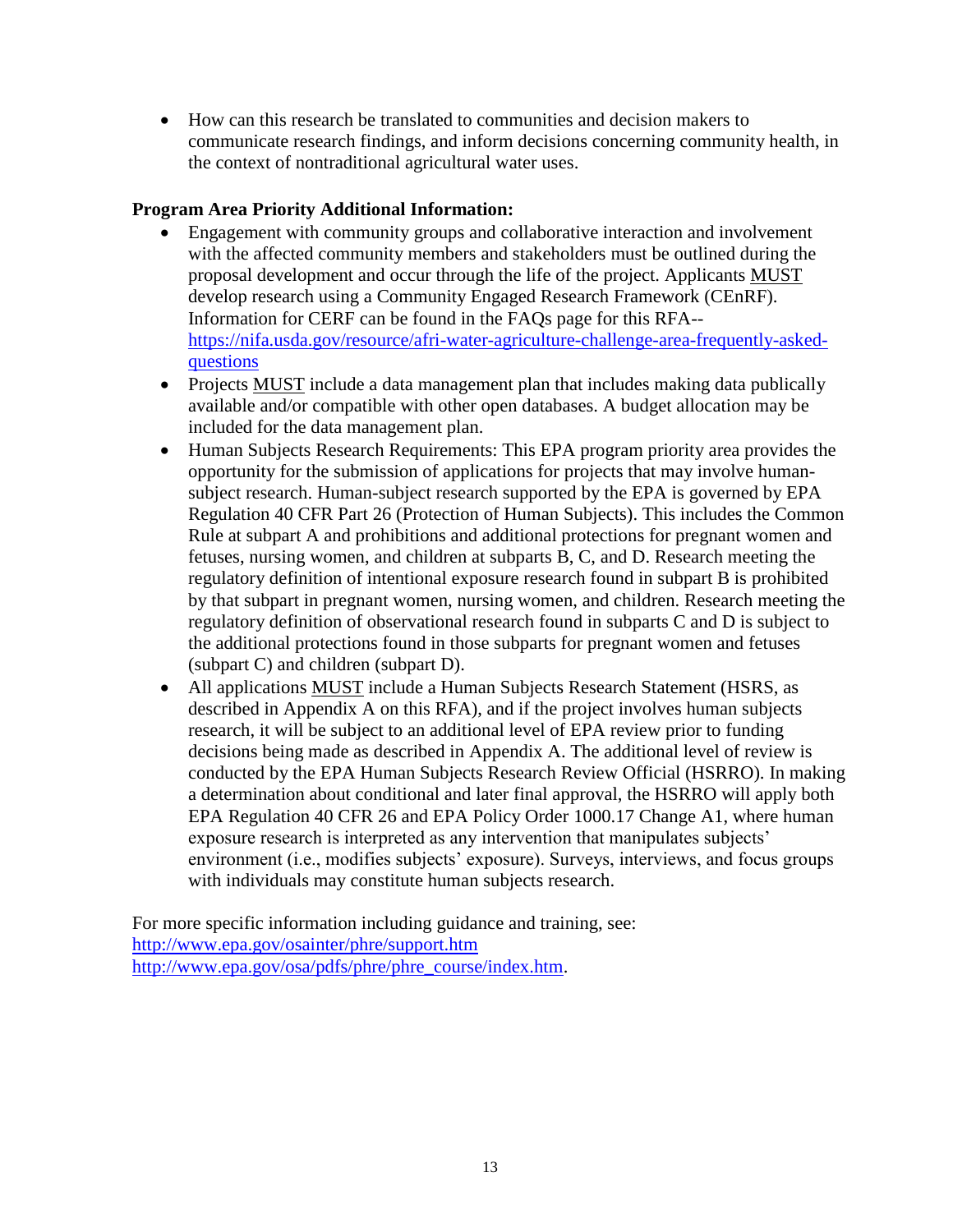- How can this research be translated to communities and decision makers to communicate research findings, and inform decisions concerning community health, in the context of nontraditional agricultural water uses.

**Program Area Priority Additional Information:**

- Engagement with community groups and collaborative interaction and involvement with the affected community members and stakeholders must be outlined during the proposal development and occur through the life of the project. Applicants MUST develop research using a Community Engaged Research Framework (CEnRF). Information for CERF can be found in the FAQs page for this RFA-- [https://nifa.usda.gov/resource/afri-water-agriculture-challenge-area-frequently-asked-questions](https://nifa.usda.gov/resource/afri-water-agriculture-challenge-area-frequently-asked-questions)
- Projects MUST include a data management plan that includes making data publically available and/or compatible with other open databases. A budget allocation may be included for the data management plan.
- Human Subjects Research Requirements: This EPA program priority area provides the opportunity for the submission of applications for projects that may involve human-subject research. Human-subject research supported by the EPA is governed by EPA Regulation 40 CFR Part 26 (Protection of Human Subjects). This includes the Common Rule at subpart A and prohibitions and additional protections for pregnant women and fetuses, nursing women, and children at subparts B, C, and D. Research meeting the regulatory definition of intentional exposure research found in subpart B is prohibited by that subpart in pregnant women, nursing women, and children. Research meeting the regulatory definition of observational research found in subparts C and D is subject to the additional protections found in those subparts for pregnant women and fetuses (subpart C) and children (subpart D).
- All applications MUST include a Human Subjects Research Statement (HSRS, as described in Appendix A on this RFA), and if the project involves human subjects research, it will be subject to an additional level of EPA review prior to funding decisions being made as described in Appendix A. The additional level of review is conducted by the EPA Human Subjects Research Review Official (HSRRO). In making a determination about conditional and later final approval, the HSRRO will apply both EPA Regulation 40 CFR 26 and EPA Policy Order 1000.17 Change A1, where human exposure research is interpreted as any intervention that manipulates subjects' environment (i.e., modifies subjects' exposure). Surveys, interviews, and focus groups with individuals may constitute human subjects research.

For more specific information including guidance and training, see:
[http://www.epa.gov/osainter/phre/support.htm](http://www.epa.gov/osainter/phre/support.htm)
[http://www.epa.gov/osa/pdfs/phre/phre_course/index.htm](http://www.epa.gov/osa/pdfs/phre/phre_course/index.htm).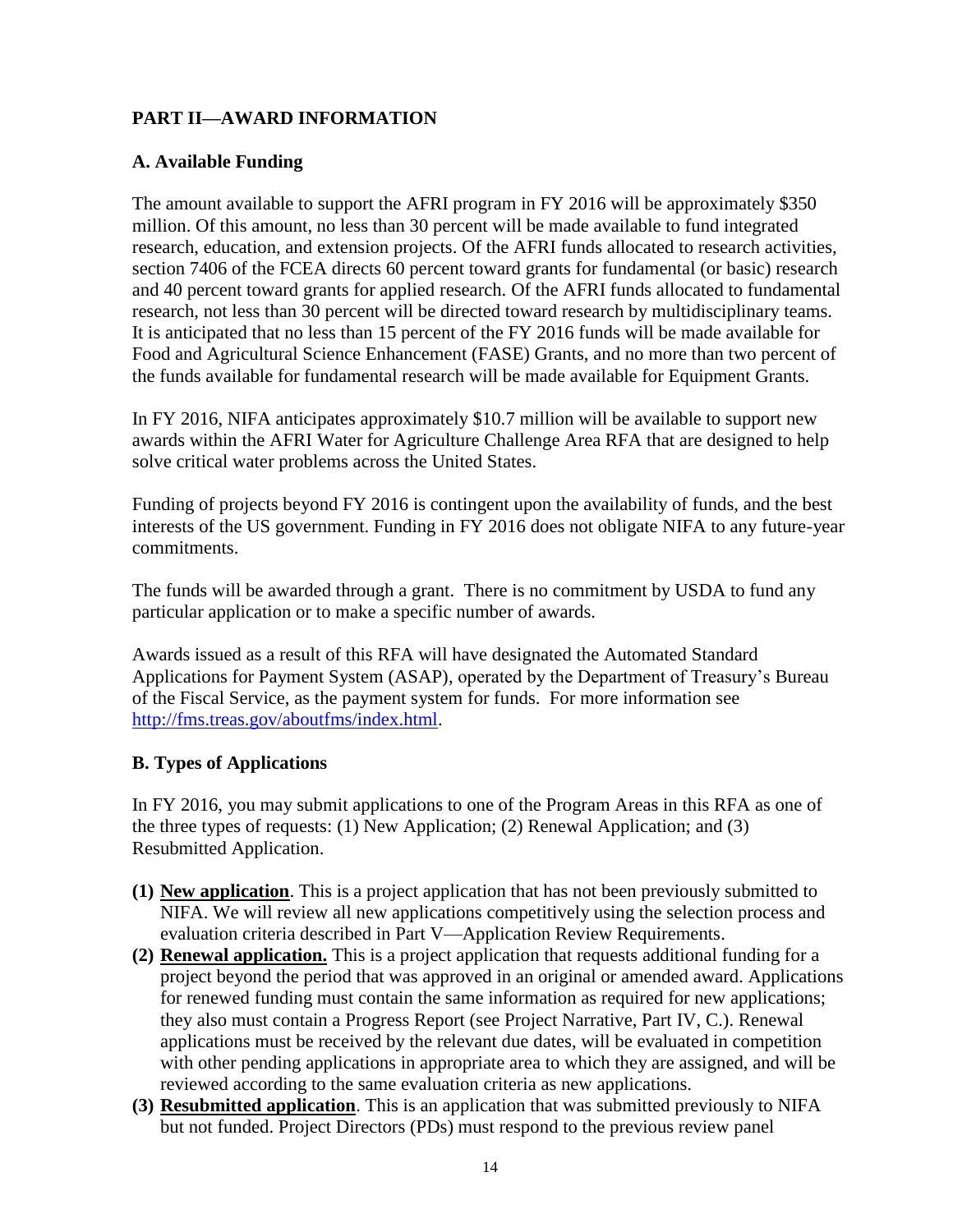## PART II—AWARD INFORMATION

### A. Available Funding

The amount available to support the AFRI program in FY 2016 will be approximately $350 million. Of this amount, no less than 30 percent will be made available to fund integrated research, education, and extension projects. Of the AFRI funds allocated to research activities, section 7406 of the FCEA directs 60 percent toward grants for fundamental (or basic) research and 40 percent toward grants for applied research. Of the AFRI funds allocated to fundamental research, not less than 30 percent will be directed toward research by multidisciplinary teams. It is anticipated that no less than 15 percent of the FY 2016 funds will be made available for Food and Agricultural Science Enhancement (FASE) Grants, and no more than two percent of the funds available for fundamental research will be made available for Equipment Grants.

In FY 2016, NIFA anticipates approximately $10.7 million will be available to support new awards within the AFRI Water for Agriculture Challenge Area RFA that are designed to help solve critical water problems across the United States.

Funding of projects beyond FY 2016 is contingent upon the availability of funds, and the best interests of the US government. Funding in FY 2016 does not obligate NIFA to any future-year commitments.

The funds will be awarded through a grant. There is no commitment by USDA to fund any particular application or to make a specific number of awards.

Awards issued as a result of this RFA will have designated the Automated Standard Applications for Payment System (ASAP), operated by the Department of Treasury's Bureau of the Fiscal Service, as the payment system for funds. For more information see [http://fms.treas.gov/aboutfms/index.html](http://fms.treas.gov/aboutfms/index.html).

### B. Types of Applications

In FY 2016, you may submit applications to one of the Program Areas in this RFA as one of the three types of requests: (1) New Application; (2) Renewal Application; and (3) Resubmitted Application.

**(1) New application**. This is a project application that has not been previously submitted to NIFA. We will review all new applications competitively using the selection process and evaluation criteria described in Part V—Application Review Requirements.

**(2) Renewal application.** This is a project application that requests additional funding for a project beyond the period that was approved in an original or amended award. Applications for renewed funding must contain the same information as required for new applications; they also must contain a Progress Report (see Project Narrative, Part IV, C.). Renewal applications must be received by the relevant due dates, will be evaluated in competition with other pending applications in appropriate area to which they are assigned, and will be reviewed according to the same evaluation criteria as new applications.

**(3) Resubmitted application**. This is an application that was submitted previously to NIFA but not funded. Project Directors (PDs) must respond to the previous review panel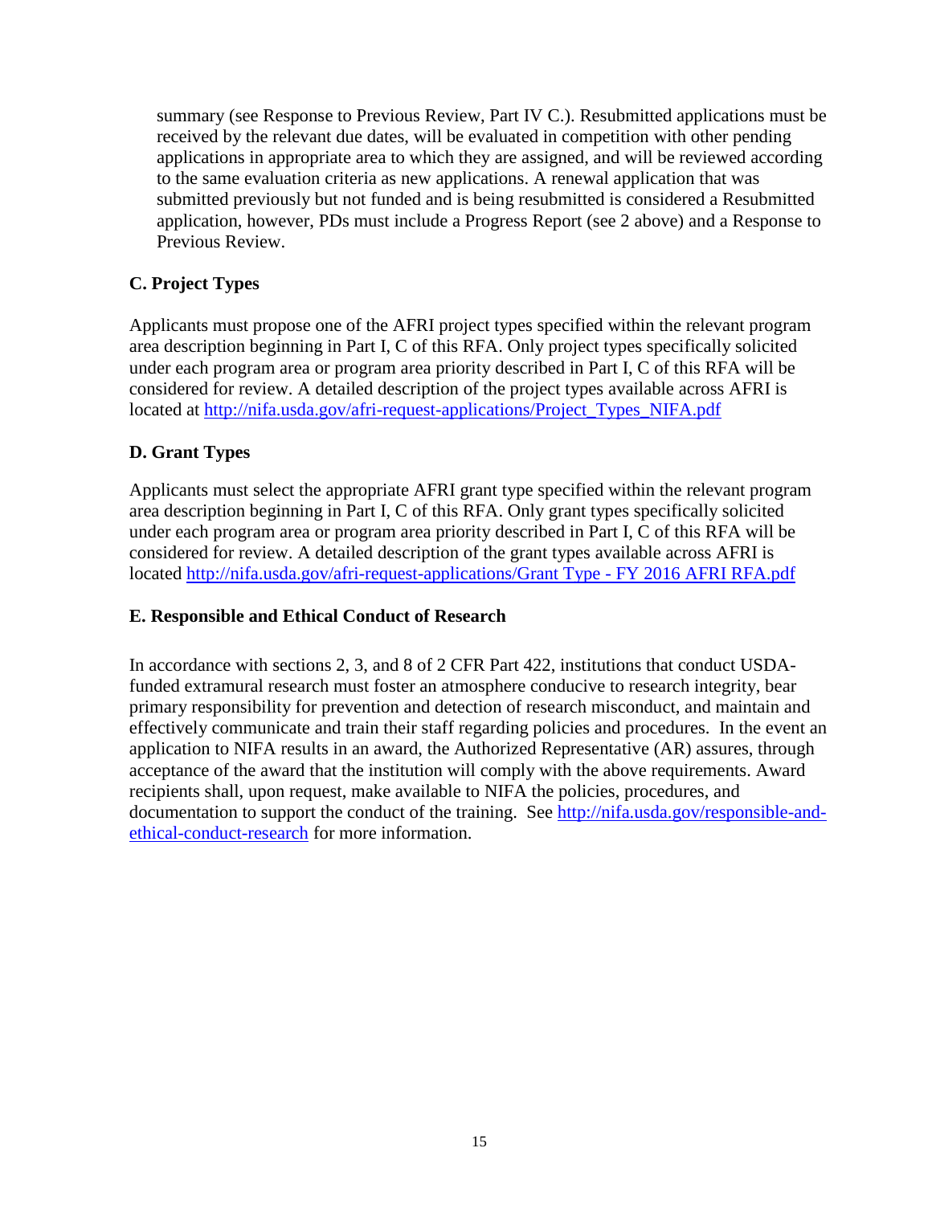summary (see Response to Previous Review, Part IV C.). Resubmitted applications must be received by the relevant due dates, will be evaluated in competition with other pending applications in appropriate area to which they are assigned, and will be reviewed according to the same evaluation criteria as new applications. A renewal application that was submitted previously but not funded and is being resubmitted is considered a Resubmitted application, however, PDs must include a Progress Report (see 2 above) and a Response to Previous Review.

### C. Project Types

Applicants must propose one of the AFRI project types specified within the relevant program area description beginning in Part I, C of this RFA. Only project types specifically solicited under each program area or program area priority described in Part I, C of this RFA will be considered for review. A detailed description of the project types available across AFRI is located at http://nifa.usda.gov/afri-request-applications/Project_Types_NIFA.pdf

### D. Grant Types

Applicants must select the appropriate AFRI grant type specified within the relevant program area description beginning in Part I, C of this RFA. Only grant types specifically solicited under each program area or program area priority described in Part I, C of this RFA will be considered for review. A detailed description of the grant types available across AFRI is located http://nifa.usda.gov/afri-request-applications/Grant Type - FY 2016 AFRI RFA.pdf

### E. Responsible and Ethical Conduct of Research

In accordance with sections 2, 3, and 8 of 2 CFR Part 422, institutions that conduct USDA-funded extramural research must foster an atmosphere conducive to research integrity, bear primary responsibility for prevention and detection of research misconduct, and maintain and effectively communicate and train their staff regarding policies and procedures. In the event an application to NIFA results in an award, the Authorized Representative (AR) assures, through acceptance of the award that the institution will comply with the above requirements. Award recipients shall, upon request, make available to NIFA the policies, procedures, and documentation to support the conduct of the training. See http://nifa.usda.gov/responsible-and-ethical-conduct-research for more information.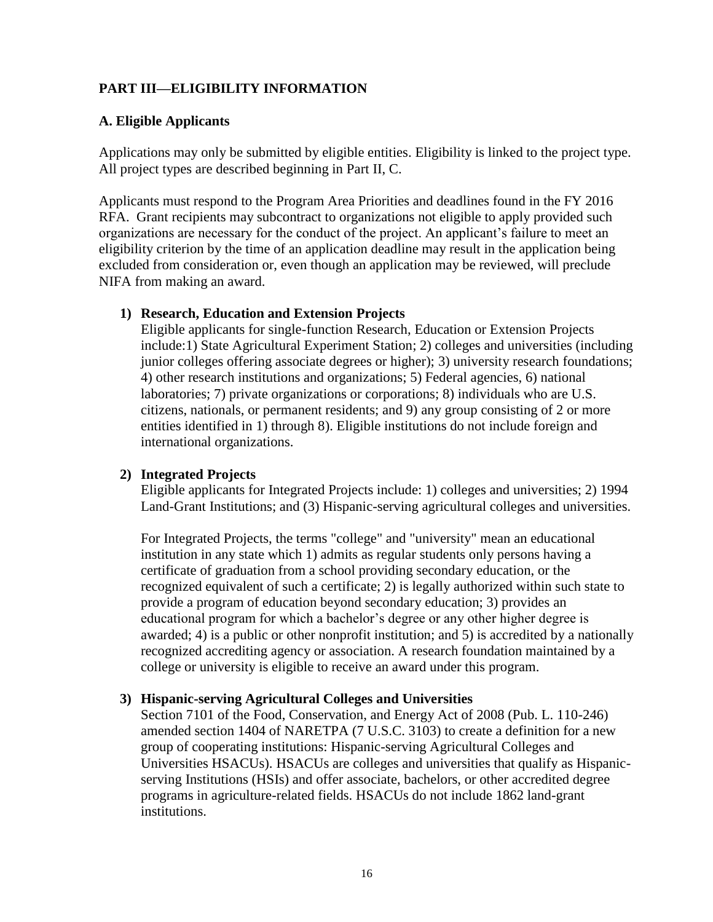## PART III—ELIGIBILITY INFORMATION

### A. Eligible Applicants

Applications may only be submitted by eligible entities. Eligibility is linked to the project type. All project types are described beginning in Part II, C.

Applicants must respond to the Program Area Priorities and deadlines found in the FY 2016 RFA. Grant recipients may subcontract to organizations not eligible to apply provided such organizations are necessary for the conduct of the project. An applicant's failure to meet an eligibility criterion by the time of an application deadline may result in the application being excluded from consideration or, even though an application may be reviewed, will preclude NIFA from making an award.

**1) Research, Education and Extension Projects**

Eligible applicants for single-function Research, Education or Extension Projects include:1) State Agricultural Experiment Station; 2) colleges and universities (including junior colleges offering associate degrees or higher); 3) university research foundations; 4) other research institutions and organizations; 5) Federal agencies, 6) national laboratories; 7) private organizations or corporations; 8) individuals who are U.S. citizens, nationals, or permanent residents; and 9) any group consisting of 2 or more entities identified in 1) through 8). Eligible institutions do not include foreign and international organizations.

**2) Integrated Projects**

Eligible applicants for Integrated Projects include: 1) colleges and universities; 2) 1994 Land-Grant Institutions; and (3) Hispanic-serving agricultural colleges and universities.

For Integrated Projects, the terms "college" and "university" mean an educational institution in any state which 1) admits as regular students only persons having a certificate of graduation from a school providing secondary education, or the recognized equivalent of such a certificate; 2) is legally authorized within such state to provide a program of education beyond secondary education; 3) provides an educational program for which a bachelor's degree or any other higher degree is awarded; 4) is a public or other nonprofit institution; and 5) is accredited by a nationally recognized accrediting agency or association. A research foundation maintained by a college or university is eligible to receive an award under this program.

**3) Hispanic-serving Agricultural Colleges and Universities**

Section 7101 of the Food, Conservation, and Energy Act of 2008 (Pub. L. 110-246) amended section 1404 of NARETPA (7 U.S.C. 3103) to create a definition for a new group of cooperating institutions: Hispanic-serving Agricultural Colleges and Universities HSACUs). HSACUs are colleges and universities that qualify as Hispanic-serving Institutions (HSIs) and offer associate, bachelors, or other accredited degree programs in agriculture-related fields. HSACUs do not include 1862 land-grant institutions.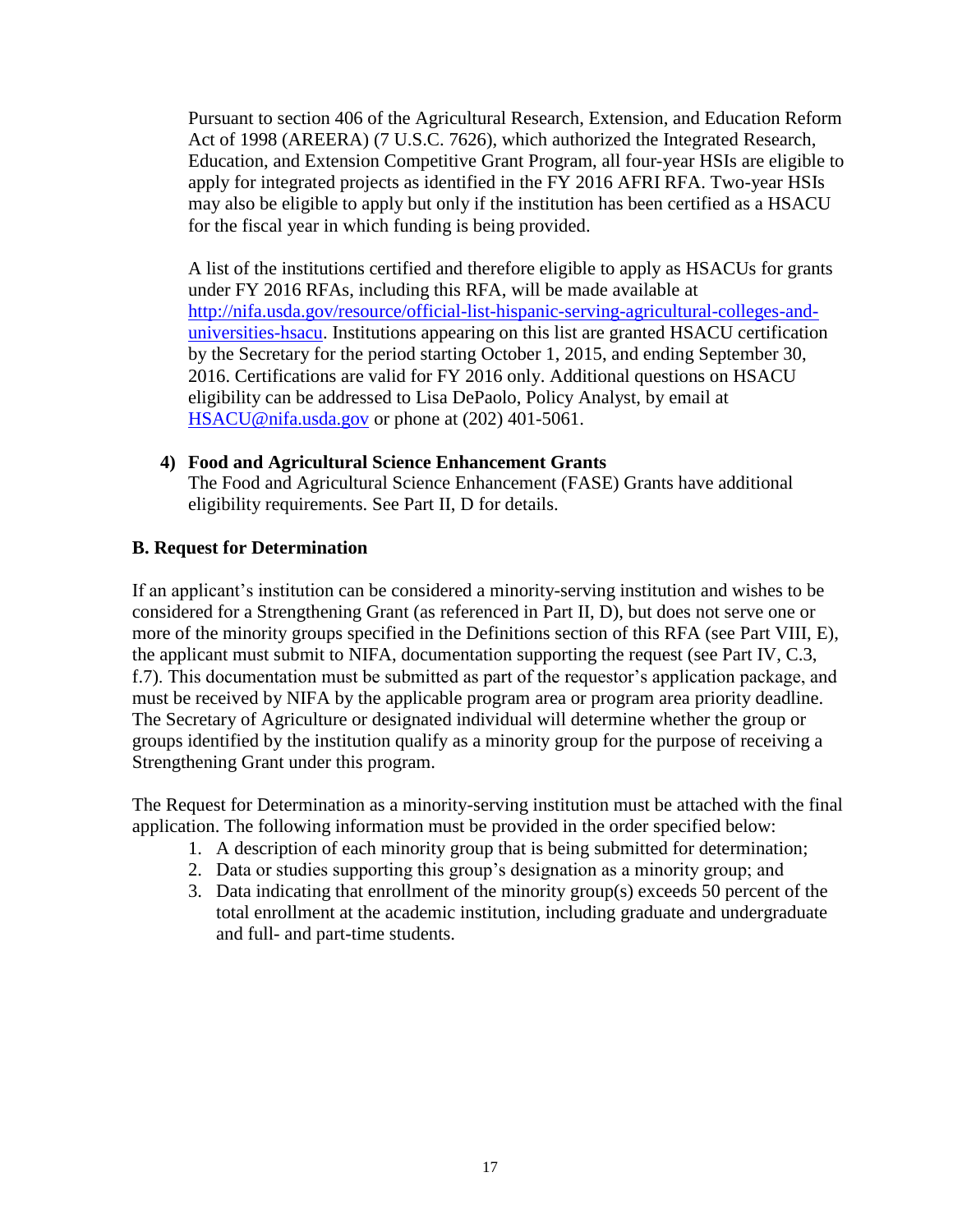Pursuant to section 406 of the Agricultural Research, Extension, and Education Reform Act of 1998 (AREERA) (7 U.S.C. 7626), which authorized the Integrated Research, Education, and Extension Competitive Grant Program, all four-year HSIs are eligible to apply for integrated projects as identified in the FY 2016 AFRI RFA. Two-year HSIs may also be eligible to apply but only if the institution has been certified as a HSACU for the fiscal year in which funding is being provided.

A list of the institutions certified and therefore eligible to apply as HSACUs for grants under FY 2016 RFAs, including this RFA, will be made available at [http://nifa.usda.gov/resource/official-list-hispanic-serving-agricultural-colleges-and-universities-hsacu](http://nifa.usda.gov/resource/official-list-hispanic-serving-agricultural-colleges-and-universities-hsacu). Institutions appearing on this list are granted HSACU certification by the Secretary for the period starting October 1, 2015, and ending September 30, 2016. Certifications are valid for FY 2016 only. Additional questions on HSACU eligibility can be addressed to Lisa DePaolo, Policy Analyst, by email at [HSACU@nifa.usda.gov](mailto:HSACU@nifa.usda.gov) or phone at (202) 401-5061.

**4) Food and Agricultural Science Enhancement Grants**

The Food and Agricultural Science Enhancement (FASE) Grants have additional eligibility requirements. See Part II, D for details.

## B. Request for Determination

If an applicant's institution can be considered a minority-serving institution and wishes to be considered for a Strengthening Grant (as referenced in Part II, D), but does not serve one or more of the minority groups specified in the Definitions section of this RFA (see Part VIII, E), the applicant must submit to NIFA, documentation supporting the request (see Part IV, C.3, f.7). This documentation must be submitted as part of the requestor's application package, and must be received by NIFA by the applicable program area or program area priority deadline. The Secretary of Agriculture or designated individual will determine whether the group or groups identified by the institution qualify as a minority group for the purpose of receiving a Strengthening Grant under this program.

The Request for Determination as a minority-serving institution must be attached with the final application. The following information must be provided in the order specified below:

1. A description of each minority group that is being submitted for determination;
2. Data or studies supporting this group's designation as a minority group; and
3. Data indicating that enrollment of the minority group(s) exceeds 50 percent of the total enrollment at the academic institution, including graduate and undergraduate and full- and part-time students.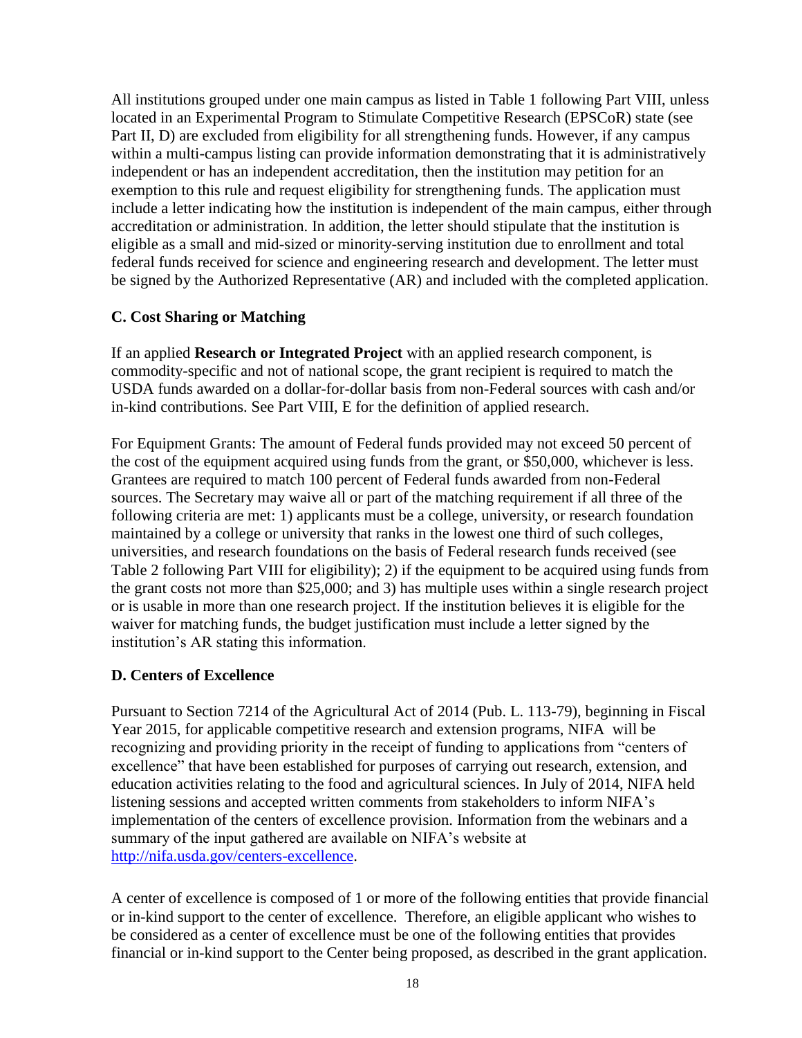All institutions grouped under one main campus as listed in Table 1 following Part VIII, unless located in an Experimental Program to Stimulate Competitive Research (EPSCoR) state (see Part II, D) are excluded from eligibility for all strengthening funds. However, if any campus within a multi-campus listing can provide information demonstrating that it is administratively independent or has an independent accreditation, then the institution may petition for an exemption to this rule and request eligibility for strengthening funds. The application must include a letter indicating how the institution is independent of the main campus, either through accreditation or administration. In addition, the letter should stipulate that the institution is eligible as a small and mid-sized or minority-serving institution due to enrollment and total federal funds received for science and engineering research and development. The letter must be signed by the Authorized Representative (AR) and included with the completed application.

### C. Cost Sharing or Matching

If an applied **Research or Integrated Project** with an applied research component, is commodity-specific and not of national scope, the grant recipient is required to match the USDA funds awarded on a dollar-for-dollar basis from non-Federal sources with cash and/or in-kind contributions. See Part VIII, E for the definition of applied research.

For Equipment Grants: The amount of Federal funds provided may not exceed 50 percent of the cost of the equipment acquired using funds from the grant, or $50,000, whichever is less. Grantees are required to match 100 percent of Federal funds awarded from non-Federal sources. The Secretary may waive all or part of the matching requirement if all three of the following criteria are met: 1) applicants must be a college, university, or research foundation maintained by a college or university that ranks in the lowest one third of such colleges, universities, and research foundations on the basis of Federal research funds received (see Table 2 following Part VIII for eligibility); 2) if the equipment to be acquired using funds from the grant costs not more than $25,000; and 3) has multiple uses within a single research project or is usable in more than one research project. If the institution believes it is eligible for the waiver for matching funds, the budget justification must include a letter signed by the institution's AR stating this information.

### D. Centers of Excellence

Pursuant to Section 7214 of the Agricultural Act of 2014 (Pub. L. 113-79), beginning in Fiscal Year 2015, for applicable competitive research and extension programs, NIFA will be recognizing and providing priority in the receipt of funding to applications from "centers of excellence" that have been established for purposes of carrying out research, extension, and education activities relating to the food and agricultural sciences. In July of 2014, NIFA held listening sessions and accepted written comments from stakeholders to inform NIFA's implementation of the centers of excellence provision. Information from the webinars and a summary of the input gathered are available on NIFA's website at http://nifa.usda.gov/centers-excellence.

A center of excellence is composed of 1 or more of the following entities that provide financial or in-kind support to the center of excellence. Therefore, an eligible applicant who wishes to be considered as a center of excellence must be one of the following entities that provides financial or in-kind support to the Center being proposed, as described in the grant application.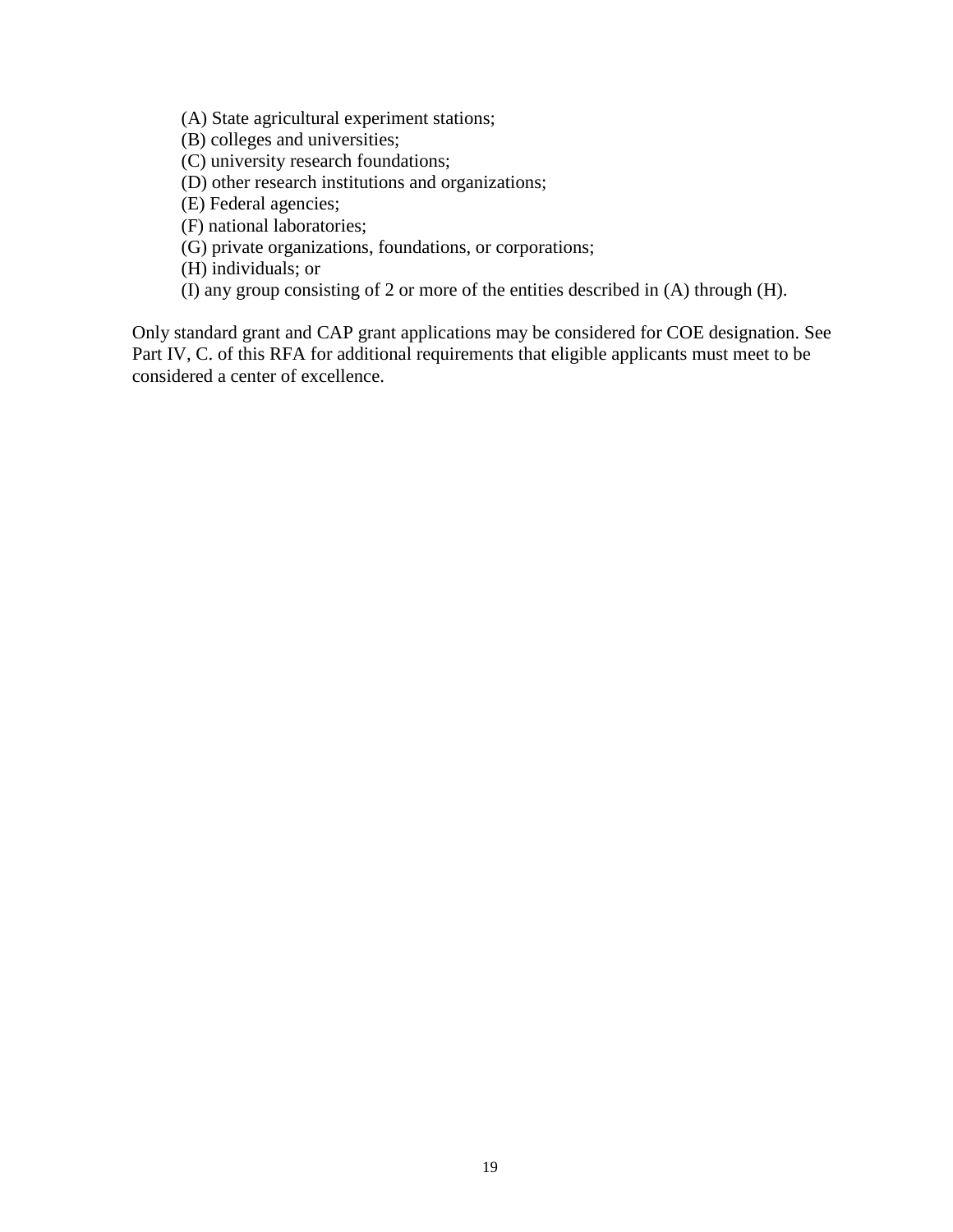(A) State agricultural experiment stations;
(B) colleges and universities;
(C) university research foundations;
(D) other research institutions and organizations;
(E) Federal agencies;
(F) national laboratories;
(G) private organizations, foundations, or corporations;
(H) individuals; or
(I) any group consisting of 2 or more of the entities described in (A) through (H).

Only standard grant and CAP grant applications may be considered for COE designation. See Part IV, C. of this RFA for additional requirements that eligible applicants must meet to be considered a center of excellence.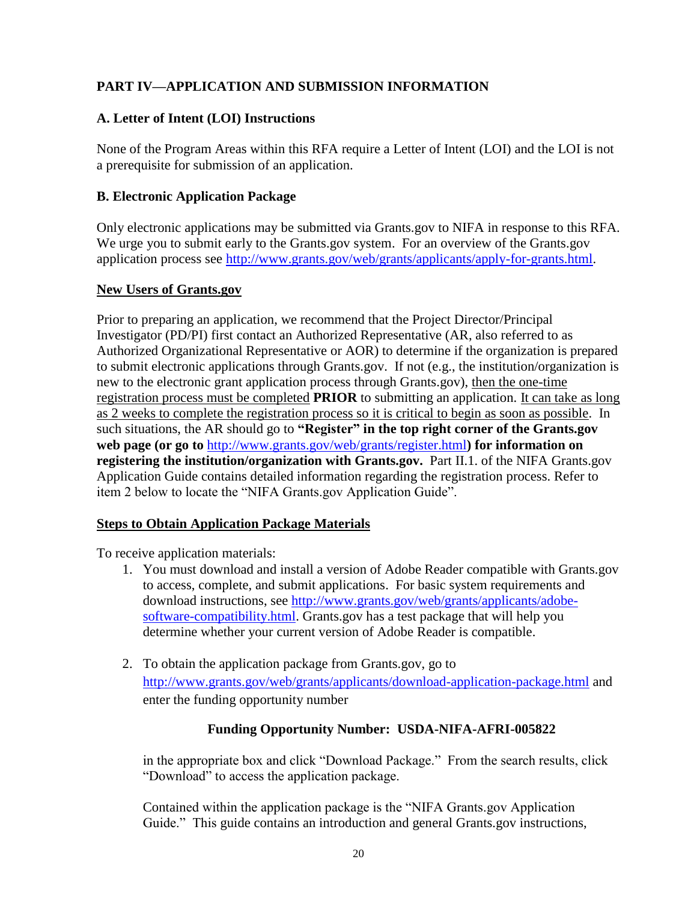## PART IV—APPLICATION AND SUBMISSION INFORMATION

### A. Letter of Intent (LOI) Instructions

None of the Program Areas within this RFA require a Letter of Intent (LOI) and the LOI is not a prerequisite for submission of an application.

### B. Electronic Application Package

Only electronic applications may be submitted via Grants.gov to NIFA in response to this RFA. We urge you to submit early to the Grants.gov system. For an overview of the Grants.gov application process see http://www.grants.gov/web/grants/applicants/apply-for-grants.html.

**New Users of Grants.gov**

Prior to preparing an application, we recommend that the Project Director/Principal Investigator (PD/PI) first contact an Authorized Representative (AR, also referred to as Authorized Organizational Representative or AOR) to determine if the organization is prepared to submit electronic applications through Grants.gov. If not (e.g., the institution/organization is new to the electronic grant application process through Grants.gov), then the one-time registration process must be completed **PRIOR** to submitting an application. It can take as long as 2 weeks to complete the registration process so it is critical to begin as soon as possible. In such situations, the AR should go to **"Register" in the top right corner of the Grants.gov web page (or go to** http://www.grants.gov/web/grants/register.html**) for information on registering the institution/organization with Grants.gov.** Part II.1. of the NIFA Grants.gov Application Guide contains detailed information regarding the registration process. Refer to item 2 below to locate the "NIFA Grants.gov Application Guide".

**Steps to Obtain Application Package Materials**

To receive application materials:

1. You must download and install a version of Adobe Reader compatible with Grants.gov to access, complete, and submit applications. For basic system requirements and download instructions, see http://www.grants.gov/web/grants/applicants/adobe-software-compatibility.html. Grants.gov has a test package that will help you determine whether your current version of Adobe Reader is compatible.

2. To obtain the application package from Grants.gov, go to http://www.grants.gov/web/grants/applicants/download-application-package.html and enter the funding opportunity number

   **Funding Opportunity Number: USDA-NIFA-AFRI-005822**

   in the appropriate box and click "Download Package." From the search results, click "Download" to access the application package.

   Contained within the application package is the "NIFA Grants.gov Application Guide." This guide contains an introduction and general Grants.gov instructions,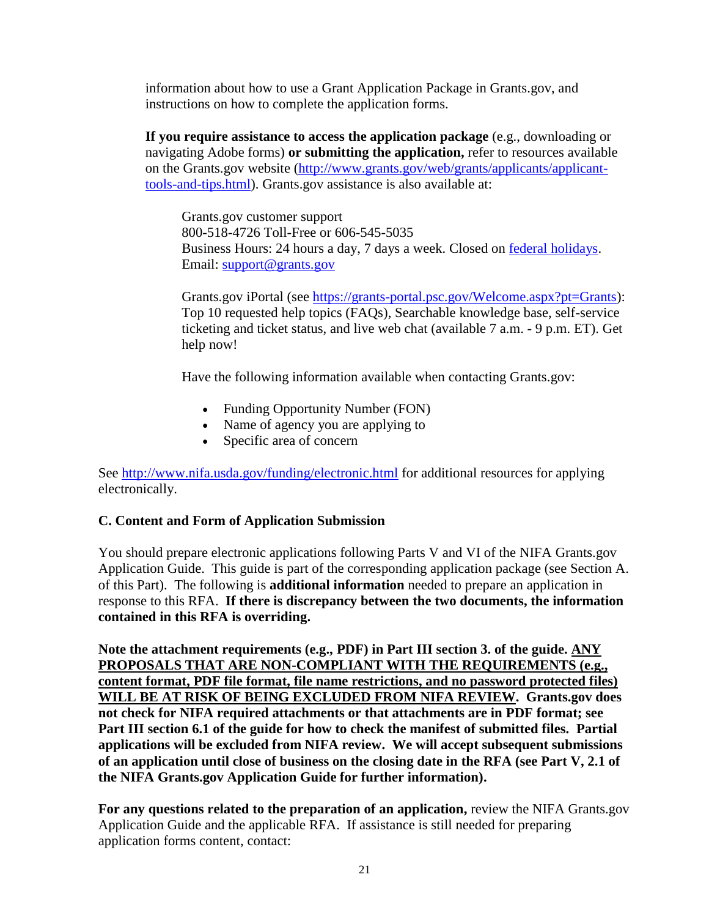information about how to use a Grant Application Package in Grants.gov, and instructions on how to complete the application forms.

**If you require assistance to access the application package** (e.g., downloading or navigating Adobe forms) **or submitting the application,** refer to resources available on the Grants.gov website (http://www.grants.gov/web/grants/applicants/applicant-tools-and-tips.html). Grants.gov assistance is also available at:

Grants.gov customer support
800-518-4726 Toll-Free or 606-545-5035
Business Hours: 24 hours a day, 7 days a week. Closed on federal holidays.
Email: support@grants.gov

Grants.gov iPortal (see https://grants-portal.psc.gov/Welcome.aspx?pt=Grants): Top 10 requested help topics (FAQs), Searchable knowledge base, self-service ticketing and ticket status, and live web chat (available 7 a.m. - 9 p.m. ET). Get help now!

Have the following information available when contacting Grants.gov:

- Funding Opportunity Number (FON)
- Name of agency you are applying to
- Specific area of concern

See http://www.nifa.usda.gov/funding/electronic.html for additional resources for applying electronically.

### C. Content and Form of Application Submission

You should prepare electronic applications following Parts V and VI of the NIFA Grants.gov Application Guide. This guide is part of the corresponding application package (see Section A. of this Part). The following is **additional information** needed to prepare an application in response to this RFA. **If there is discrepancy between the two documents, the information contained in this RFA is overriding.**

**Note the attachment requirements (e.g., PDF) in Part III section 3. of the guide. ANY PROPOSALS THAT ARE NON-COMPLIANT WITH THE REQUIREMENTS (e.g., content format, PDF file format, file name restrictions, and no password protected files) WILL BE AT RISK OF BEING EXCLUDED FROM NIFA REVIEW. Grants.gov does not check for NIFA required attachments or that attachments are in PDF format; see Part III section 6.1 of the guide for how to check the manifest of submitted files. Partial applications will be excluded from NIFA review. We will accept subsequent submissions of an application until close of business on the closing date in the RFA (see Part V, 2.1 of the NIFA Grants.gov Application Guide for further information).**

**For any questions related to the preparation of an application,** review the NIFA Grants.gov Application Guide and the applicable RFA. If assistance is still needed for preparing application forms content, contact: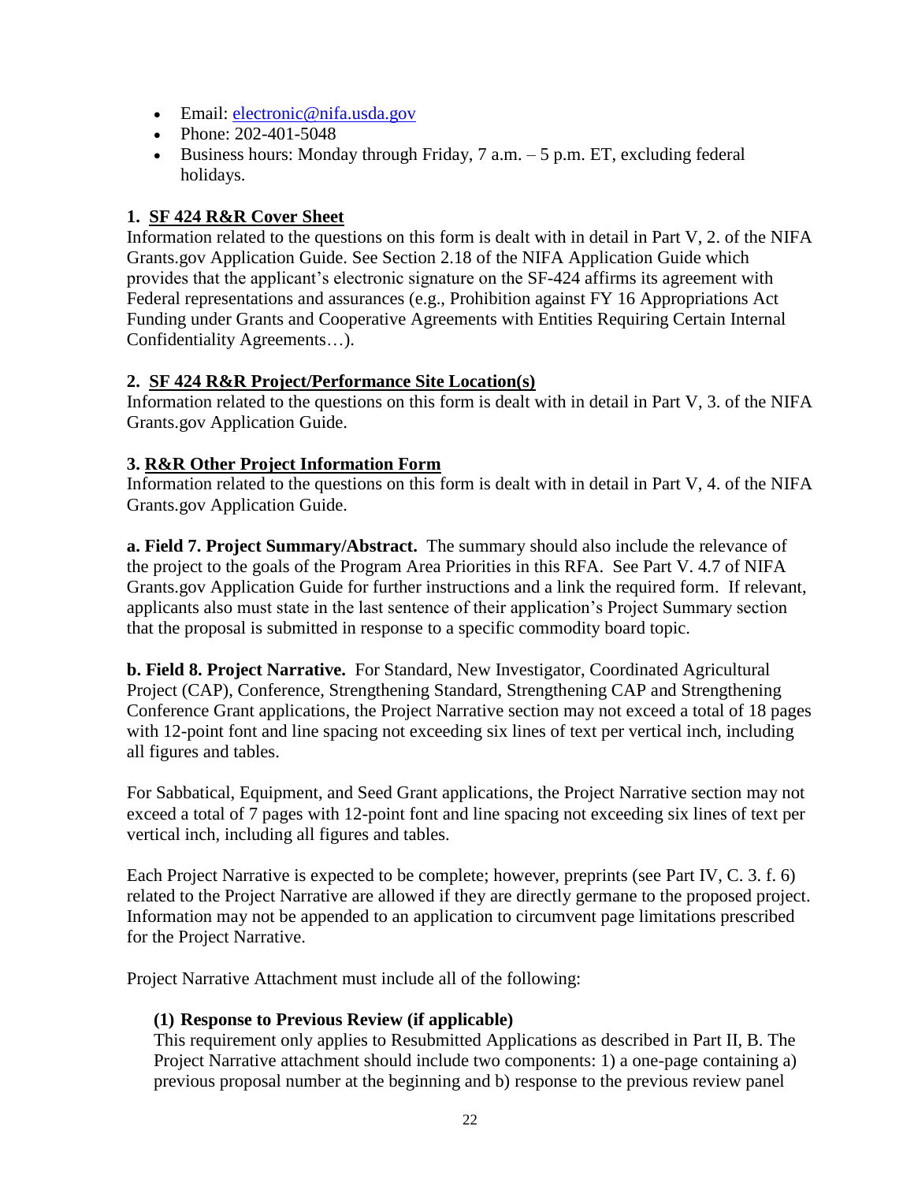- Email: electronic@nifa.usda.gov
- Phone: 202-401-5048
- Business hours: Monday through Friday, 7 a.m. – 5 p.m. ET, excluding federal holidays.

### 1. SF 424 R&R Cover Sheet

Information related to the questions on this form is dealt with in detail in Part V, 2. of the NIFA Grants.gov Application Guide. See Section 2.18 of the NIFA Application Guide which provides that the applicant's electronic signature on the SF-424 affirms its agreement with Federal representations and assurances (e.g., Prohibition against FY 16 Appropriations Act Funding under Grants and Cooperative Agreements with Entities Requiring Certain Internal Confidentiality Agreements…).

### 2. SF 424 R&R Project/Performance Site Location(s)

Information related to the questions on this form is dealt with in detail in Part V, 3. of the NIFA Grants.gov Application Guide.

### 3. R&R Other Project Information Form

Information related to the questions on this form is dealt with in detail in Part V, 4. of the NIFA Grants.gov Application Guide.

**a. Field 7. Project Summary/Abstract.** The summary should also include the relevance of the project to the goals of the Program Area Priorities in this RFA. See Part V. 4.7 of NIFA Grants.gov Application Guide for further instructions and a link the required form. If relevant, applicants also must state in the last sentence of their application's Project Summary section that the proposal is submitted in response to a specific commodity board topic.

**b. Field 8. Project Narrative.** For Standard, New Investigator, Coordinated Agricultural Project (CAP), Conference, Strengthening Standard, Strengthening CAP and Strengthening Conference Grant applications, the Project Narrative section may not exceed a total of 18 pages with 12-point font and line spacing not exceeding six lines of text per vertical inch, including all figures and tables.

For Sabbatical, Equipment, and Seed Grant applications, the Project Narrative section may not exceed a total of 7 pages with 12-point font and line spacing not exceeding six lines of text per vertical inch, including all figures and tables.

Each Project Narrative is expected to be complete; however, preprints (see Part IV, C. 3. f. 6) related to the Project Narrative are allowed if they are directly germane to the proposed project. Information may not be appended to an application to circumvent page limitations prescribed for the Project Narrative.

Project Narrative Attachment must include all of the following:

**(1) Response to Previous Review (if applicable)**

This requirement only applies to Resubmitted Applications as described in Part II, B. The Project Narrative attachment should include two components: 1) a one-page containing a) previous proposal number at the beginning and b) response to the previous review panel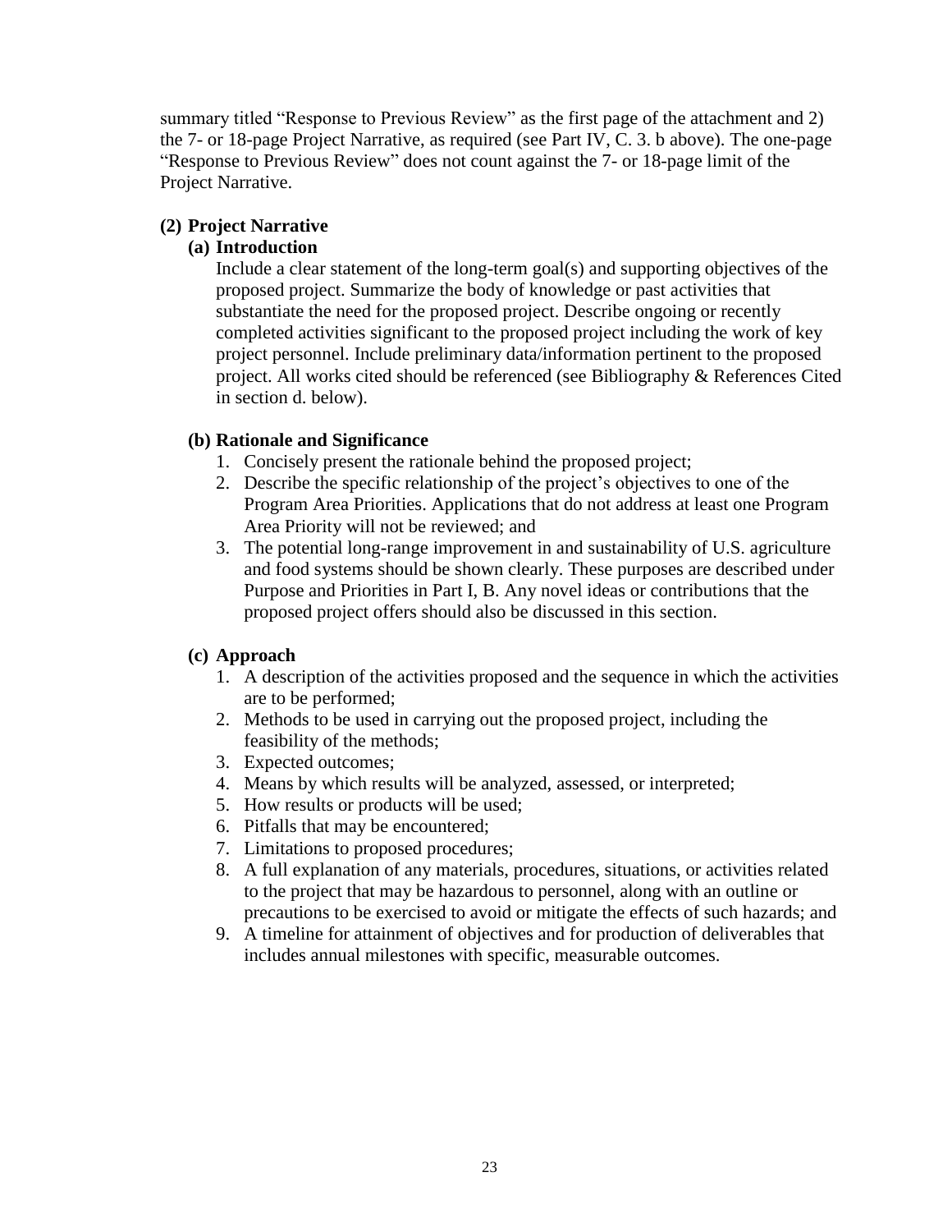summary titled "Response to Previous Review" as the first page of the attachment and 2) the 7- or 18-page Project Narrative, as required (see Part IV, C. 3. b above). The one-page "Response to Previous Review" does not count against the 7- or 18-page limit of the Project Narrative.

**(2) Project Narrative**

**(a) Introduction**

Include a clear statement of the long-term goal(s) and supporting objectives of the proposed project. Summarize the body of knowledge or past activities that substantiate the need for the proposed project. Describe ongoing or recently completed activities significant to the proposed project including the work of key project personnel. Include preliminary data/information pertinent to the proposed project. All works cited should be referenced (see Bibliography & References Cited in section d. below).

**(b) Rationale and Significance**

1. Concisely present the rationale behind the proposed project;
2. Describe the specific relationship of the project's objectives to one of the Program Area Priorities. Applications that do not address at least one Program Area Priority will not be reviewed; and
3. The potential long-range improvement in and sustainability of U.S. agriculture and food systems should be shown clearly. These purposes are described under Purpose and Priorities in Part I, B. Any novel ideas or contributions that the proposed project offers should also be discussed in this section.

**(c) Approach**

1. A description of the activities proposed and the sequence in which the activities are to be performed;
2. Methods to be used in carrying out the proposed project, including the feasibility of the methods;
3. Expected outcomes;
4. Means by which results will be analyzed, assessed, or interpreted;
5. How results or products will be used;
6. Pitfalls that may be encountered;
7. Limitations to proposed procedures;
8. A full explanation of any materials, procedures, situations, or activities related to the project that may be hazardous to personnel, along with an outline or precautions to be exercised to avoid or mitigate the effects of such hazards; and
9. A timeline for attainment of objectives and for production of deliverables that includes annual milestones with specific, measurable outcomes.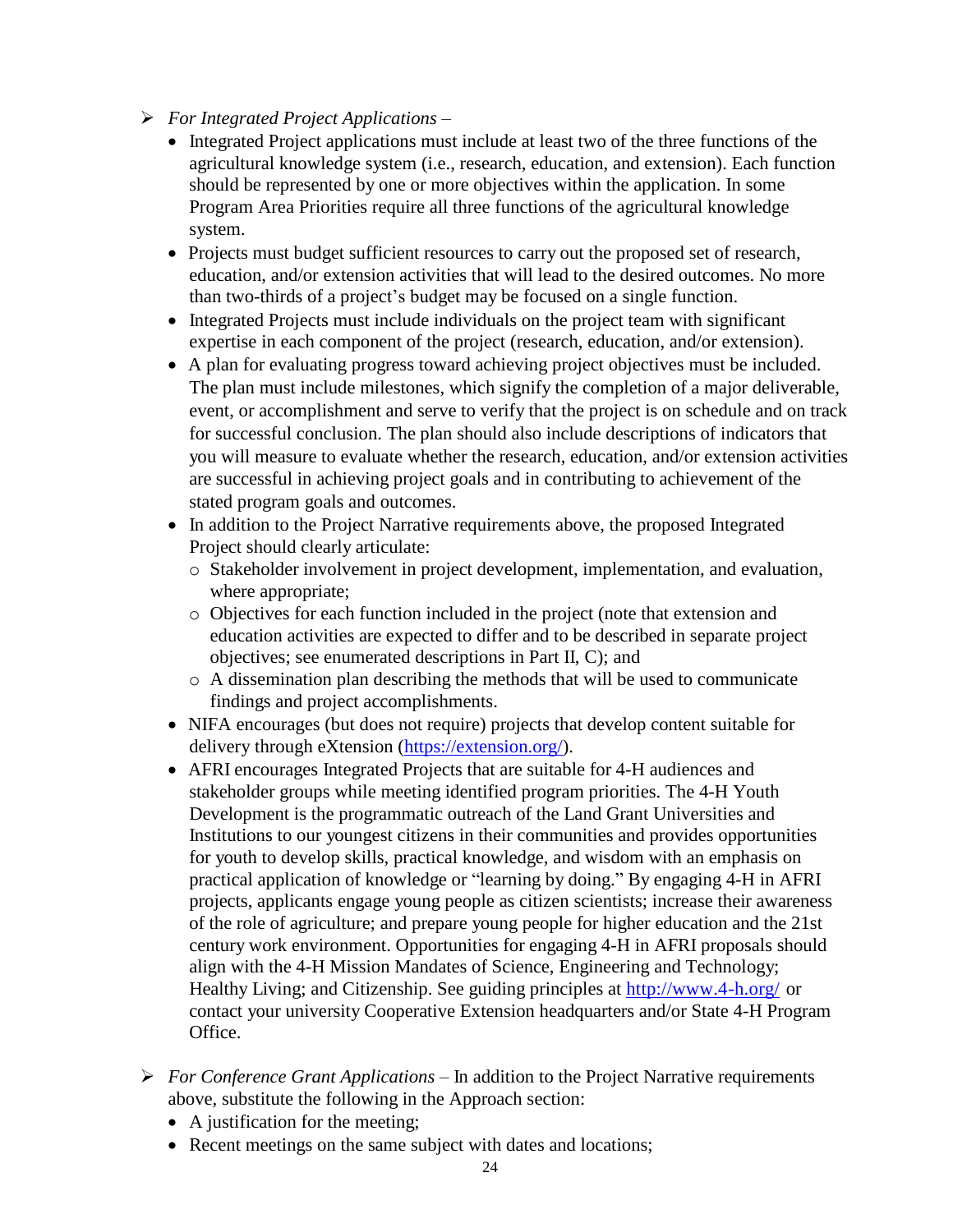- *For Integrated Project Applications* –
  - Integrated Project applications must include at least two of the three functions of the agricultural knowledge system (i.e., research, education, and extension). Each function should be represented by one or more objectives within the application. In some Program Area Priorities require all three functions of the agricultural knowledge system.
  - Projects must budget sufficient resources to carry out the proposed set of research, education, and/or extension activities that will lead to the desired outcomes. No more than two-thirds of a project's budget may be focused on a single function.
  - Integrated Projects must include individuals on the project team with significant expertise in each component of the project (research, education, and/or extension).
  - A plan for evaluating progress toward achieving project objectives must be included. The plan must include milestones, which signify the completion of a major deliverable, event, or accomplishment and serve to verify that the project is on schedule and on track for successful conclusion. The plan should also include descriptions of indicators that you will measure to evaluate whether the research, education, and/or extension activities are successful in achieving project goals and in contributing to achievement of the stated program goals and outcomes.
  - In addition to the Project Narrative requirements above, the proposed Integrated Project should clearly articulate:
    - Stakeholder involvement in project development, implementation, and evaluation, where appropriate;
    - Objectives for each function included in the project (note that extension and education activities are expected to differ and to be described in separate project objectives; see enumerated descriptions in Part II, C); and
    - A dissemination plan describing the methods that will be used to communicate findings and project accomplishments.
  - NIFA encourages (but does not require) projects that develop content suitable for delivery through eXtension (https://extension.org/).
  - AFRI encourages Integrated Projects that are suitable for 4-H audiences and stakeholder groups while meeting identified program priorities. The 4-H Youth Development is the programmatic outreach of the Land Grant Universities and Institutions to our youngest citizens in their communities and provides opportunities for youth to develop skills, practical knowledge, and wisdom with an emphasis on practical application of knowledge or "learning by doing." By engaging 4-H in AFRI projects, applicants engage young people as citizen scientists; increase their awareness of the role of agriculture; and prepare young people for higher education and the 21st century work environment. Opportunities for engaging 4-H in AFRI proposals should align with the 4-H Mission Mandates of Science, Engineering and Technology; Healthy Living; and Citizenship. See guiding principles at http://www.4-h.org/ or contact your university Cooperative Extension headquarters and/or State 4-H Program Office.

- *For Conference Grant Applications* – In addition to the Project Narrative requirements above, substitute the following in the Approach section:
  - A justification for the meeting;
  - Recent meetings on the same subject with dates and locations;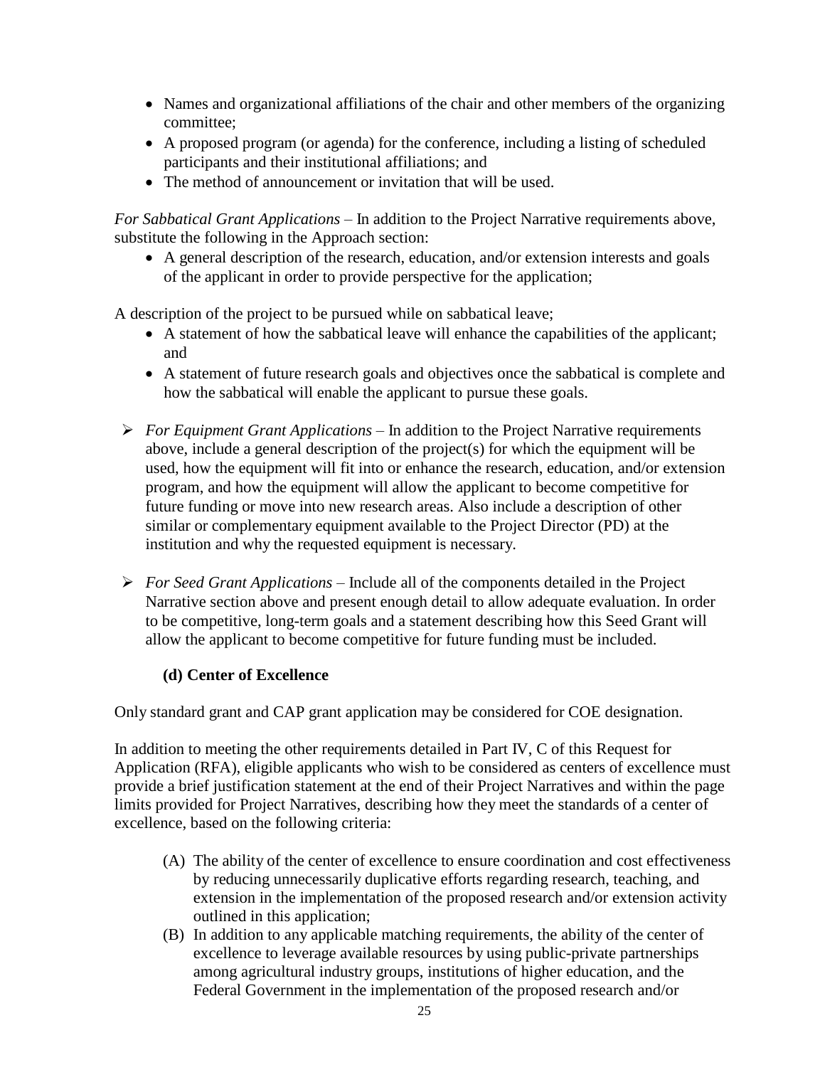- Names and organizational affiliations of the chair and other members of the organizing committee;
- A proposed program (or agenda) for the conference, including a listing of scheduled participants and their institutional affiliations; and
- The method of announcement or invitation that will be used.

*For Sabbatical Grant Applications* – In addition to the Project Narrative requirements above, substitute the following in the Approach section:

- A general description of the research, education, and/or extension interests and goals of the applicant in order to provide perspective for the application;

A description of the project to be pursued while on sabbatical leave;

- A statement of how the sabbatical leave will enhance the capabilities of the applicant; and
- A statement of future research goals and objectives once the sabbatical is complete and how the sabbatical will enable the applicant to pursue these goals.

- *For Equipment Grant Applications* – In addition to the Project Narrative requirements above, include a general description of the project(s) for which the equipment will be used, how the equipment will fit into or enhance the research, education, and/or extension program, and how the equipment will allow the applicant to become competitive for future funding or move into new research areas. Also include a description of other similar or complementary equipment available to the Project Director (PD) at the institution and why the requested equipment is necessary.

- *For Seed Grant Applications* – Include all of the components detailed in the Project Narrative section above and present enough detail to allow adequate evaluation. In order to be competitive, long-term goals and a statement describing how this Seed Grant will allow the applicant to become competitive for future funding must be included.

**(d) Center of Excellence**

Only standard grant and CAP grant application may be considered for COE designation.

In addition to meeting the other requirements detailed in Part IV, C of this Request for Application (RFA), eligible applicants who wish to be considered as centers of excellence must provide a brief justification statement at the end of their Project Narratives and within the page limits provided for Project Narratives, describing how they meet the standards of a center of excellence, based on the following criteria:

(A) The ability of the center of excellence to ensure coordination and cost effectiveness by reducing unnecessarily duplicative efforts regarding research, teaching, and extension in the implementation of the proposed research and/or extension activity outlined in this application;

(B) In addition to any applicable matching requirements, the ability of the center of excellence to leverage available resources by using public-private partnerships among agricultural industry groups, institutions of higher education, and the Federal Government in the implementation of the proposed research and/or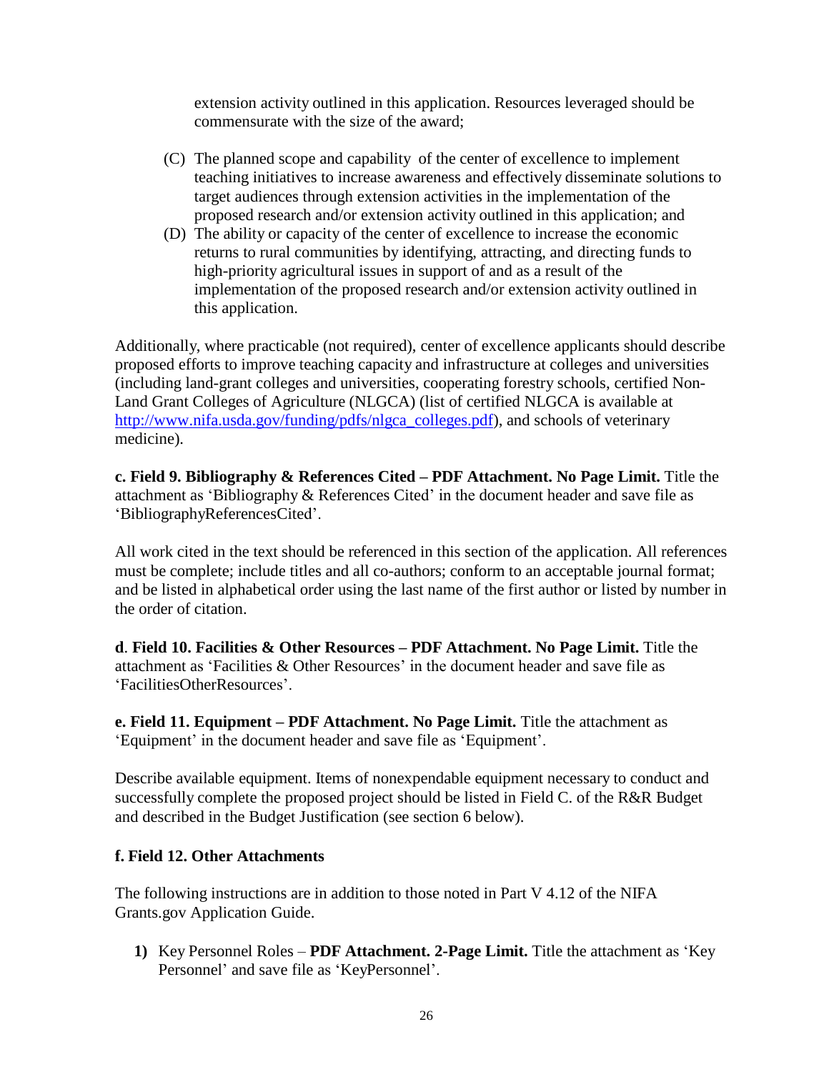extension activity outlined in this application. Resources leveraged should be commensurate with the size of the award;

(C) The planned scope and capability of the center of excellence to implement teaching initiatives to increase awareness and effectively disseminate solutions to target audiences through extension activities in the implementation of the proposed research and/or extension activity outlined in this application; and

(D) The ability or capacity of the center of excellence to increase the economic returns to rural communities by identifying, attracting, and directing funds to high-priority agricultural issues in support of and as a result of the implementation of the proposed research and/or extension activity outlined in this application.

Additionally, where practicable (not required), center of excellence applicants should describe proposed efforts to improve teaching capacity and infrastructure at colleges and universities (including land-grant colleges and universities, cooperating forestry schools, certified Non-Land Grant Colleges of Agriculture (NLGCA) (list of certified NLGCA is available at [http://www.nifa.usda.gov/funding/pdfs/nlgca_colleges.pdf](http://www.nifa.usda.gov/funding/pdfs/nlgca_colleges.pdf)), and schools of veterinary medicine).

**c. Field 9. Bibliography & References Cited – PDF Attachment. No Page Limit.** Title the attachment as 'Bibliography & References Cited' in the document header and save file as 'BibliographyReferencesCited'.

All work cited in the text should be referenced in this section of the application. All references must be complete; include titles and all co-authors; conform to an acceptable journal format; and be listed in alphabetical order using the last name of the first author or listed by number in the order of citation.

**d. Field 10. Facilities & Other Resources – PDF Attachment. No Page Limit.** Title the attachment as 'Facilities & Other Resources' in the document header and save file as 'FacilitiesOtherResources'.

**e. Field 11. Equipment – PDF Attachment. No Page Limit.** Title the attachment as 'Equipment' in the document header and save file as 'Equipment'.

Describe available equipment. Items of nonexpendable equipment necessary to conduct and successfully complete the proposed project should be listed in Field C. of the R&R Budget and described in the Budget Justification (see section 6 below).

**f. Field 12. Other Attachments**

The following instructions are in addition to those noted in Part V 4.12 of the NIFA Grants.gov Application Guide.

1) Key Personnel Roles – **PDF Attachment. 2-Page Limit.** Title the attachment as 'Key Personnel' and save file as 'KeyPersonnel'.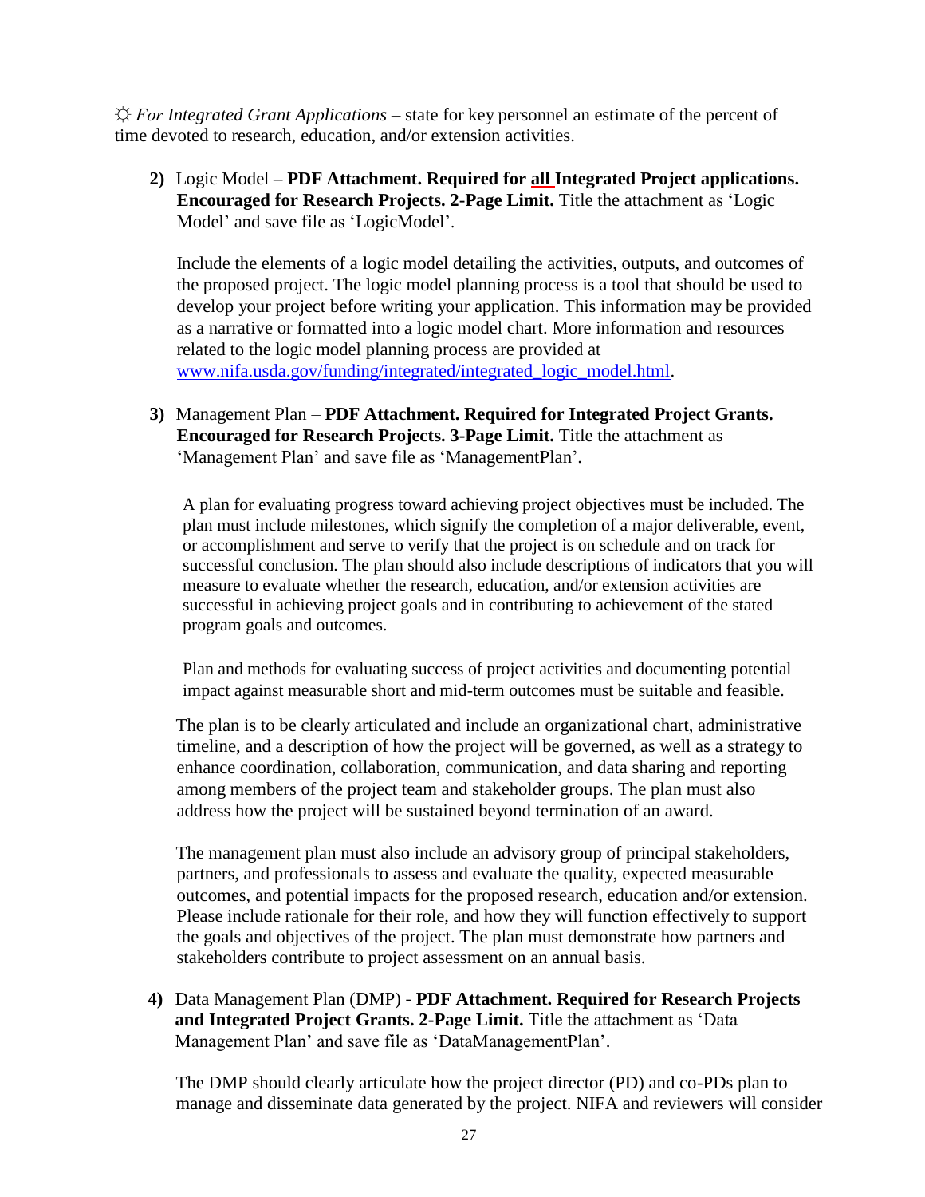☼ *For Integrated Grant Applications* – state for key personnel an estimate of the percent of time devoted to research, education, and/or extension activities.

2) Logic Model **– PDF Attachment. Required for all Integrated Project applications. Encouraged for Research Projects. 2-Page Limit.** Title the attachment as 'Logic Model' and save file as 'LogicModel'.

   Include the elements of a logic model detailing the activities, outputs, and outcomes of the proposed project. The logic model planning process is a tool that should be used to develop your project before writing your application. This information may be provided as a narrative or formatted into a logic model chart. More information and resources related to the logic model planning process are provided at [www.nifa.usda.gov/funding/integrated/integrated_logic_model.html](www.nifa.usda.gov/funding/integrated/integrated_logic_model.html).

3) Management Plan – **PDF Attachment. Required for Integrated Project Grants. Encouraged for Research Projects. 3-Page Limit.** Title the attachment as 'Management Plan' and save file as 'ManagementPlan'.

   A plan for evaluating progress toward achieving project objectives must be included. The plan must include milestones, which signify the completion of a major deliverable, event, or accomplishment and serve to verify that the project is on schedule and on track for successful conclusion. The plan should also include descriptions of indicators that you will measure to evaluate whether the research, education, and/or extension activities are successful in achieving project goals and in contributing to achievement of the stated program goals and outcomes.

   Plan and methods for evaluating success of project activities and documenting potential impact against measurable short and mid-term outcomes must be suitable and feasible.

   The plan is to be clearly articulated and include an organizational chart, administrative timeline, and a description of how the project will be governed, as well as a strategy to enhance coordination, collaboration, communication, and data sharing and reporting among members of the project team and stakeholder groups. The plan must also address how the project will be sustained beyond termination of an award.

   The management plan must also include an advisory group of principal stakeholders, partners, and professionals to assess and evaluate the quality, expected measurable outcomes, and potential impacts for the proposed research, education and/or extension. Please include rationale for their role, and how they will function effectively to support the goals and objectives of the project. The plan must demonstrate how partners and stakeholders contribute to project assessment on an annual basis.

4) Data Management Plan (DMP) **- PDF Attachment. Required for Research Projects and Integrated Project Grants. 2-Page Limit.** Title the attachment as 'Data Management Plan' and save file as 'DataManagementPlan'.

   The DMP should clearly articulate how the project director (PD) and co-PDs plan to manage and disseminate data generated by the project. NIFA and reviewers will consider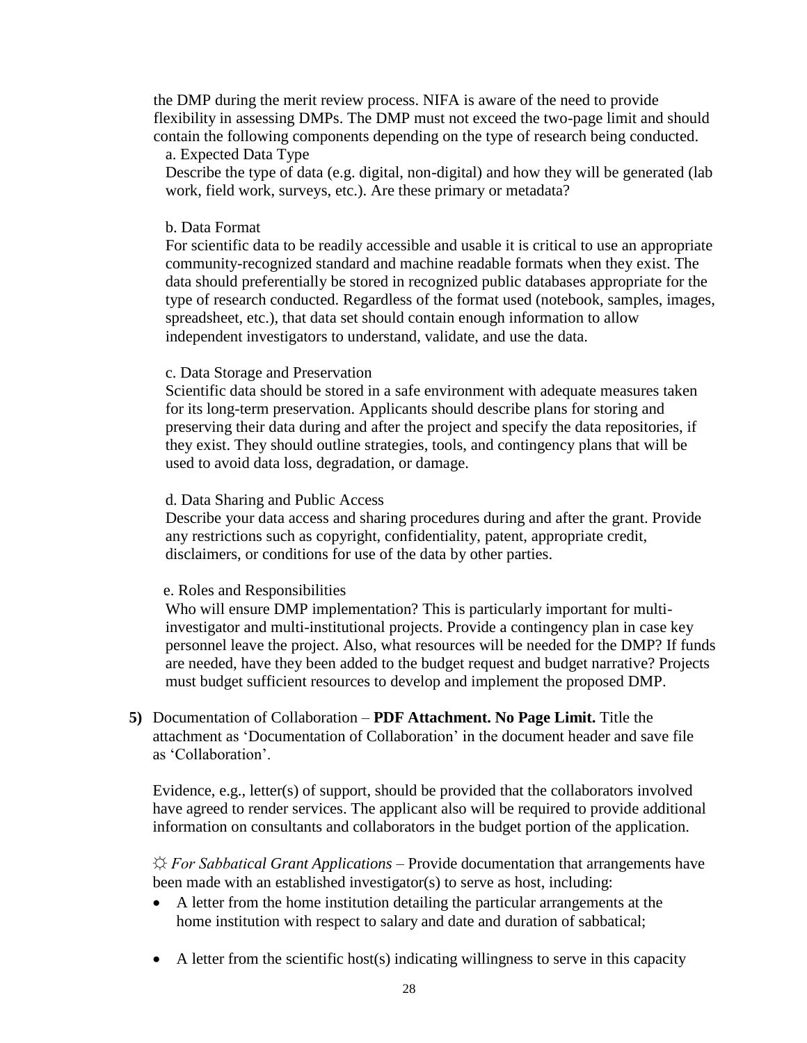the DMP during the merit review process. NIFA is aware of the need to provide flexibility in assessing DMPs. The DMP must not exceed the two-page limit and should contain the following components depending on the type of research being conducted.

a. Expected Data Type

Describe the type of data (e.g. digital, non-digital) and how they will be generated (lab work, field work, surveys, etc.). Are these primary or metadata?

b. Data Format

For scientific data to be readily accessible and usable it is critical to use an appropriate community-recognized standard and machine readable formats when they exist. The data should preferentially be stored in recognized public databases appropriate for the type of research conducted. Regardless of the format used (notebook, samples, images, spreadsheet, etc.), that data set should contain enough information to allow independent investigators to understand, validate, and use the data.

c. Data Storage and Preservation

Scientific data should be stored in a safe environment with adequate measures taken for its long-term preservation. Applicants should describe plans for storing and preserving their data during and after the project and specify the data repositories, if they exist. They should outline strategies, tools, and contingency plans that will be used to avoid data loss, degradation, or damage.

d. Data Sharing and Public Access

Describe your data access and sharing procedures during and after the grant. Provide any restrictions such as copyright, confidentiality, patent, appropriate credit, disclaimers, or conditions for use of the data by other parties.

e. Roles and Responsibilities

Who will ensure DMP implementation? This is particularly important for multi-investigator and multi-institutional projects. Provide a contingency plan in case key personnel leave the project. Also, what resources will be needed for the DMP? If funds are needed, have they been added to the budget request and budget narrative? Projects must budget sufficient resources to develop and implement the proposed DMP.

**5)** Documentation of Collaboration – **PDF Attachment. No Page Limit.** Title the attachment as 'Documentation of Collaboration' in the document header and save file as 'Collaboration'.

Evidence, e.g., letter(s) of support, should be provided that the collaborators involved have agreed to render services. The applicant also will be required to provide additional information on consultants and collaborators in the budget portion of the application.

☼ *For Sabbatical Grant Applications* – Provide documentation that arrangements have been made with an established investigator(s) to serve as host, including:

- A letter from the home institution detailing the particular arrangements at the home institution with respect to salary and date and duration of sabbatical;
- A letter from the scientific host(s) indicating willingness to serve in this capacity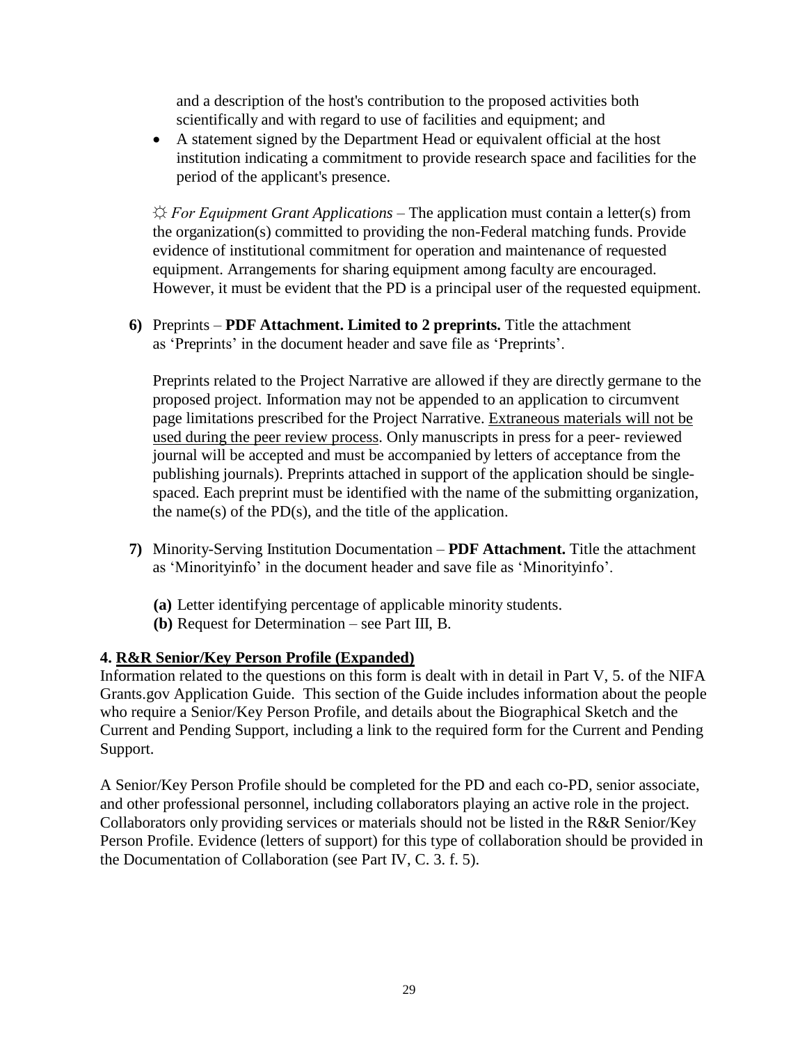and a description of the host's contribution to the proposed activities both scientifically and with regard to use of facilities and equipment; and

- A statement signed by the Department Head or equivalent official at the host institution indicating a commitment to provide research space and facilities for the period of the applicant's presence.

☼ *For Equipment Grant Applications* – The application must contain a letter(s) from the organization(s) committed to providing the non-Federal matching funds. Provide evidence of institutional commitment for operation and maintenance of requested equipment. Arrangements for sharing equipment among faculty are encouraged. However, it must be evident that the PD is a principal user of the requested equipment.

**6)** Preprints – **PDF Attachment. Limited to 2 preprints.** Title the attachment as 'Preprints' in the document header and save file as 'Preprints'.

Preprints related to the Project Narrative are allowed if they are directly germane to the proposed project. Information may not be appended to an application to circumvent page limitations prescribed for the Project Narrative. <u>Extraneous materials will not be used during the peer review process</u>. Only manuscripts in press for a peer- reviewed journal will be accepted and must be accompanied by letters of acceptance from the publishing journals). Preprints attached in support of the application should be single-spaced. Each preprint must be identified with the name of the submitting organization, the name(s) of the PD(s), and the title of the application.

**7)** Minority-Serving Institution Documentation – **PDF Attachment.** Title the attachment as 'Minorityinfo' in the document header and save file as 'Minorityinfo'.

**(a)** Letter identifying percentage of applicable minority students.
**(b)** Request for Determination – see Part III, B.

### 4. <u>R&R Senior/Key Person Profile (Expanded)</u>

Information related to the questions on this form is dealt with in detail in Part V, 5. of the NIFA Grants.gov Application Guide. This section of the Guide includes information about the people who require a Senior/Key Person Profile, and details about the Biographical Sketch and the Current and Pending Support, including a link to the required form for the Current and Pending Support.

A Senior/Key Person Profile should be completed for the PD and each co-PD, senior associate, and other professional personnel, including collaborators playing an active role in the project. Collaborators only providing services or materials should not be listed in the R&R Senior/Key Person Profile. Evidence (letters of support) for this type of collaboration should be provided in the Documentation of Collaboration (see Part IV, C. 3. f. 5).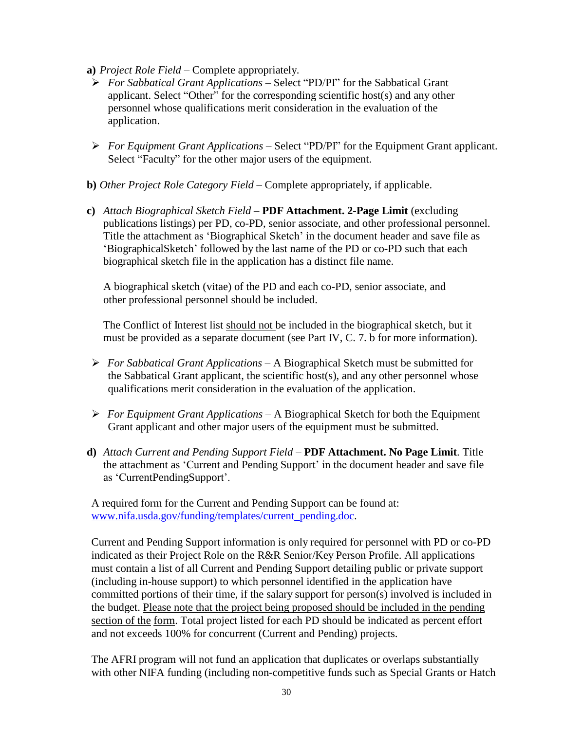**a)** *Project Role Field* – Complete appropriately.

- *For Sabbatical Grant Applications* – Select "PD/PI" for the Sabbatical Grant applicant. Select "Other" for the corresponding scientific host(s) and any other personnel whose qualifications merit consideration in the evaluation of the application.

- *For Equipment Grant Applications* – Select "PD/PI" for the Equipment Grant applicant. Select "Faculty" for the other major users of the equipment.

**b)** *Other Project Role Category Field* – Complete appropriately, if applicable.

**c)** *Attach Biographical Sketch Field* – **PDF Attachment. 2-Page Limit** (excluding publications listings) per PD, co-PD, senior associate, and other professional personnel. Title the attachment as 'Biographical Sketch' in the document header and save file as 'BiographicalSketch' followed by the last name of the PD or co-PD such that each biographical sketch file in the application has a distinct file name.

A biographical sketch (vitae) of the PD and each co-PD, senior associate, and other professional personnel should be included.

The Conflict of Interest list should not be included in the biographical sketch, but it must be provided as a separate document (see Part IV, C. 7. b for more information).

- *For Sabbatical Grant Applications* – A Biographical Sketch must be submitted for the Sabbatical Grant applicant, the scientific host(s), and any other personnel whose qualifications merit consideration in the evaluation of the application.

- *For Equipment Grant Applications* – A Biographical Sketch for both the Equipment Grant applicant and other major users of the equipment must be submitted.

**d)** *Attach Current and Pending Support Field* – **PDF Attachment. No Page Limit**. Title the attachment as 'Current and Pending Support' in the document header and save file as 'CurrentPendingSupport'.

A required form for the Current and Pending Support can be found at: www.nifa.usda.gov/funding/templates/current_pending.doc.

Current and Pending Support information is only required for personnel with PD or co-PD indicated as their Project Role on the R&R Senior/Key Person Profile. All applications must contain a list of all Current and Pending Support detailing public or private support (including in-house support) to which personnel identified in the application have committed portions of their time, if the salary support for person(s) involved is included in the budget. Please note that the project being proposed should be included in the pending section of the form. Total project listed for each PD should be indicated as percent effort and not exceeds 100% for concurrent (Current and Pending) projects.

The AFRI program will not fund an application that duplicates or overlaps substantially with other NIFA funding (including non-competitive funds such as Special Grants or Hatch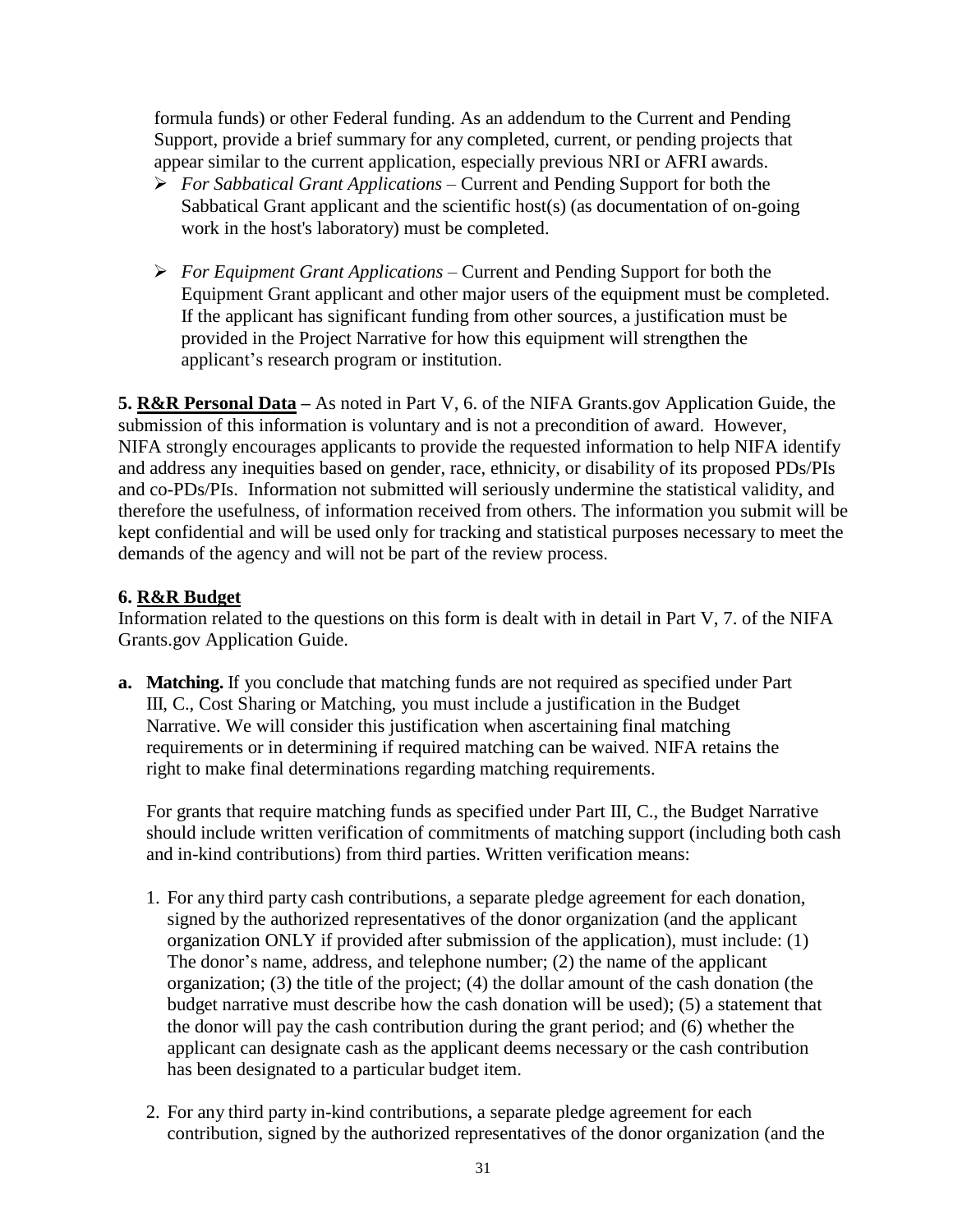formula funds) or other Federal funding. As an addendum to the Current and Pending Support, provide a brief summary for any completed, current, or pending projects that appear similar to the current application, especially previous NRI or AFRI awards.

- *For Sabbatical Grant Applications* – Current and Pending Support for both the Sabbatical Grant applicant and the scientific host(s) (as documentation of on-going work in the host's laboratory) must be completed.
- *For Equipment Grant Applications* – Current and Pending Support for both the Equipment Grant applicant and other major users of the equipment must be completed. If the applicant has significant funding from other sources, a justification must be provided in the Project Narrative for how this equipment will strengthen the applicant's research program or institution.

**5. R&R Personal Data –** As noted in Part V, 6. of the NIFA Grants.gov Application Guide, the submission of this information is voluntary and is not a precondition of award. However, NIFA strongly encourages applicants to provide the requested information to help NIFA identify and address any inequities based on gender, race, ethnicity, or disability of its proposed PDs/PIs and co-PDs/PIs. Information not submitted will seriously undermine the statistical validity, and therefore the usefulness, of information received from others. The information you submit will be kept confidential and will be used only for tracking and statistical purposes necessary to meet the demands of the agency and will not be part of the review process.

**6. R&R Budget**

Information related to the questions on this form is dealt with in detail in Part V, 7. of the NIFA Grants.gov Application Guide.

**a. Matching.** If you conclude that matching funds are not required as specified under Part III, C., Cost Sharing or Matching, you must include a justification in the Budget Narrative. We will consider this justification when ascertaining final matching requirements or in determining if required matching can be waived. NIFA retains the right to make final determinations regarding matching requirements.

For grants that require matching funds as specified under Part III, C., the Budget Narrative should include written verification of commitments of matching support (including both cash and in-kind contributions) from third parties. Written verification means:

1. For any third party cash contributions, a separate pledge agreement for each donation, signed by the authorized representatives of the donor organization (and the applicant organization ONLY if provided after submission of the application), must include: (1) The donor's name, address, and telephone number; (2) the name of the applicant organization; (3) the title of the project; (4) the dollar amount of the cash donation (the budget narrative must describe how the cash donation will be used); (5) a statement that the donor will pay the cash contribution during the grant period; and (6) whether the applicant can designate cash as the applicant deems necessary or the cash contribution has been designated to a particular budget item.
2. For any third party in-kind contributions, a separate pledge agreement for each contribution, signed by the authorized representatives of the donor organization (and the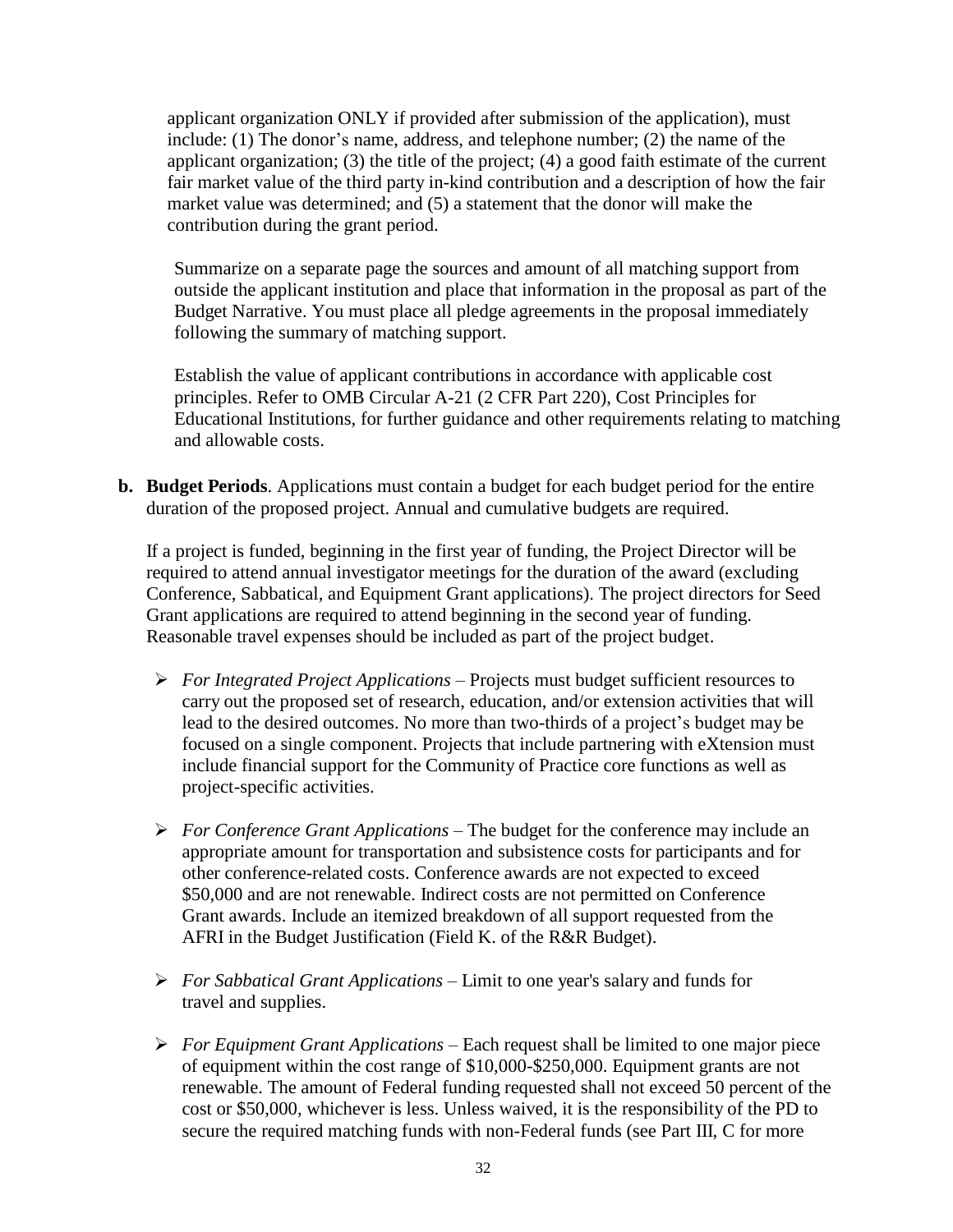applicant organization ONLY if provided after submission of the application), must include: (1) The donor's name, address, and telephone number; (2) the name of the applicant organization; (3) the title of the project; (4) a good faith estimate of the current fair market value of the third party in-kind contribution and a description of how the fair market value was determined; and (5) a statement that the donor will make the contribution during the grant period.

Summarize on a separate page the sources and amount of all matching support from outside the applicant institution and place that information in the proposal as part of the Budget Narrative. You must place all pledge agreements in the proposal immediately following the summary of matching support.

Establish the value of applicant contributions in accordance with applicable cost principles. Refer to OMB Circular A-21 (2 CFR Part 220), Cost Principles for Educational Institutions, for further guidance and other requirements relating to matching and allowable costs.

**b. Budget Periods**. Applications must contain a budget for each budget period for the entire duration of the proposed project. Annual and cumulative budgets are required.

If a project is funded, beginning in the first year of funding, the Project Director will be required to attend annual investigator meetings for the duration of the award (excluding Conference, Sabbatical, and Equipment Grant applications). The project directors for Seed Grant applications are required to attend beginning in the second year of funding. Reasonable travel expenses should be included as part of the project budget.

- *For Integrated Project Applications* – Projects must budget sufficient resources to carry out the proposed set of research, education, and/or extension activities that will lead to the desired outcomes. No more than two-thirds of a project's budget may be focused on a single component. Projects that include partnering with eXtension must include financial support for the Community of Practice core functions as well as project-specific activities.

- *For Conference Grant Applications* – The budget for the conference may include an appropriate amount for transportation and subsistence costs for participants and for other conference-related costs. Conference awards are not expected to exceed $50,000 and are not renewable. Indirect costs are not permitted on Conference Grant awards. Include an itemized breakdown of all support requested from the AFRI in the Budget Justification (Field K. of the R&R Budget).

- *For Sabbatical Grant Applications* – Limit to one year's salary and funds for travel and supplies.

- *For Equipment Grant Applications* – Each request shall be limited to one major piece of equipment within the cost range of $10,000-$250,000. Equipment grants are not renewable. The amount of Federal funding requested shall not exceed 50 percent of the cost or $50,000, whichever is less. Unless waived, it is the responsibility of the PD to secure the required matching funds with non-Federal funds (see Part III, C for more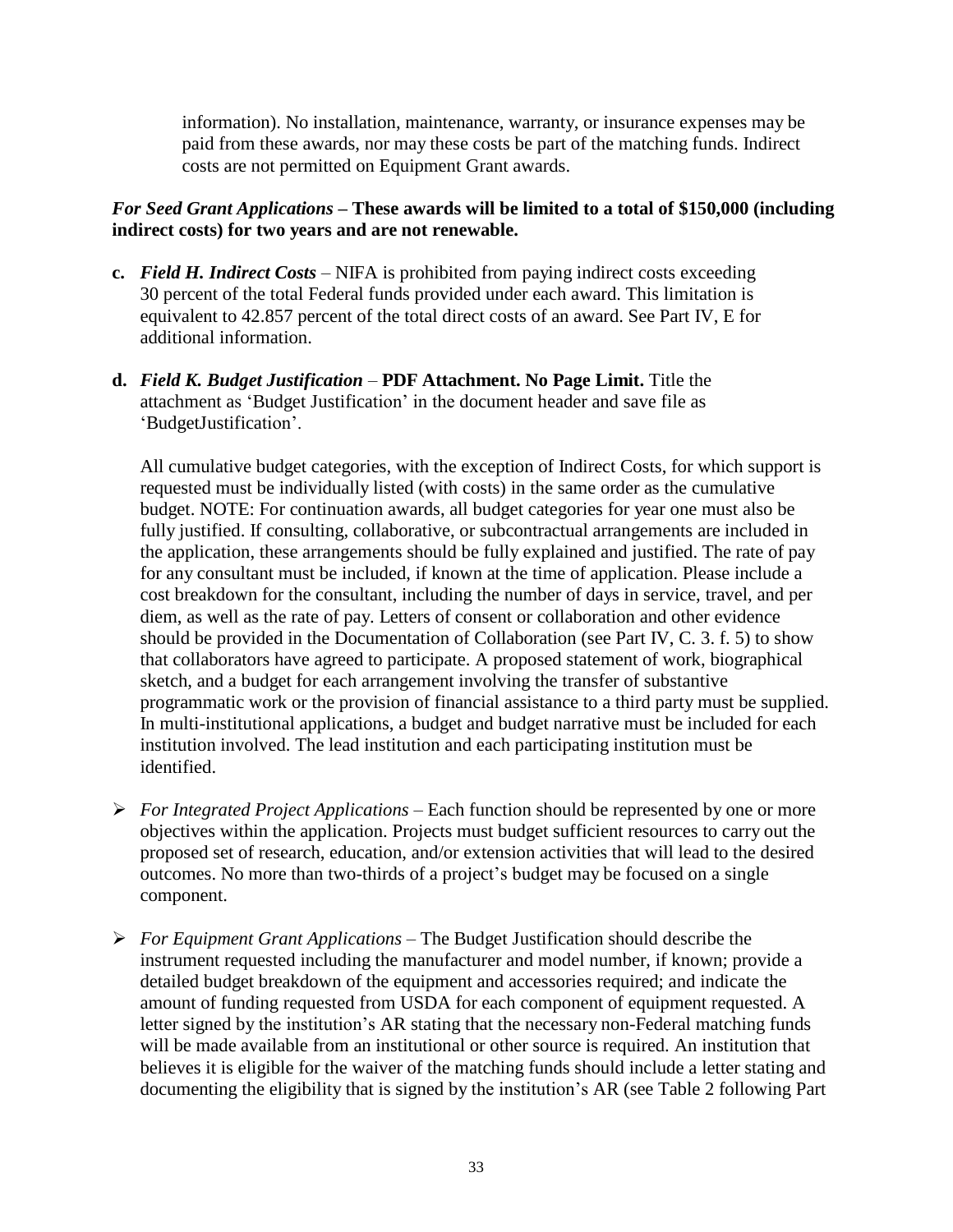information). No installation, maintenance, warranty, or insurance expenses may be paid from these awards, nor may these costs be part of the matching funds. Indirect costs are not permitted on Equipment Grant awards.

***For Seed Grant Applications* – These awards will be limited to a total of $150,000 (including indirect costs) for two years and are not renewable.**

**c.** ***Field H. Indirect Costs*** – NIFA is prohibited from paying indirect costs exceeding 30 percent of the total Federal funds provided under each award. This limitation is equivalent to 42.857 percent of the total direct costs of an award. See Part IV, E for additional information.

**d.** ***Field K. Budget Justification*** – **PDF Attachment. No Page Limit.** Title the attachment as 'Budget Justification' in the document header and save file as 'BudgetJustification'.

All cumulative budget categories, with the exception of Indirect Costs, for which support is requested must be individually listed (with costs) in the same order as the cumulative budget. NOTE: For continuation awards, all budget categories for year one must also be fully justified. If consulting, collaborative, or subcontractual arrangements are included in the application, these arrangements should be fully explained and justified. The rate of pay for any consultant must be included, if known at the time of application. Please include a cost breakdown for the consultant, including the number of days in service, travel, and per diem, as well as the rate of pay. Letters of consent or collaboration and other evidence should be provided in the Documentation of Collaboration (see Part IV, C. 3. f. 5) to show that collaborators have agreed to participate. A proposed statement of work, biographical sketch, and a budget for each arrangement involving the transfer of substantive programmatic work or the provision of financial assistance to a third party must be supplied. In multi-institutional applications, a budget and budget narrative must be included for each institution involved. The lead institution and each participating institution must be identified.

- *For Integrated Project Applications* – Each function should be represented by one or more objectives within the application. Projects must budget sufficient resources to carry out the proposed set of research, education, and/or extension activities that will lead to the desired outcomes. No more than two-thirds of a project's budget may be focused on a single component.
- *For Equipment Grant Applications* – The Budget Justification should describe the instrument requested including the manufacturer and model number, if known; provide a detailed budget breakdown of the equipment and accessories required; and indicate the amount of funding requested from USDA for each component of equipment requested. A letter signed by the institution's AR stating that the necessary non-Federal matching funds will be made available from an institutional or other source is required. An institution that believes it is eligible for the waiver of the matching funds should include a letter stating and documenting the eligibility that is signed by the institution's AR (see Table 2 following Part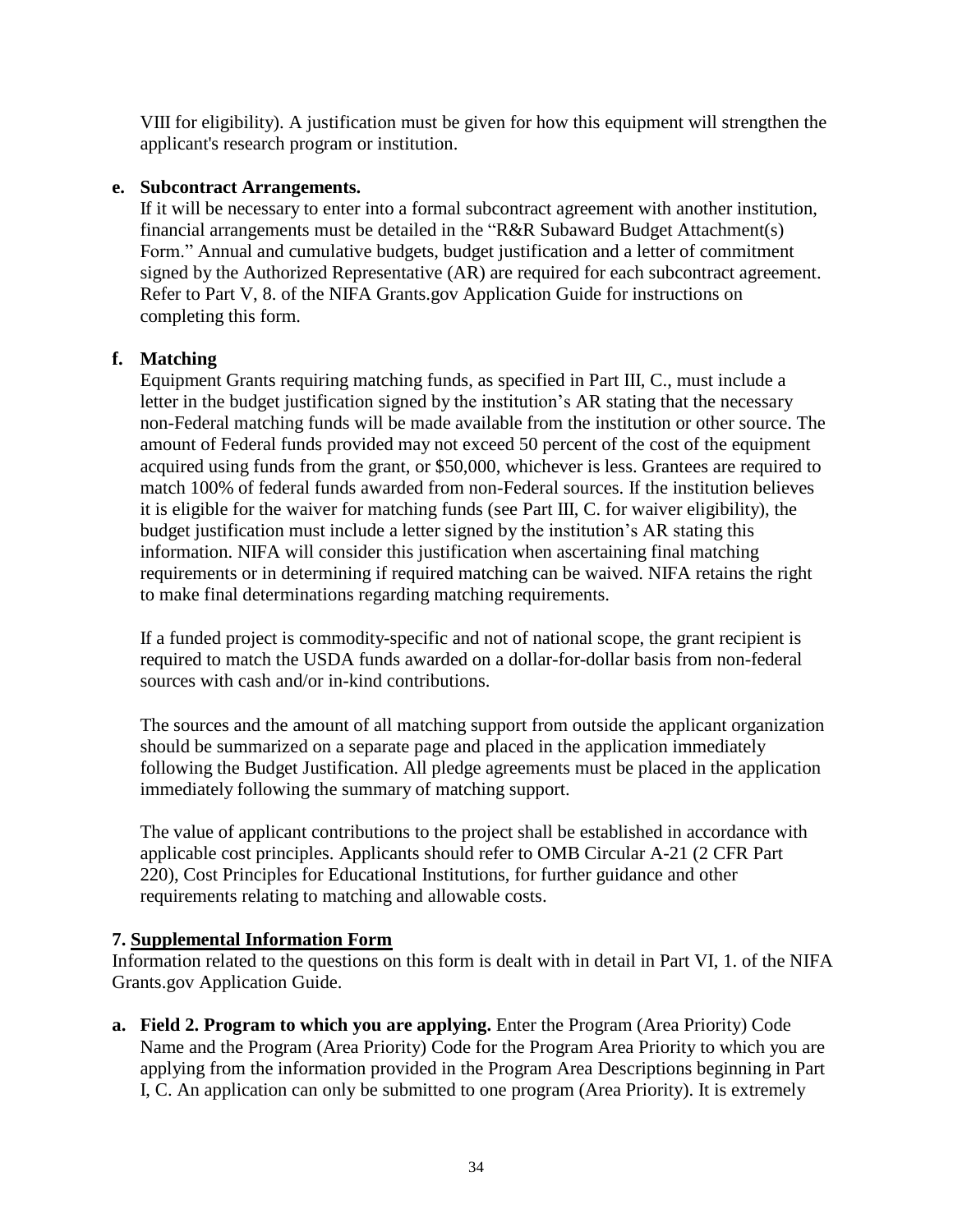VIII for eligibility). A justification must be given for how this equipment will strengthen the applicant's research program or institution.

**e. Subcontract Arrangements.**

If it will be necessary to enter into a formal subcontract agreement with another institution, financial arrangements must be detailed in the "R&R Subaward Budget Attachment(s) Form." Annual and cumulative budgets, budget justification and a letter of commitment signed by the Authorized Representative (AR) are required for each subcontract agreement. Refer to Part V, 8. of the NIFA Grants.gov Application Guide for instructions on completing this form.

**f. Matching**

Equipment Grants requiring matching funds, as specified in Part III, C., must include a letter in the budget justification signed by the institution's AR stating that the necessary non-Federal matching funds will be made available from the institution or other source. The amount of Federal funds provided may not exceed 50 percent of the cost of the equipment acquired using funds from the grant, or \$50,000, whichever is less. Grantees are required to match 100% of federal funds awarded from non-Federal sources. If the institution believes it is eligible for the waiver for matching funds (see Part III, C. for waiver eligibility), the budget justification must include a letter signed by the institution's AR stating this information. NIFA will consider this justification when ascertaining final matching requirements or in determining if required matching can be waived. NIFA retains the right to make final determinations regarding matching requirements.

If a funded project is commodity-specific and not of national scope, the grant recipient is required to match the USDA funds awarded on a dollar-for-dollar basis from non-federal sources with cash and/or in-kind contributions.

The sources and the amount of all matching support from outside the applicant organization should be summarized on a separate page and placed in the application immediately following the Budget Justification. All pledge agreements must be placed in the application immediately following the summary of matching support.

The value of applicant contributions to the project shall be established in accordance with applicable cost principles. Applicants should refer to OMB Circular A-21 (2 CFR Part 220), Cost Principles for Educational Institutions, for further guidance and other requirements relating to matching and allowable costs.

**7. <u>Supplemental Information Form</u>**

Information related to the questions on this form is dealt with in detail in Part VI, 1. of the NIFA Grants.gov Application Guide.

**a. Field 2. Program to which you are applying.** Enter the Program (Area Priority) Code Name and the Program (Area Priority) Code for the Program Area Priority to which you are applying from the information provided in the Program Area Descriptions beginning in Part I, C. An application can only be submitted to one program (Area Priority). It is extremely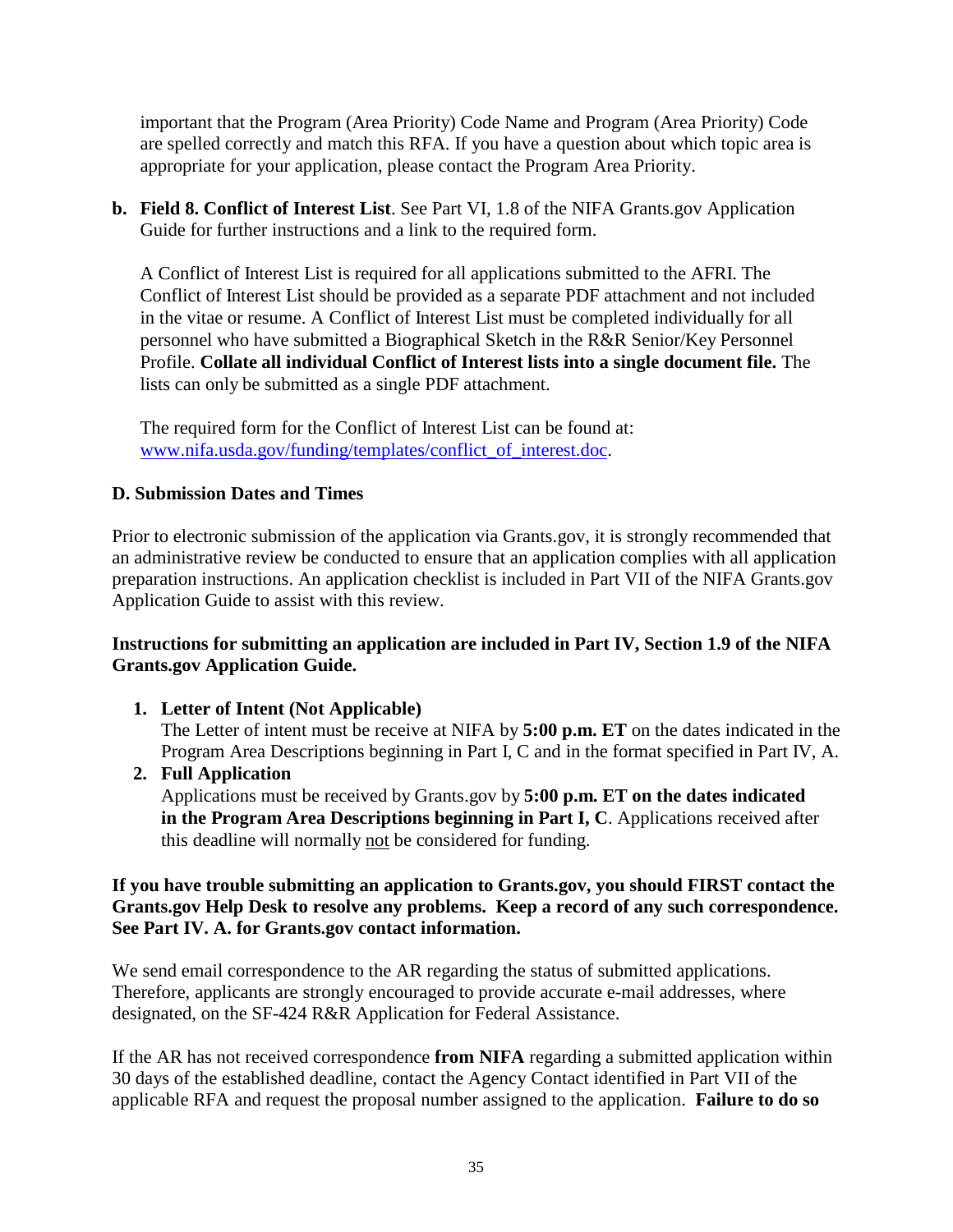important that the Program (Area Priority) Code Name and Program (Area Priority) Code are spelled correctly and match this RFA. If you have a question about which topic area is appropriate for your application, please contact the Program Area Priority.

**b. Field 8. Conflict of Interest List**. See Part VI, 1.8 of the NIFA Grants.gov Application Guide for further instructions and a link to the required form.

A Conflict of Interest List is required for all applications submitted to the AFRI. The Conflict of Interest List should be provided as a separate PDF attachment and not included in the vitae or resume. A Conflict of Interest List must be completed individually for all personnel who have submitted a Biographical Sketch in the R&R Senior/Key Personnel Profile. **Collate all individual Conflict of Interest lists into a single document file.** The lists can only be submitted as a single PDF attachment.

The required form for the Conflict of Interest List can be found at: [www.nifa.usda.gov/funding/templates/conflict_of_interest.doc](www.nifa.usda.gov/funding/templates/conflict_of_interest.doc).

### D. Submission Dates and Times

Prior to electronic submission of the application via Grants.gov, it is strongly recommended that an administrative review be conducted to ensure that an application complies with all application preparation instructions. An application checklist is included in Part VII of the NIFA Grants.gov Application Guide to assist with this review.

**Instructions for submitting an application are included in Part IV, Section 1.9 of the NIFA Grants.gov Application Guide.**

1. **Letter of Intent (Not Applicable)**
   The Letter of intent must be receive at NIFA by **5:00 p.m. ET** on the dates indicated in the Program Area Descriptions beginning in Part I, C and in the format specified in Part IV, A.
2. **Full Application**
   Applications must be received by Grants.gov by **5:00 p.m. ET on the dates indicated in the Program Area Descriptions beginning in Part I, C**. Applications received after this deadline will normally not be considered for funding.

**If you have trouble submitting an application to Grants.gov, you should FIRST contact the Grants.gov Help Desk to resolve any problems. Keep a record of any such correspondence. See Part IV. A. for Grants.gov contact information.**

We send email correspondence to the AR regarding the status of submitted applications. Therefore, applicants are strongly encouraged to provide accurate e-mail addresses, where designated, on the SF-424 R&R Application for Federal Assistance.

If the AR has not received correspondence **from NIFA** regarding a submitted application within 30 days of the established deadline, contact the Agency Contact identified in Part VII of the applicable RFA and request the proposal number assigned to the application. **Failure to do so**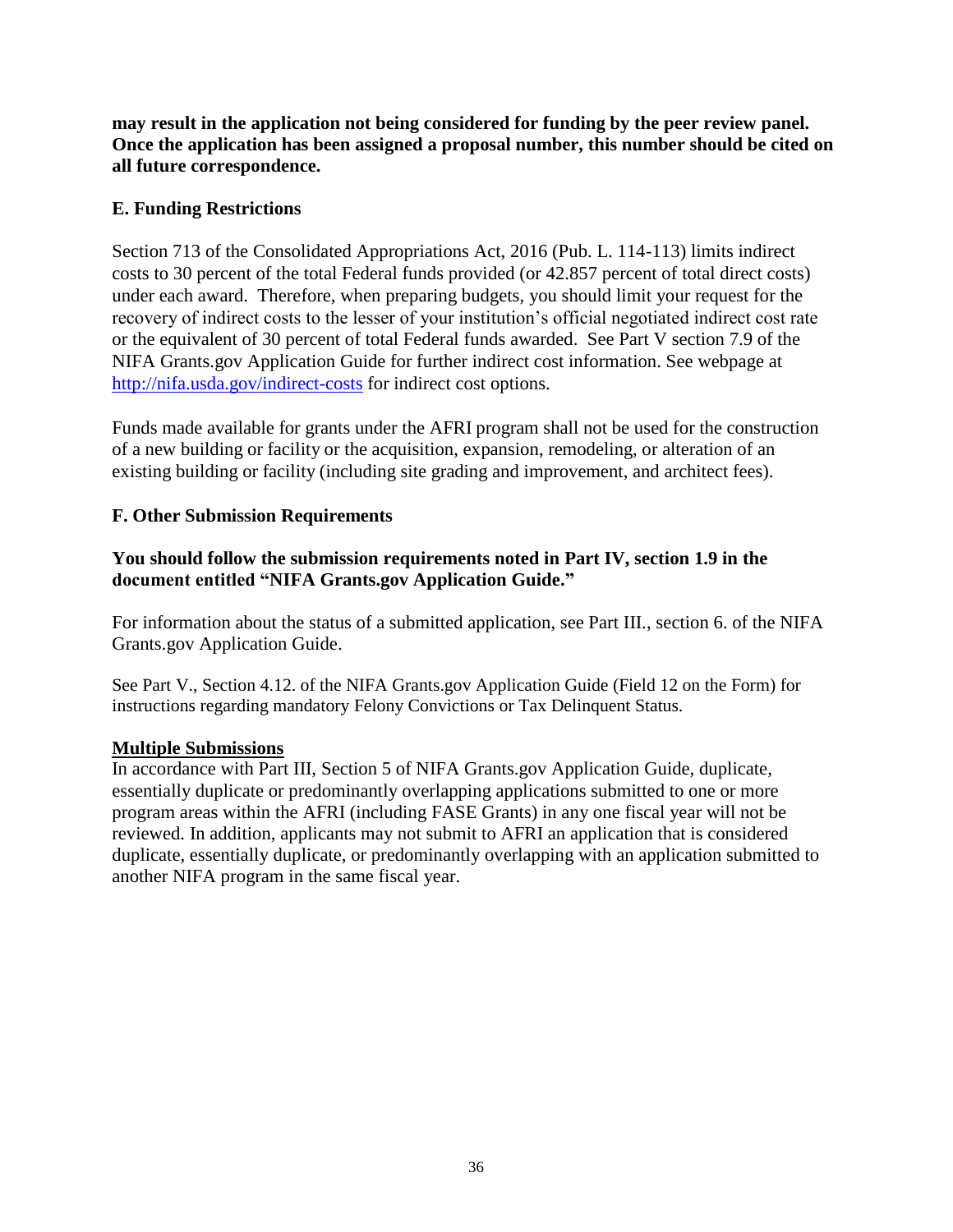**may result in the application not being considered for funding by the peer review panel. Once the application has been assigned a proposal number, this number should be cited on all future correspondence.**

### E. Funding Restrictions

Section 713 of the Consolidated Appropriations Act, 2016 (Pub. L. 114-113) limits indirect costs to 30 percent of the total Federal funds provided (or 42.857 percent of total direct costs) under each award. Therefore, when preparing budgets, you should limit your request for the recovery of indirect costs to the lesser of your institution's official negotiated indirect cost rate or the equivalent of 30 percent of total Federal funds awarded. See Part V section 7.9 of the NIFA Grants.gov Application Guide for further indirect cost information. See webpage at [http://nifa.usda.gov/indirect-costs](http://nifa.usda.gov/indirect-costs) for indirect cost options.

Funds made available for grants under the AFRI program shall not be used for the construction of a new building or facility or the acquisition, expansion, remodeling, or alteration of an existing building or facility (including site grading and improvement, and architect fees).

### F. Other Submission Requirements

**You should follow the submission requirements noted in Part IV, section 1.9 in the document entitled "NIFA Grants.gov Application Guide."**

For information about the status of a submitted application, see Part III., section 6. of the NIFA Grants.gov Application Guide.

See Part V., Section 4.12. of the NIFA Grants.gov Application Guide (Field 12 on the Form) for instructions regarding mandatory Felony Convictions or Tax Delinquent Status.

**Multiple Submissions**

In accordance with Part III, Section 5 of NIFA Grants.gov Application Guide, duplicate, essentially duplicate or predominantly overlapping applications submitted to one or more program areas within the AFRI (including FASE Grants) in any one fiscal year will not be reviewed. In addition, applicants may not submit to AFRI an application that is considered duplicate, essentially duplicate, or predominantly overlapping with an application submitted to another NIFA program in the same fiscal year.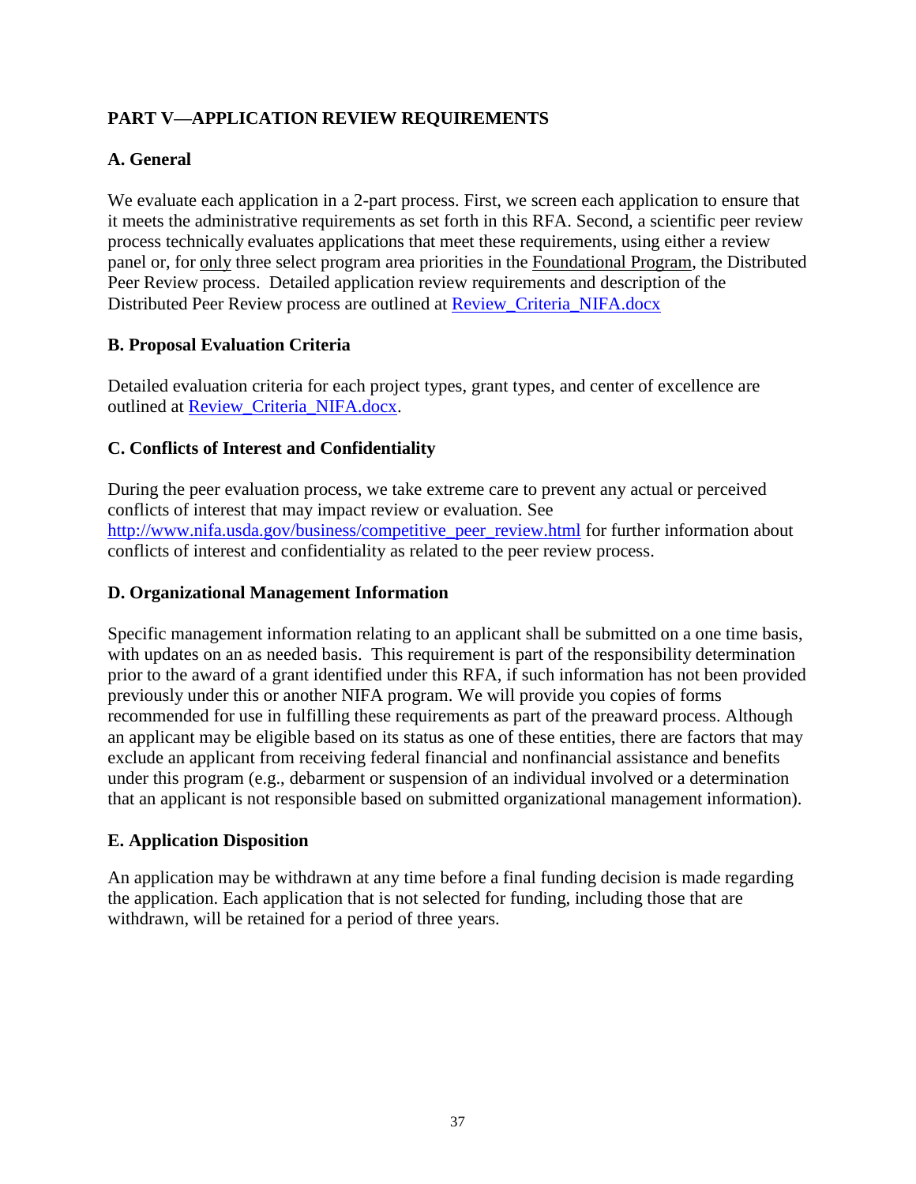## PART V—APPLICATION REVIEW REQUIREMENTS

### A. General

We evaluate each application in a 2-part process. First, we screen each application to ensure that it meets the administrative requirements as set forth in this RFA. Second, a scientific peer review process technically evaluates applications that meet these requirements, using either a review panel or, for only three select program area priorities in the Foundational Program, the Distributed Peer Review process. Detailed application review requirements and description of the Distributed Peer Review process are outlined at [Review_Criteria_NIFA.docx](Review_Criteria_NIFA.docx)

### B. Proposal Evaluation Criteria

Detailed evaluation criteria for each project types, grant types, and center of excellence are outlined at [Review_Criteria_NIFA.docx](Review_Criteria_NIFA.docx).

### C. Conflicts of Interest and Confidentiality

During the peer evaluation process, we take extreme care to prevent any actual or perceived conflicts of interest that may impact review or evaluation. See [http://www.nifa.usda.gov/business/competitive_peer_review.html](http://www.nifa.usda.gov/business/competitive_peer_review.html) for further information about conflicts of interest and confidentiality as related to the peer review process.

### D. Organizational Management Information

Specific management information relating to an applicant shall be submitted on a one time basis, with updates on an as needed basis. This requirement is part of the responsibility determination prior to the award of a grant identified under this RFA, if such information has not been provided previously under this or another NIFA program. We will provide you copies of forms recommended for use in fulfilling these requirements as part of the preaward process. Although an applicant may be eligible based on its status as one of these entities, there are factors that may exclude an applicant from receiving federal financial and nonfinancial assistance and benefits under this program (e.g., debarment or suspension of an individual involved or a determination that an applicant is not responsible based on submitted organizational management information).

### E. Application Disposition

An application may be withdrawn at any time before a final funding decision is made regarding the application. Each application that is not selected for funding, including those that are withdrawn, will be retained for a period of three years.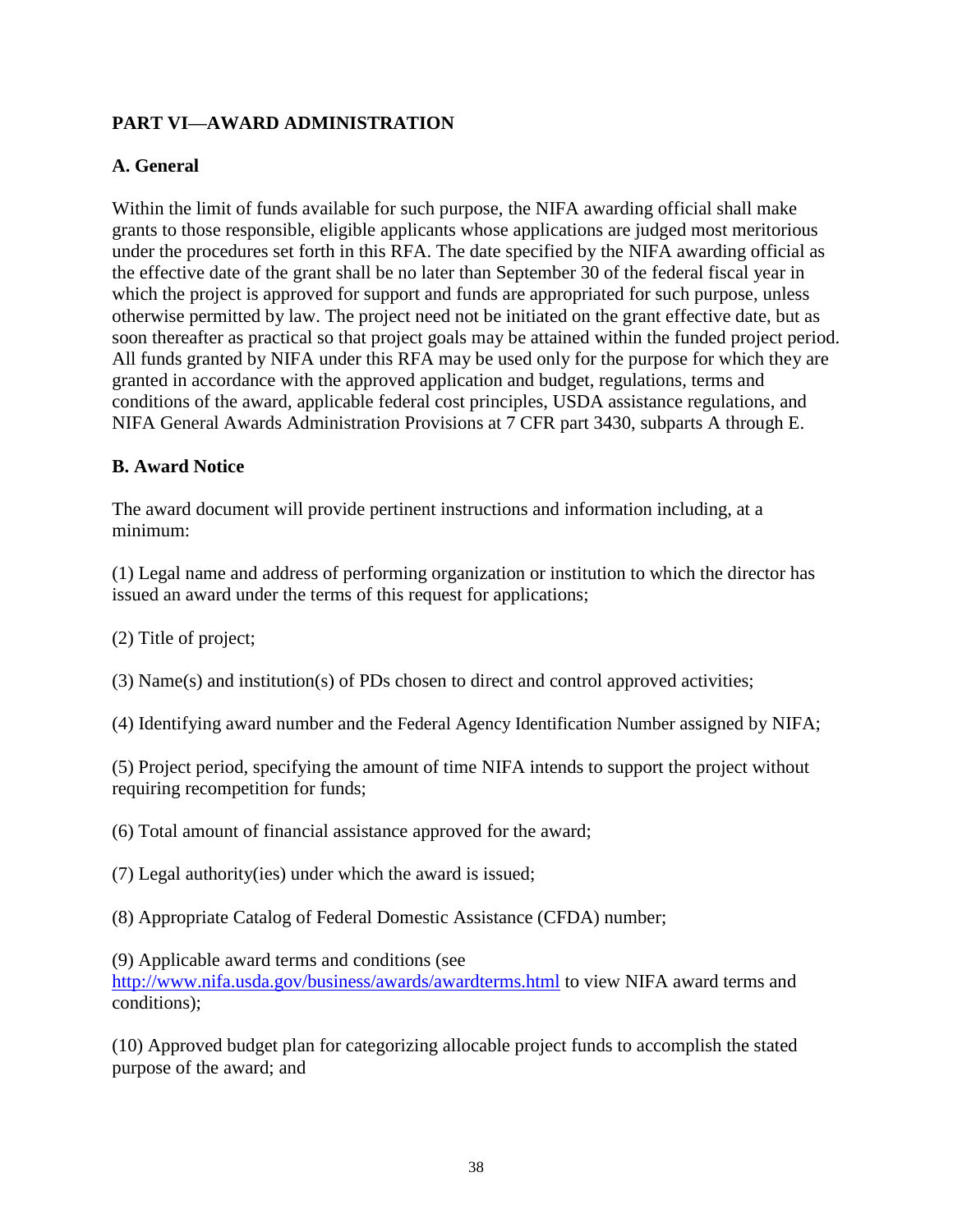## PART VI—AWARD ADMINISTRATION

### A. General

Within the limit of funds available for such purpose, the NIFA awarding official shall make grants to those responsible, eligible applicants whose applications are judged most meritorious under the procedures set forth in this RFA. The date specified by the NIFA awarding official as the effective date of the grant shall be no later than September 30 of the federal fiscal year in which the project is approved for support and funds are appropriated for such purpose, unless otherwise permitted by law. The project need not be initiated on the grant effective date, but as soon thereafter as practical so that project goals may be attained within the funded project period. All funds granted by NIFA under this RFA may be used only for the purpose for which they are granted in accordance with the approved application and budget, regulations, terms and conditions of the award, applicable federal cost principles, USDA assistance regulations, and NIFA General Awards Administration Provisions at 7 CFR part 3430, subparts A through E.

### B. Award Notice

The award document will provide pertinent instructions and information including, at a minimum:

(1) Legal name and address of performing organization or institution to which the director has issued an award under the terms of this request for applications;

(2) Title of project;

(3) Name(s) and institution(s) of PDs chosen to direct and control approved activities;

(4) Identifying award number and the Federal Agency Identification Number assigned by NIFA;

(5) Project period, specifying the amount of time NIFA intends to support the project without requiring recompetition for funds;

(6) Total amount of financial assistance approved for the award;

(7) Legal authority(ies) under which the award is issued;

(8) Appropriate Catalog of Federal Domestic Assistance (CFDA) number;

(9) Applicable award terms and conditions (see http://www.nifa.usda.gov/business/awards/awardterms.html to view NIFA award terms and conditions);

(10) Approved budget plan for categorizing allocable project funds to accomplish the stated purpose of the award; and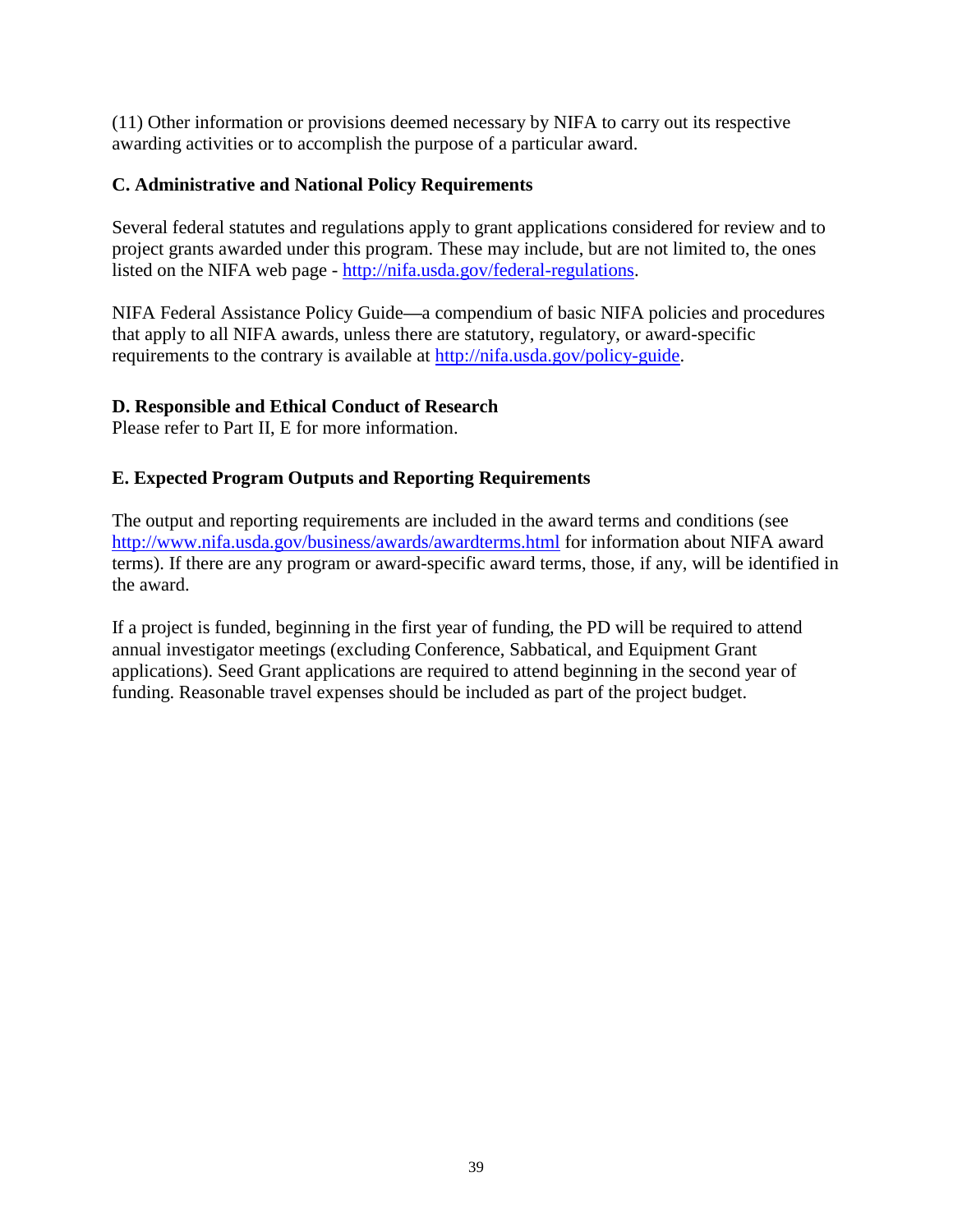(11) Other information or provisions deemed necessary by NIFA to carry out its respective awarding activities or to accomplish the purpose of a particular award.

### C. Administrative and National Policy Requirements

Several federal statutes and regulations apply to grant applications considered for review and to project grants awarded under this program. These may include, but are not limited to, the ones listed on the NIFA web page - [http://nifa.usda.gov/federal-regulations](http://nifa.usda.gov/federal-regulations).

NIFA Federal Assistance Policy Guide—a compendium of basic NIFA policies and procedures that apply to all NIFA awards, unless there are statutory, regulatory, or award-specific requirements to the contrary is available at [http://nifa.usda.gov/policy-guide](http://nifa.usda.gov/policy-guide).

### D. Responsible and Ethical Conduct of Research

Please refer to Part II, E for more information.

### E. Expected Program Outputs and Reporting Requirements

The output and reporting requirements are included in the award terms and conditions (see [http://www.nifa.usda.gov/business/awards/awardterms.html](http://www.nifa.usda.gov/business/awards/awardterms.html) for information about NIFA award terms). If there are any program or award-specific award terms, those, if any, will be identified in the award.

If a project is funded, beginning in the first year of funding, the PD will be required to attend annual investigator meetings (excluding Conference, Sabbatical, and Equipment Grant applications). Seed Grant applications are required to attend beginning in the second year of funding. Reasonable travel expenses should be included as part of the project budget.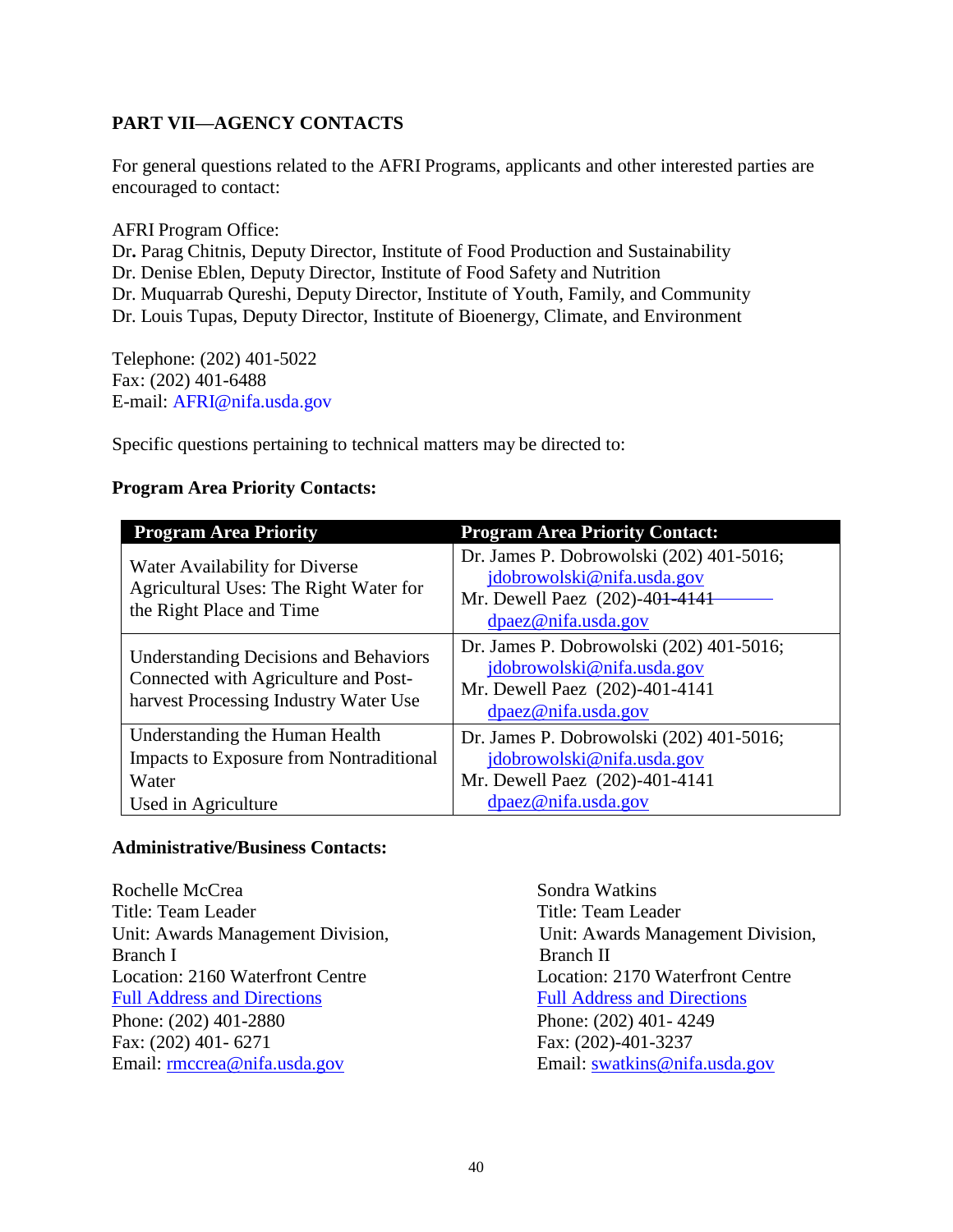## PART VII—AGENCY CONTACTS

For general questions related to the AFRI Programs, applicants and other interested parties are encouraged to contact:

AFRI Program Office:
Dr. Parag Chitnis, Deputy Director, Institute of Food Production and Sustainability
Dr. Denise Eblen, Deputy Director, Institute of Food Safety and Nutrition
Dr. Muquarrab Qureshi, Deputy Director, Institute of Youth, Family, and Community
Dr. Louis Tupas, Deputy Director, Institute of Bioenergy, Climate, and Environment

Telephone: (202) 401-5022
Fax: (202) 401-6488
E-mail: AFRI@nifa.usda.gov

Specific questions pertaining to technical matters may be directed to:

**Program Area Priority Contacts:**

| Program Area Priority | Program Area Priority Contact: |
|---|---|
| Water Availability for Diverse Agricultural Uses: The Right Water for the Right Place and Time | Dr. James P. Dobrowolski (202) 401-5016; jdobrowolski@nifa.usda.gov Mr. Dewell Paez (202)-401-4141 dpaez@nifa.usda.gov |
| Understanding Decisions and Behaviors Connected with Agriculture and Post-harvest Processing Industry Water Use | Dr. James P. Dobrowolski (202) 401-5016; jdobrowolski@nifa.usda.gov Mr. Dewell Paez (202)-401-4141 dpaez@nifa.usda.gov |
| Understanding the Human Health Impacts to Exposure from Nontraditional Water Used in Agriculture | Dr. James P. Dobrowolski (202) 401-5016; jdobrowolski@nifa.usda.gov Mr. Dewell Paez (202)-401-4141 dpaez@nifa.usda.gov |

**Administrative/Business Contacts:**

Rochelle McCrea
Title: Team Leader
Unit: Awards Management Division, Branch I
Location: 2160 Waterfront Centre
Full Address and Directions
Phone: (202) 401-2880
Fax: (202) 401- 6271
Email: rmccrea@nifa.usda.gov

Sondra Watkins
Title: Team Leader
Unit: Awards Management Division, Branch II
Location: 2170 Waterfront Centre
Full Address and Directions
Phone: (202) 401- 4249
Fax: (202)-401-3237
Email: swatkins@nifa.usda.gov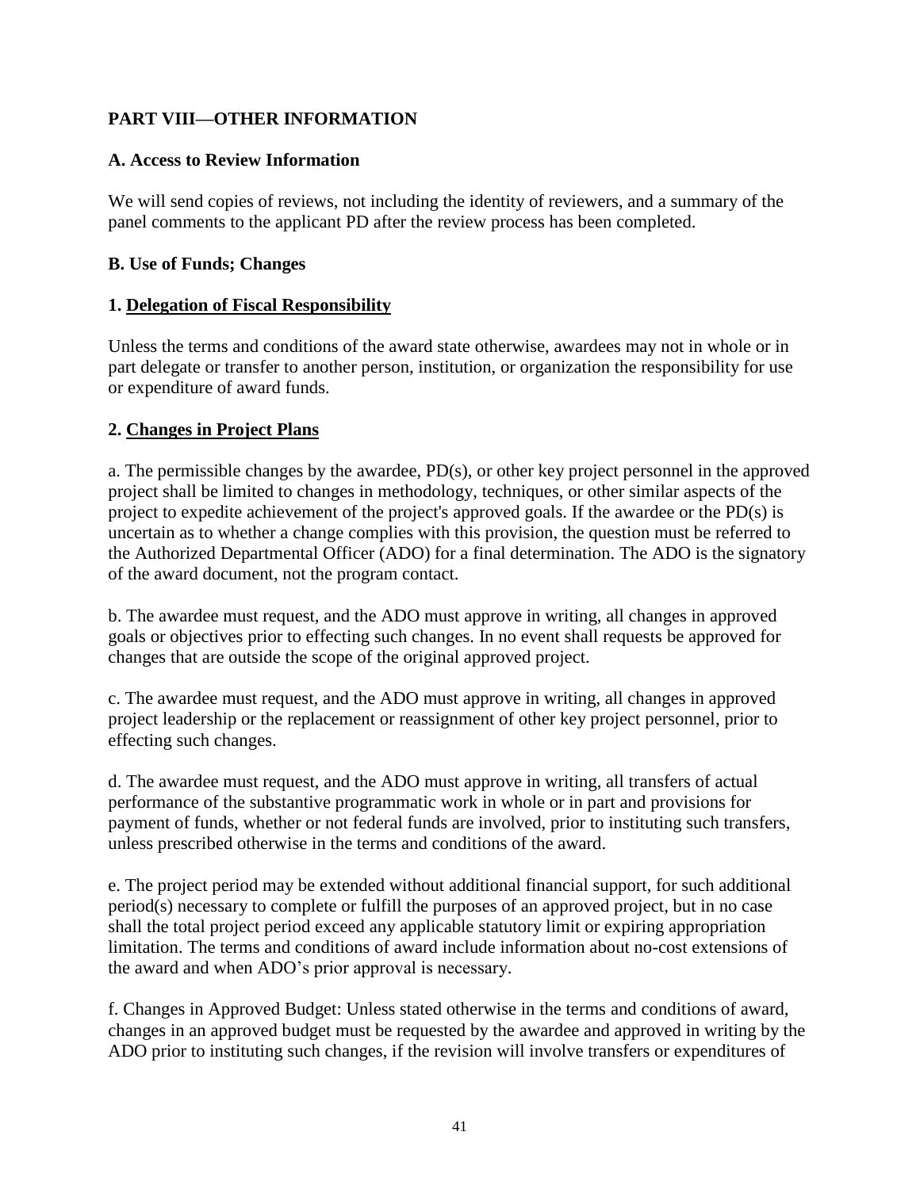## PART VIII—OTHER INFORMATION

### A. Access to Review Information

We will send copies of reviews, not including the identity of reviewers, and a summary of the panel comments to the applicant PD after the review process has been completed.

### B. Use of Funds; Changes

#### 1. Delegation of Fiscal Responsibility

Unless the terms and conditions of the award state otherwise, awardees may not in whole or in part delegate or transfer to another person, institution, or organization the responsibility for use or expenditure of award funds.

#### 2. Changes in Project Plans

a. The permissible changes by the awardee, PD(s), or other key project personnel in the approved project shall be limited to changes in methodology, techniques, or other similar aspects of the project to expedite achievement of the project's approved goals. If the awardee or the PD(s) is uncertain as to whether a change complies with this provision, the question must be referred to the Authorized Departmental Officer (ADO) for a final determination. The ADO is the signatory of the award document, not the program contact.

b. The awardee must request, and the ADO must approve in writing, all changes in approved goals or objectives prior to effecting such changes. In no event shall requests be approved for changes that are outside the scope of the original approved project.

c. The awardee must request, and the ADO must approve in writing, all changes in approved project leadership or the replacement or reassignment of other key project personnel, prior to effecting such changes.

d. The awardee must request, and the ADO must approve in writing, all transfers of actual performance of the substantive programmatic work in whole or in part and provisions for payment of funds, whether or not federal funds are involved, prior to instituting such transfers, unless prescribed otherwise in the terms and conditions of the award.

e. The project period may be extended without additional financial support, for such additional period(s) necessary to complete or fulfill the purposes of an approved project, but in no case shall the total project period exceed any applicable statutory limit or expiring appropriation limitation. The terms and conditions of award include information about no-cost extensions of the award and when ADO's prior approval is necessary.

f. Changes in Approved Budget: Unless stated otherwise in the terms and conditions of award, changes in an approved budget must be requested by the awardee and approved in writing by the ADO prior to instituting such changes, if the revision will involve transfers or expenditures of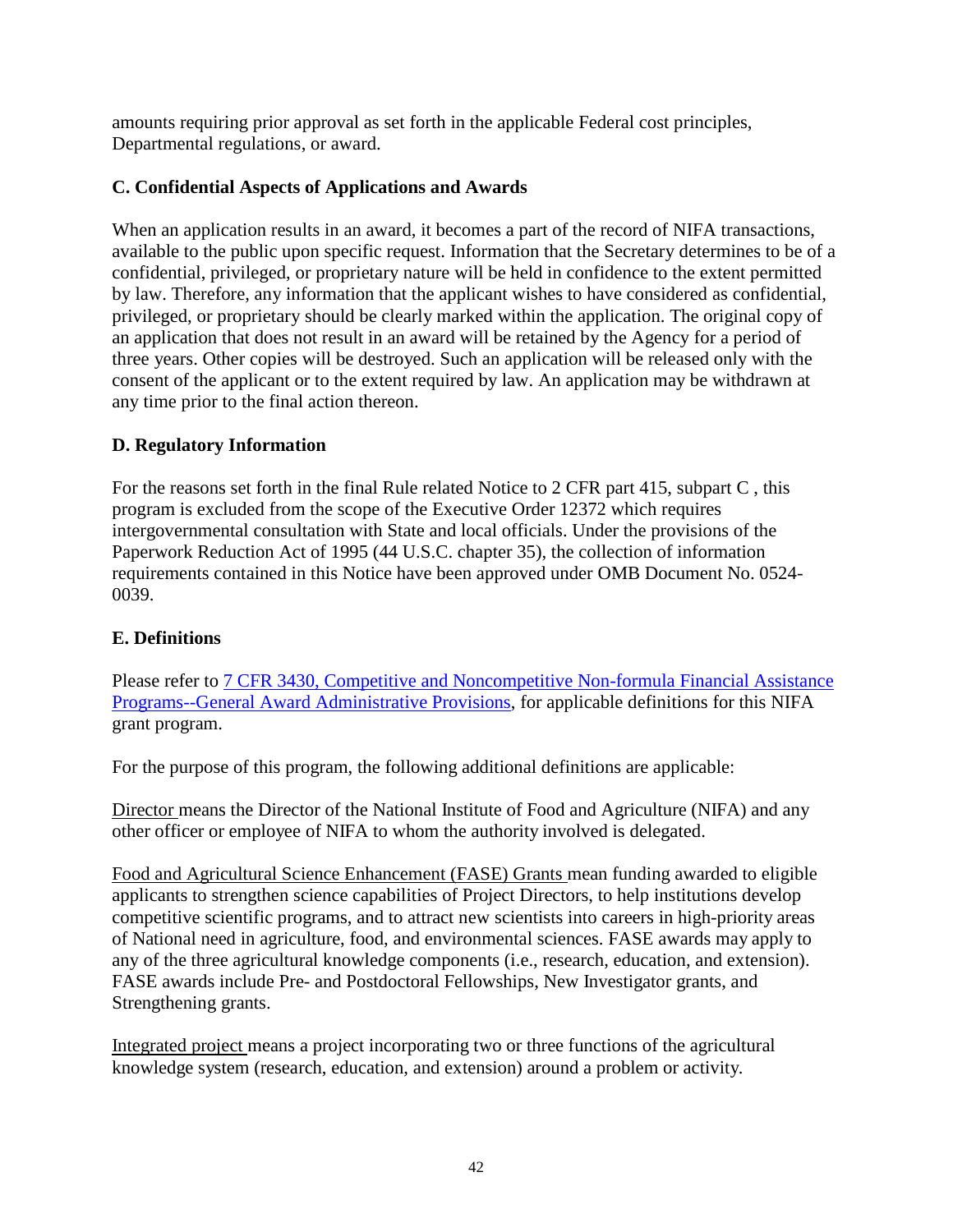amounts requiring prior approval as set forth in the applicable Federal cost principles, Departmental regulations, or award.

### C. Confidential Aspects of Applications and Awards

When an application results in an award, it becomes a part of the record of NIFA transactions, available to the public upon specific request. Information that the Secretary determines to be of a confidential, privileged, or proprietary nature will be held in confidence to the extent permitted by law. Therefore, any information that the applicant wishes to have considered as confidential, privileged, or proprietary should be clearly marked within the application. The original copy of an application that does not result in an award will be retained by the Agency for a period of three years. Other copies will be destroyed. Such an application will be released only with the consent of the applicant or to the extent required by law. An application may be withdrawn at any time prior to the final action thereon.

### D. Regulatory Information

For the reasons set forth in the final Rule related Notice to 2 CFR part 415, subpart C , this program is excluded from the scope of the Executive Order 12372 which requires intergovernmental consultation with State and local officials. Under the provisions of the Paperwork Reduction Act of 1995 (44 U.S.C. chapter 35), the collection of information requirements contained in this Notice have been approved under OMB Document No. 0524-0039.

### E. Definitions

Please refer to 7 CFR 3430, Competitive and Noncompetitive Non-formula Financial Assistance Programs--General Award Administrative Provisions, for applicable definitions for this NIFA grant program.

For the purpose of this program, the following additional definitions are applicable:

<u>Director</u> means the Director of the National Institute of Food and Agriculture (NIFA) and any other officer or employee of NIFA to whom the authority involved is delegated.

<u>Food and Agricultural Science Enhancement (FASE) Grants</u> mean funding awarded to eligible applicants to strengthen science capabilities of Project Directors, to help institutions develop competitive scientific programs, and to attract new scientists into careers in high-priority areas of National need in agriculture, food, and environmental sciences. FASE awards may apply to any of the three agricultural knowledge components (i.e., research, education, and extension). FASE awards include Pre- and Postdoctoral Fellowships, New Investigator grants, and Strengthening grants.

<u>Integrated project</u> means a project incorporating two or three functions of the agricultural knowledge system (research, education, and extension) around a problem or activity.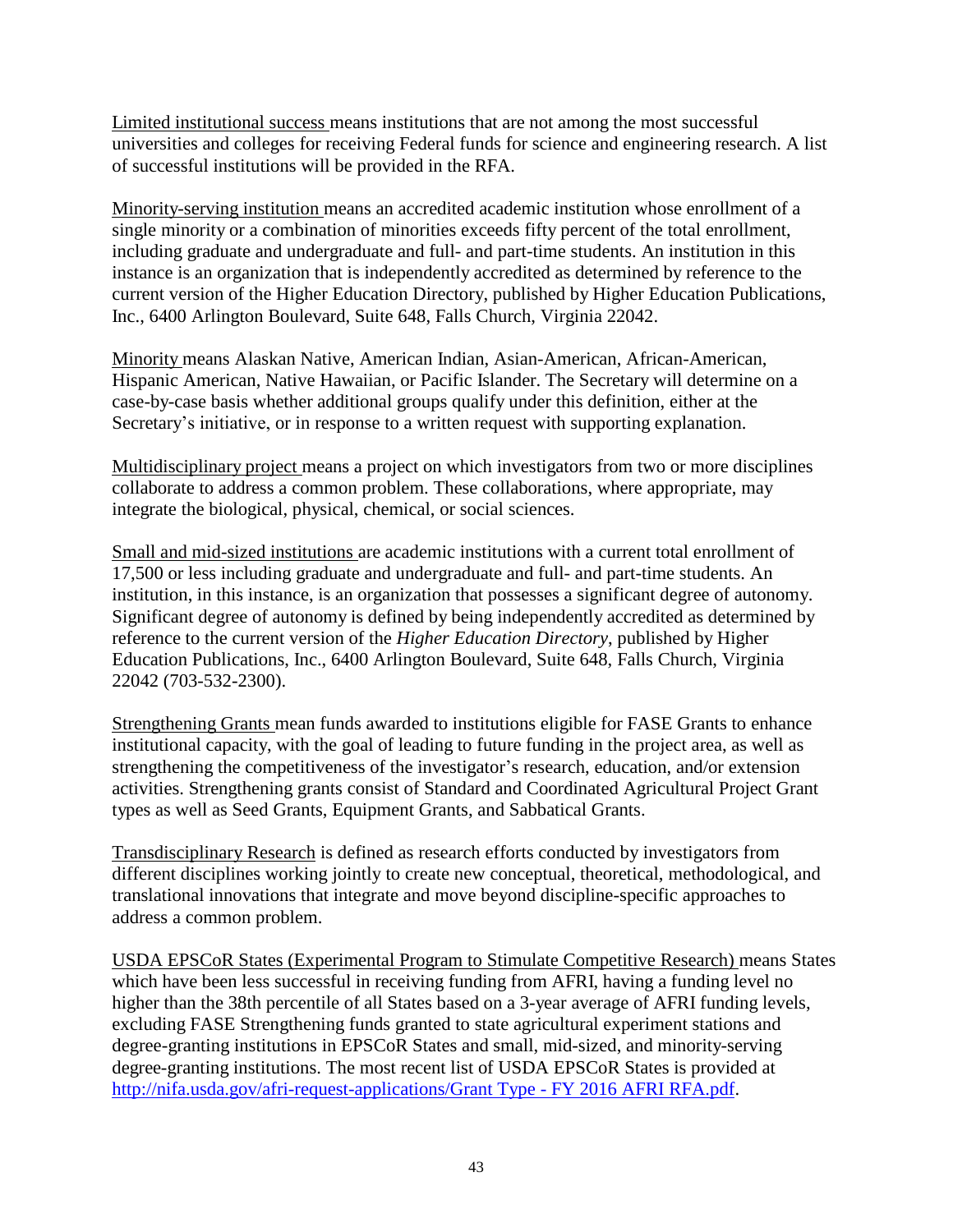Limited institutional success means institutions that are not among the most successful universities and colleges for receiving Federal funds for science and engineering research. A list of successful institutions will be provided in the RFA.

Minority-serving institution means an accredited academic institution whose enrollment of a single minority or a combination of minorities exceeds fifty percent of the total enrollment, including graduate and undergraduate and full- and part-time students. An institution in this instance is an organization that is independently accredited as determined by reference to the current version of the Higher Education Directory, published by Higher Education Publications, Inc., 6400 Arlington Boulevard, Suite 648, Falls Church, Virginia 22042.

Minority means Alaskan Native, American Indian, Asian-American, African-American, Hispanic American, Native Hawaiian, or Pacific Islander. The Secretary will determine on a case-by-case basis whether additional groups qualify under this definition, either at the Secretary's initiative, or in response to a written request with supporting explanation.

Multidisciplinary project means a project on which investigators from two or more disciplines collaborate to address a common problem. These collaborations, where appropriate, may integrate the biological, physical, chemical, or social sciences.

Small and mid-sized institutions are academic institutions with a current total enrollment of 17,500 or less including graduate and undergraduate and full- and part-time students. An institution, in this instance, is an organization that possesses a significant degree of autonomy. Significant degree of autonomy is defined by being independently accredited as determined by reference to the current version of the *Higher Education Directory*, published by Higher Education Publications, Inc., 6400 Arlington Boulevard, Suite 648, Falls Church, Virginia 22042 (703-532-2300).

Strengthening Grants mean funds awarded to institutions eligible for FASE Grants to enhance institutional capacity, with the goal of leading to future funding in the project area, as well as strengthening the competitiveness of the investigator's research, education, and/or extension activities. Strengthening grants consist of Standard and Coordinated Agricultural Project Grant types as well as Seed Grants, Equipment Grants, and Sabbatical Grants.

Transdisciplinary Research is defined as research efforts conducted by investigators from different disciplines working jointly to create new conceptual, theoretical, methodological, and translational innovations that integrate and move beyond discipline-specific approaches to address a common problem.

USDA EPSCoR States (Experimental Program to Stimulate Competitive Research) means States which have been less successful in receiving funding from AFRI, having a funding level no higher than the 38th percentile of all States based on a 3-year average of AFRI funding levels, excluding FASE Strengthening funds granted to state agricultural experiment stations and degree-granting institutions in EPSCoR States and small, mid-sized, and minority-serving degree-granting institutions. The most recent list of USDA EPSCoR States is provided at http://nifa.usda.gov/afri-request-applications/Grant Type - FY 2016 AFRI RFA.pdf.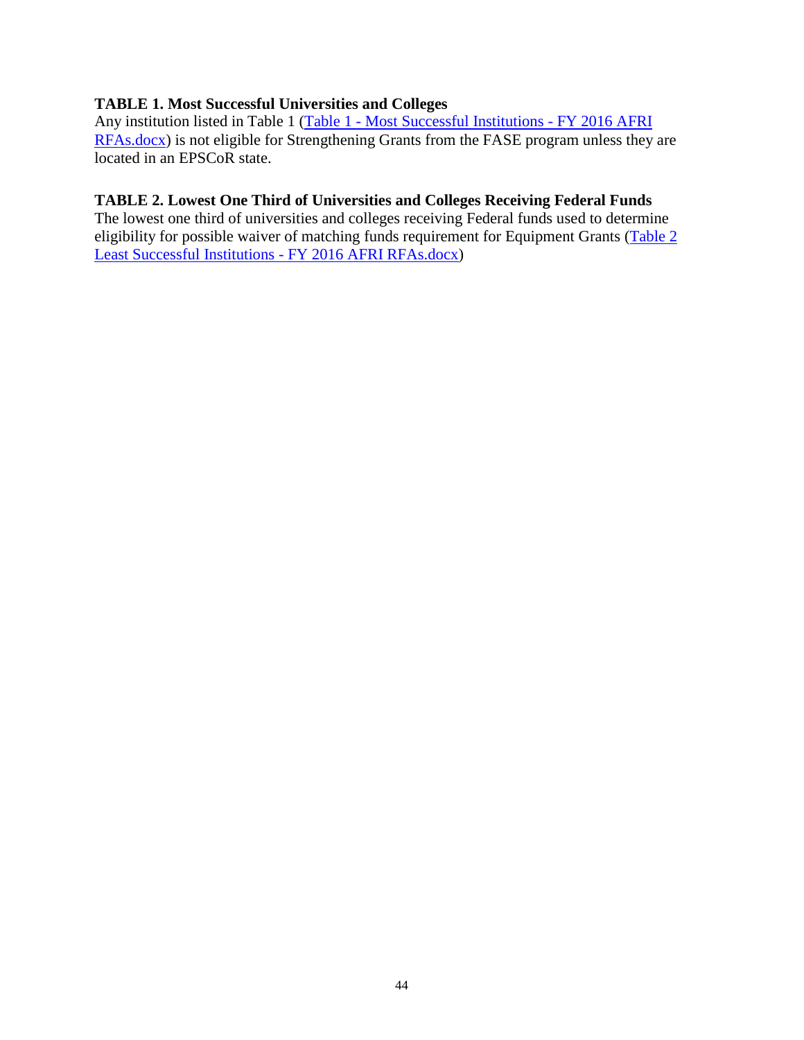**TABLE 1. Most Successful Universities and Colleges**

Any institution listed in Table 1 (Table 1 - Most Successful Institutions - FY 2016 AFRI RFAs.docx) is not eligible for Strengthening Grants from the FASE program unless they are located in an EPSCoR state.

**TABLE 2. Lowest One Third of Universities and Colleges Receiving Federal Funds**

The lowest one third of universities and colleges receiving Federal funds used to determine eligibility for possible waiver of matching funds requirement for Equipment Grants (Table 2 Least Successful Institutions - FY 2016 AFRI RFAs.docx)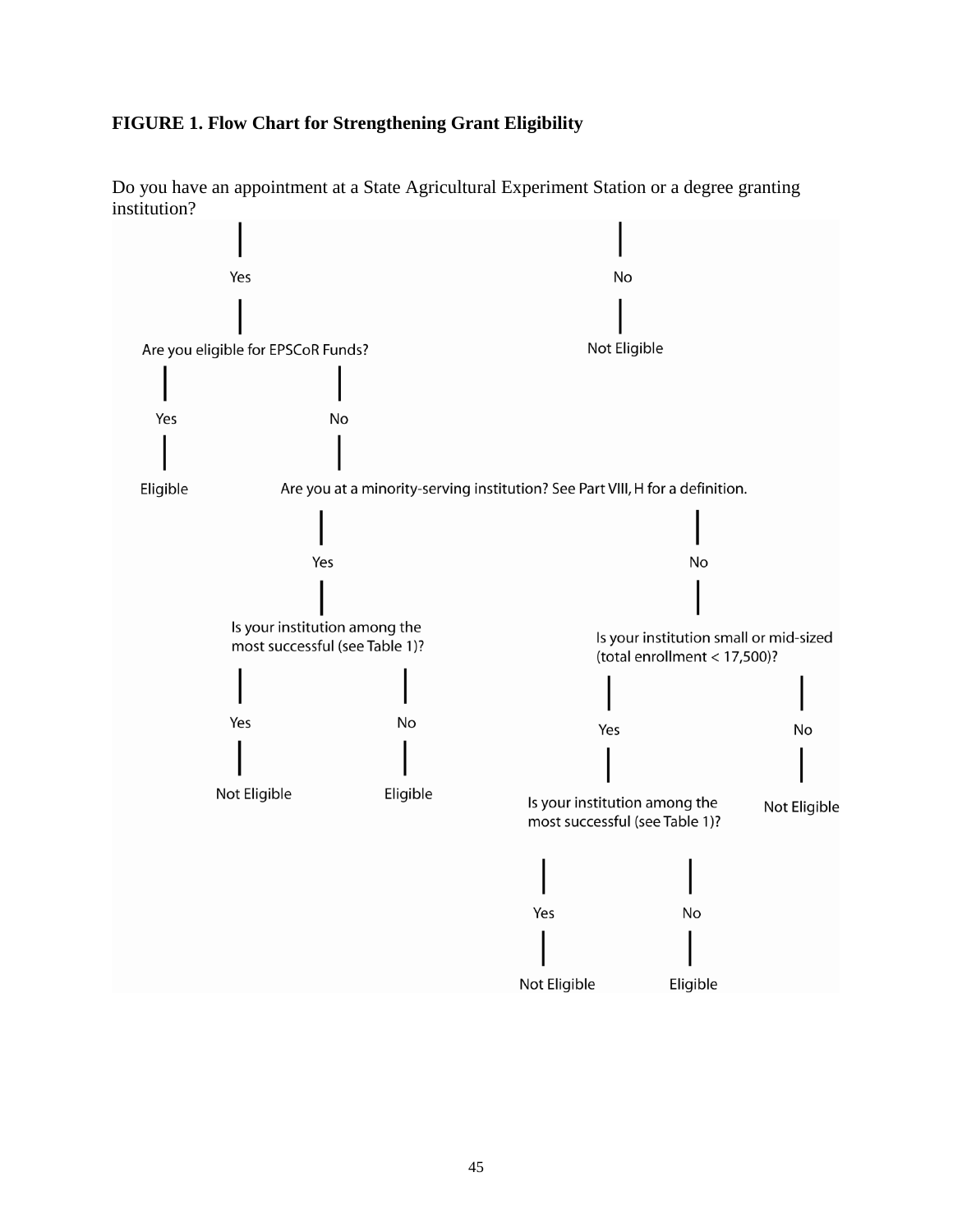**FIGURE 1. Flow Chart for Strengthening Grant Eligibility**

Do you have an appointment at a State Agricultural Experiment Station or a degree granting institution?

Yes

Are you eligible for EPSCoR Funds?

Yes

Eligible

No

Are you at a minority-serving institution? See Part VIII, H for a definition.

Yes

Is your institution among the most successful (see Table 1)?

Yes

Not Eligible

No

Eligible

No

Is your institution small or mid-sized (total enrollment < 17,500)?

Yes

Is your institution among the most successful (see Table 1)?

Yes

Not Eligible

No

Eligible

No

Not Eligible

No

Not Eligible